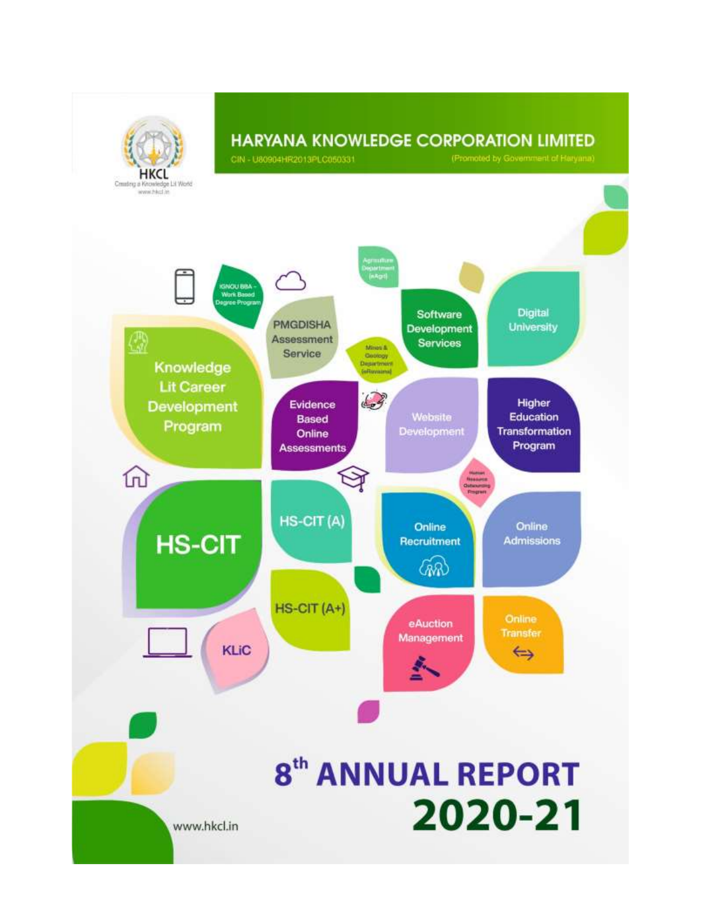HKCL

Creating a Knowledge Lit World

www.hkcl.in

# HARYANA KNOWLEDGE CORPORATION LIMITED

CIN - U80904HR2013PLC050331

(Promoted by Government of Haryana)

- IGNOU BBA - Work Based Degree Program
- PMGDISHA Assessment Service
- Agriculture Department (eAgri)
- Software Development Services
- Digital University
- Mines & Geology Department (eRawanna)
- Knowledge Lit Career Development Program
- Evidence Based Online Assessments
- Website Development
- Higher Education Transformation Program
- Human Resource Outsourcing Program
- HS-CIT
- HS-CIT (A)
- Online Recruitment
- Online Admissions
- HS-CIT (A+)
- KLiC
- eAuction Management
- Online Transfer

# 8th ANNUAL REPORT 2020-21

www.hkcl.in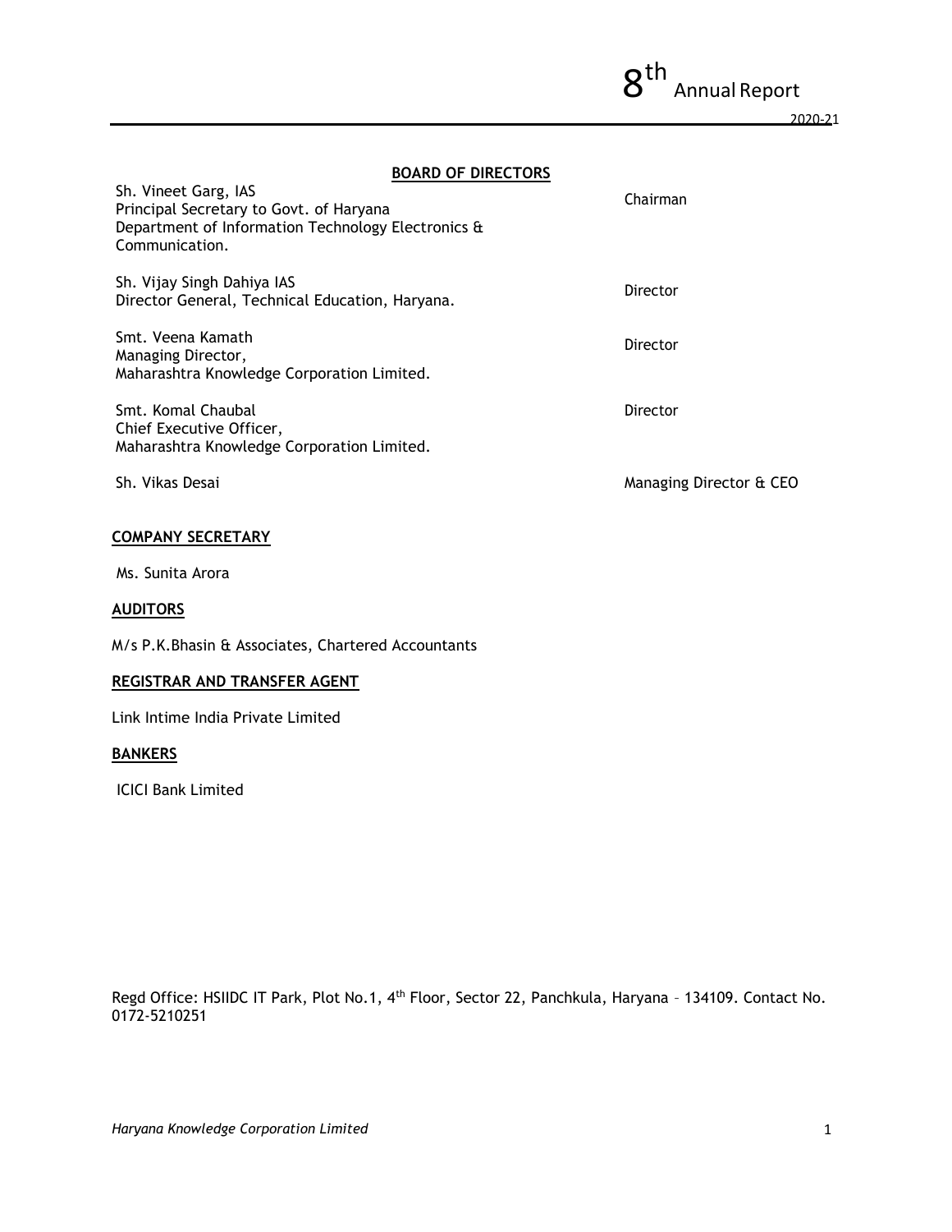## BOARD OF DIRECTORS

| | |
|---|---|
| Sh. Vineet Garg, IAS<br>Principal Secretary to Govt. of Haryana<br>Department of Information Technology Electronics & Communication. | Chairman |
| Sh. Vijay Singh Dahiya IAS<br>Director General, Technical Education, Haryana. | Director |
| Smt. Veena Kamath<br>Managing Director,<br>Maharashtra Knowledge Corporation Limited. | Director |
| Smt. Komal Chaubal<br>Chief Executive Officer,<br>Maharashtra Knowledge Corporation Limited. | Director |
| Sh. Vikas Desai | Managing Director & CEO |

## COMPANY SECRETARY

Ms. Sunita Arora

## AUDITORS

M/s P.K.Bhasin & Associates, Chartered Accountants

## REGISTRAR AND TRANSFER AGENT

Link Intime India Private Limited

## BANKERS

ICICI Bank Limited

Regd Office: HSIIDC IT Park, Plot No.1, 4th Floor, Sector 22, Panchkula, Haryana – 134109. Contact No. 0172-5210251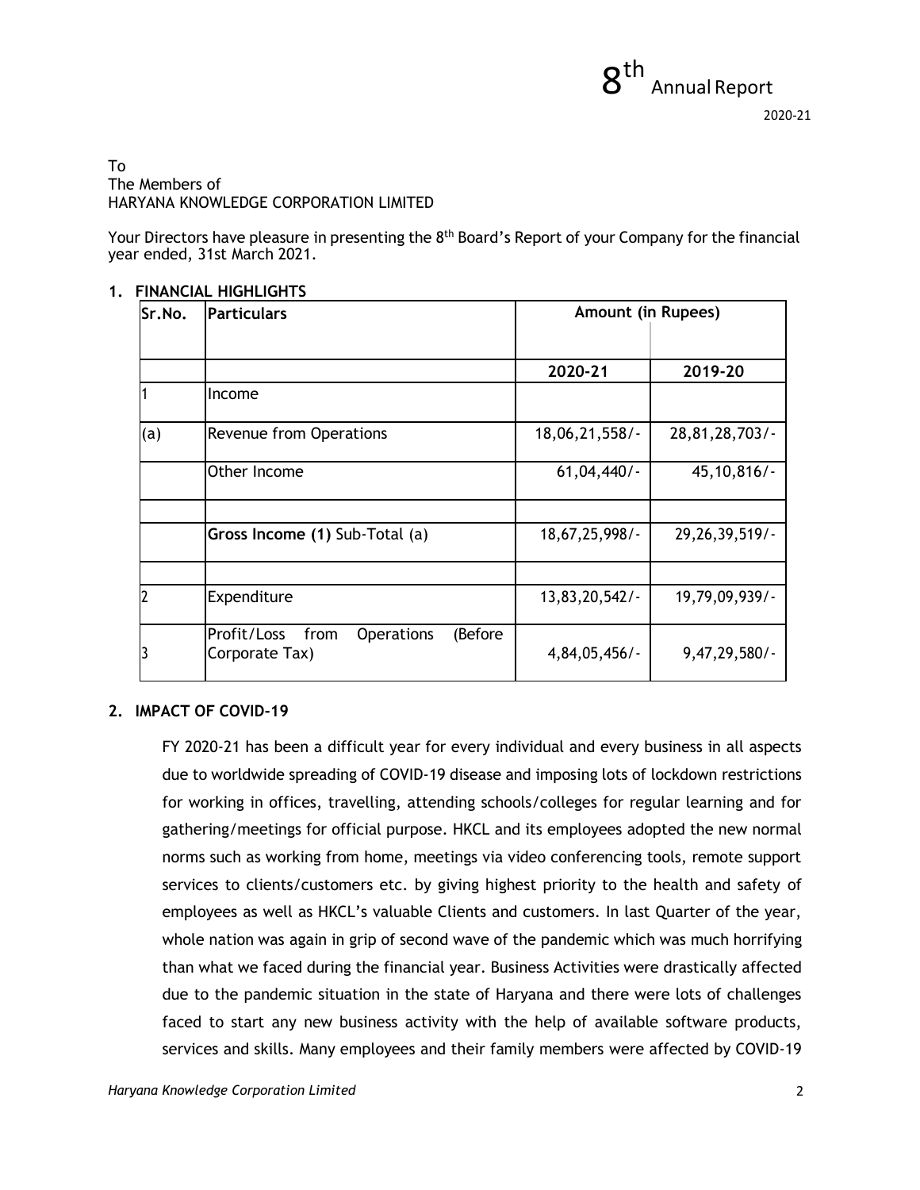To
The Members of
HARYANA KNOWLEDGE CORPORATION LIMITED

Your Directors have pleasure in presenting the 8th Board's Report of your Company for the financial year ended, 31st March 2021.

## 1. FINANCIAL HIGHLIGHTS

| Sr.No. | Particulars | Amount (in Rupees) | |
|---|---|---|---|
| | | **2020-21** | **2019-20** |
| 1 | Income | | |
| (a) | Revenue from Operations | 18,06,21,558/- | 28,81,28,703/- |
| | Other Income | 61,04,440/- | 45,10,816/- |
| | | | |
| | **Gross Income (1)** Sub-Total (a) | 18,67,25,998/- | 29,26,39,519/- |
| | | | |
| 2 | Expenditure | 13,83,20,542/- | 19,79,09,939/- |
| 3 | Profit/Loss from Operations (Before Corporate Tax) | 4,84,05,456/- | 9,47,29,580/- |

## 2. IMPACT OF COVID-19

FY 2020-21 has been a difficult year for every individual and every business in all aspects due to worldwide spreading of COVID-19 disease and imposing lots of lockdown restrictions for working in offices, travelling, attending schools/colleges for regular learning and for gathering/meetings for official purpose. HKCL and its employees adopted the new normal norms such as working from home, meetings via video conferencing tools, remote support services to clients/customers etc. by giving highest priority to the health and safety of employees as well as HKCL's valuable Clients and customers. In last Quarter of the year, whole nation was again in grip of second wave of the pandemic which was much horrifying than what we faced during the financial year. Business Activities were drastically affected due to the pandemic situation in the state of Haryana and there were lots of challenges faced to start any new business activity with the help of available software products, services and skills. Many employees and their family members were affected by COVID-19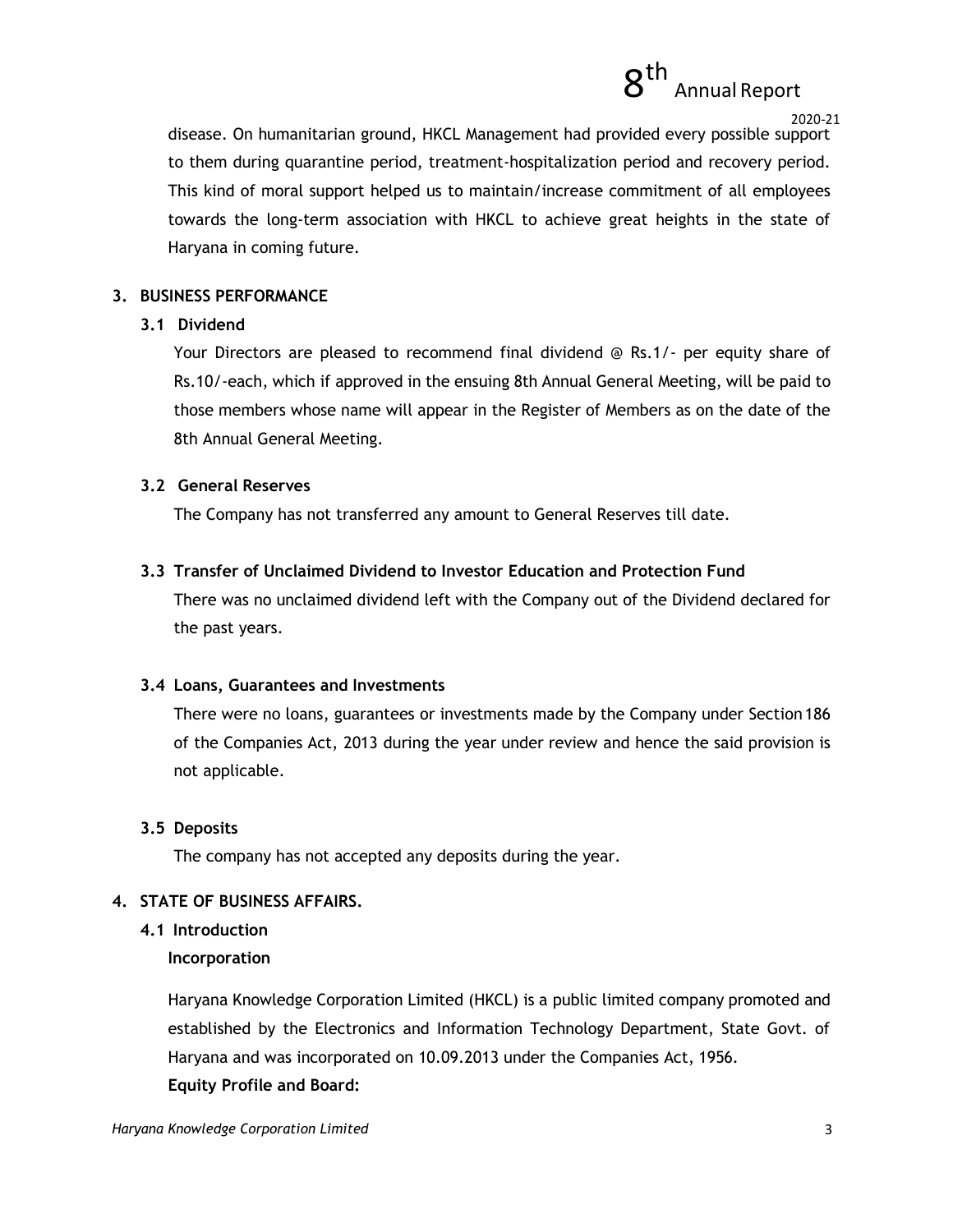disease. On humanitarian ground, HKCL Management had provided every possible support to them during quarantine period, treatment-hospitalization period and recovery period. This kind of moral support helped us to maintain/increase commitment of all employees towards the long-term association with HKCL to achieve great heights in the state of Haryana in coming future.

## 3. BUSINESS PERFORMANCE

### 3.1 Dividend

Your Directors are pleased to recommend final dividend @ Rs.1/- per equity share of Rs.10/-each, which if approved in the ensuing 8th Annual General Meeting, will be paid to those members whose name will appear in the Register of Members as on the date of the 8th Annual General Meeting.

### 3.2 General Reserves

The Company has not transferred any amount to General Reserves till date.

### 3.3 Transfer of Unclaimed Dividend to Investor Education and Protection Fund

There was no unclaimed dividend left with the Company out of the Dividend declared for the past years.

### 3.4 Loans, Guarantees and Investments

There were no loans, guarantees or investments made by the Company under Section 186 of the Companies Act, 2013 during the year under review and hence the said provision is not applicable.

### 3.5 Deposits

The company has not accepted any deposits during the year.

## 4. STATE OF BUSINESS AFFAIRS.

### 4.1 Introduction

**Incorporation**

Haryana Knowledge Corporation Limited (HKCL) is a public limited company promoted and established by the Electronics and Information Technology Department, State Govt. of Haryana and was incorporated on 10.09.2013 under the Companies Act, 1956.

**Equity Profile and Board:**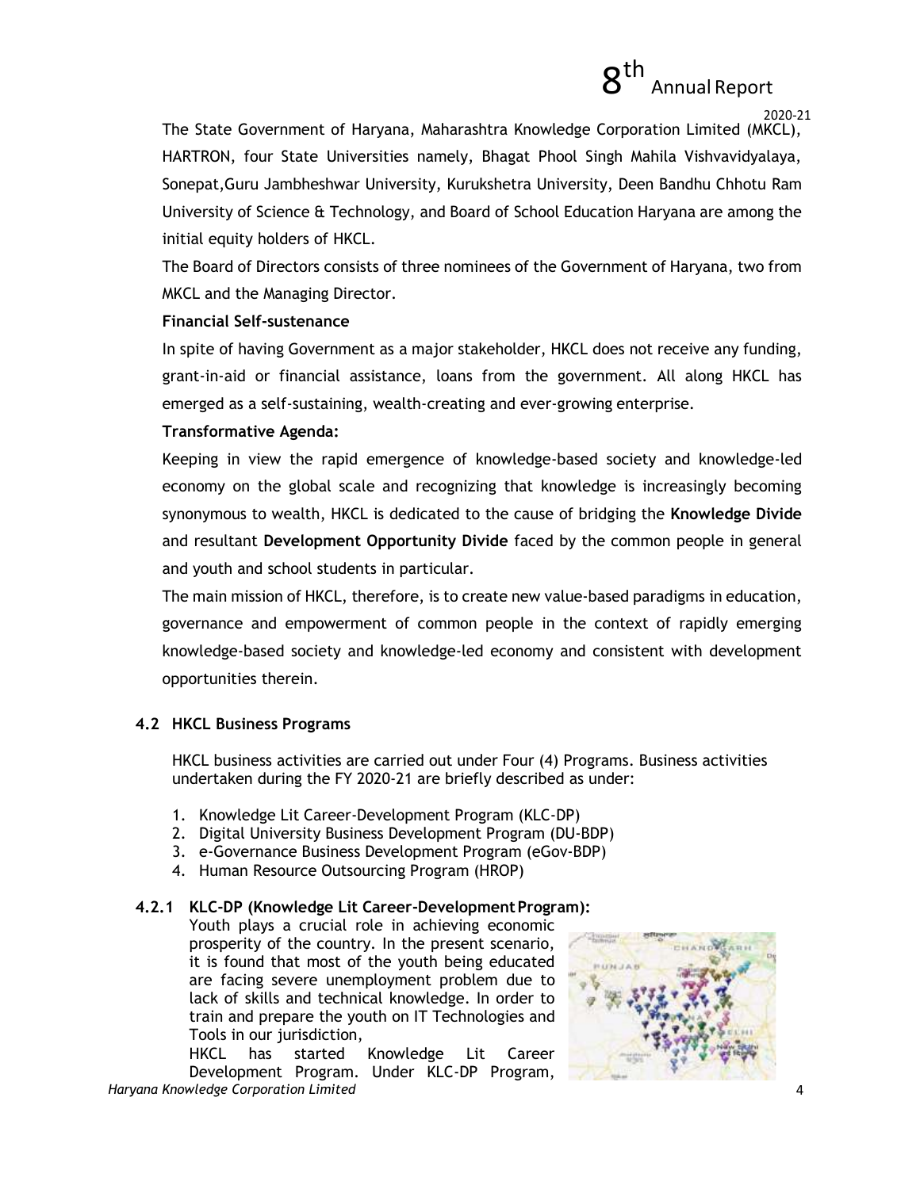The State Government of Haryana, Maharashtra Knowledge Corporation Limited (MKCL), HARTRON, four State Universities namely, Bhagat Phool Singh Mahila Vishvavidyalaya, Sonepat,Guru Jambheshwar University, Kurukshetra University, Deen Bandhu Chhotu Ram University of Science & Technology, and Board of School Education Haryana are among the initial equity holders of HKCL.

The Board of Directors consists of three nominees of the Government of Haryana, two from MKCL and the Managing Director.

**Financial Self-sustenance**

In spite of having Government as a major stakeholder, HKCL does not receive any funding, grant-in-aid or financial assistance, loans from the government. All along HKCL has emerged as a self-sustaining, wealth-creating and ever-growing enterprise.

**Transformative Agenda:**

Keeping in view the rapid emergence of knowledge-based society and knowledge-led economy on the global scale and recognizing that knowledge is increasingly becoming synonymous to wealth, HKCL is dedicated to the cause of bridging the **Knowledge Divide** and resultant **Development Opportunity Divide** faced by the common people in general and youth and school students in particular.

The main mission of HKCL, therefore, is to create new value-based paradigms in education, governance and empowerment of common people in the context of rapidly emerging knowledge-based society and knowledge-led economy and consistent with development opportunities therein.

## 4.2 HKCL Business Programs

HKCL business activities are carried out under Four (4) Programs. Business activities undertaken during the FY 2020-21 are briefly described as under:

1. Knowledge Lit Career-Development Program (KLC-DP)
2. Digital University Business Development Program (DU-BDP)
3. e-Governance Business Development Program (eGov-BDP)
4. Human Resource Outsourcing Program (HROP)

### 4.2.1 KLC-DP (Knowledge Lit Career-Development Program):

Youth plays a crucial role in achieving economic prosperity of the country. In the present scenario, it is found that most of the youth being educated are facing severe unemployment problem due to lack of skills and technical knowledge. In order to train and prepare the youth on IT Technologies and Tools in our jurisdiction,

HKCL has started Knowledge Lit Career Development Program. Under KLC-DP Program,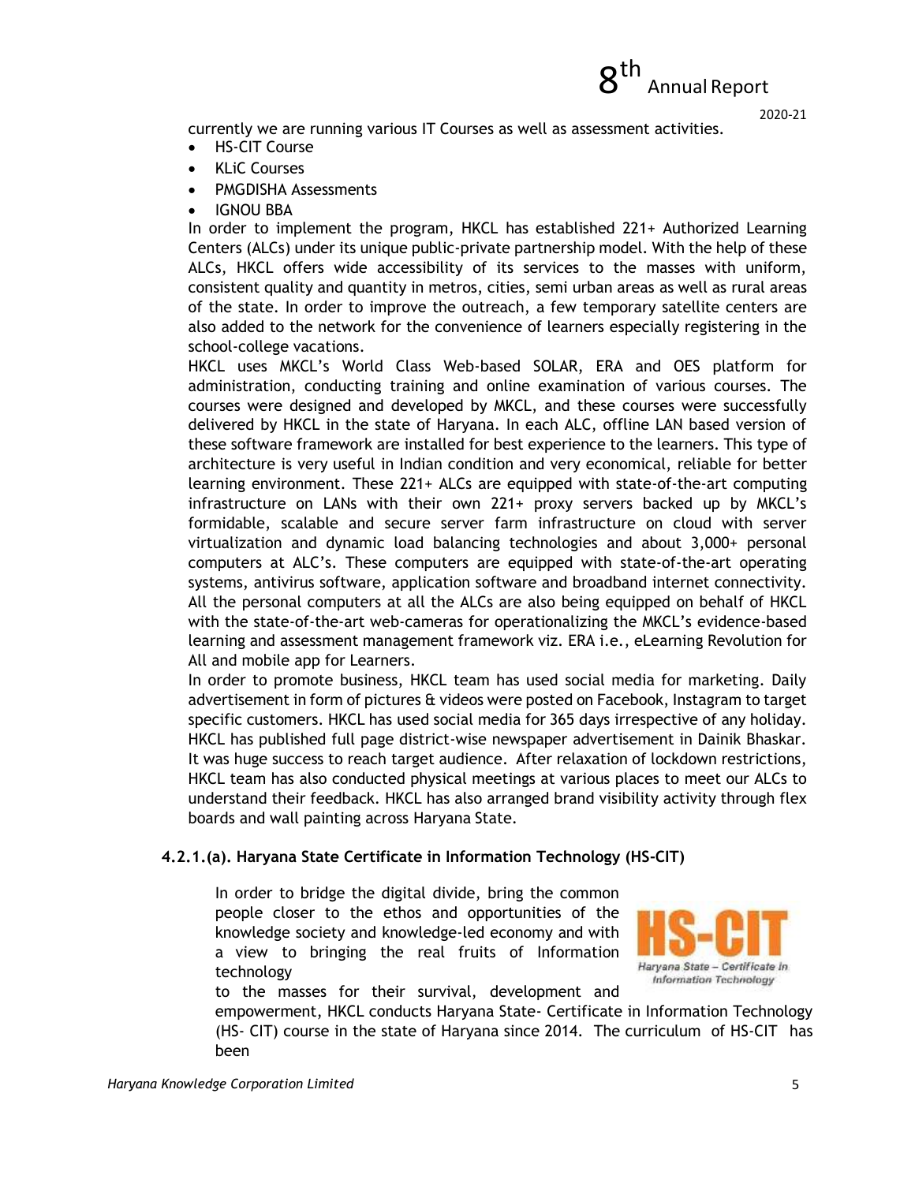currently we are running various IT Courses as well as assessment activities.

- HS-CIT Course
- KLiC Courses
- PMGDISHA Assessments
- IGNOU BBA

In order to implement the program, HKCL has established 221+ Authorized Learning Centers (ALCs) under its unique public-private partnership model. With the help of these ALCs, HKCL offers wide accessibility of its services to the masses with uniform, consistent quality and quantity in metros, cities, semi urban areas as well as rural areas of the state. In order to improve the outreach, a few temporary satellite centers are also added to the network for the convenience of learners especially registering in the school-college vacations.

HKCL uses MKCL's World Class Web-based SOLAR, ERA and OES platform for administration, conducting training and online examination of various courses. The courses were designed and developed by MKCL, and these courses were successfully delivered by HKCL in the state of Haryana. In each ALC, offline LAN based version of these software framework are installed for best experience to the learners. This type of architecture is very useful in Indian condition and very economical, reliable for better learning environment. These 221+ ALCs are equipped with state-of-the-art computing infrastructure on LANs with their own 221+ proxy servers backed up by MKCL's formidable, scalable and secure server farm infrastructure on cloud with server virtualization and dynamic load balancing technologies and about 3,000+ personal computers at ALC's. These computers are equipped with state-of-the-art operating systems, antivirus software, application software and broadband internet connectivity. All the personal computers at all the ALCs are also being equipped on behalf of HKCL with the state-of-the-art web-cameras for operationalizing the MKCL's evidence-based learning and assessment management framework viz. ERA i.e., eLearning Revolution for All and mobile app for Learners.

In order to promote business, HKCL team has used social media for marketing. Daily advertisement in form of pictures & videos were posted on Facebook, Instagram to target specific customers. HKCL has used social media for 365 days irrespective of any holiday. HKCL has published full page district-wise newspaper advertisement in Dainik Bhaskar. It was huge success to reach target audience. After relaxation of lockdown restrictions, HKCL team has also conducted physical meetings at various places to meet our ALCs to understand their feedback. HKCL has also arranged brand visibility activity through flex boards and wall painting across Haryana State.

#### 4.2.1.(a). Haryana State Certificate in Information Technology (HS-CIT)

HS-CIT
Haryana State – Certificate In Information Technology

In order to bridge the digital divide, bring the common people closer to the ethos and opportunities of the knowledge society and knowledge-led economy and with a view to bringing the real fruits of Information technology to the masses for their survival, development and empowerment, HKCL conducts Haryana State- Certificate in Information Technology (HS- CIT) course in the state of Haryana since 2014. The curriculum of HS-CIT has been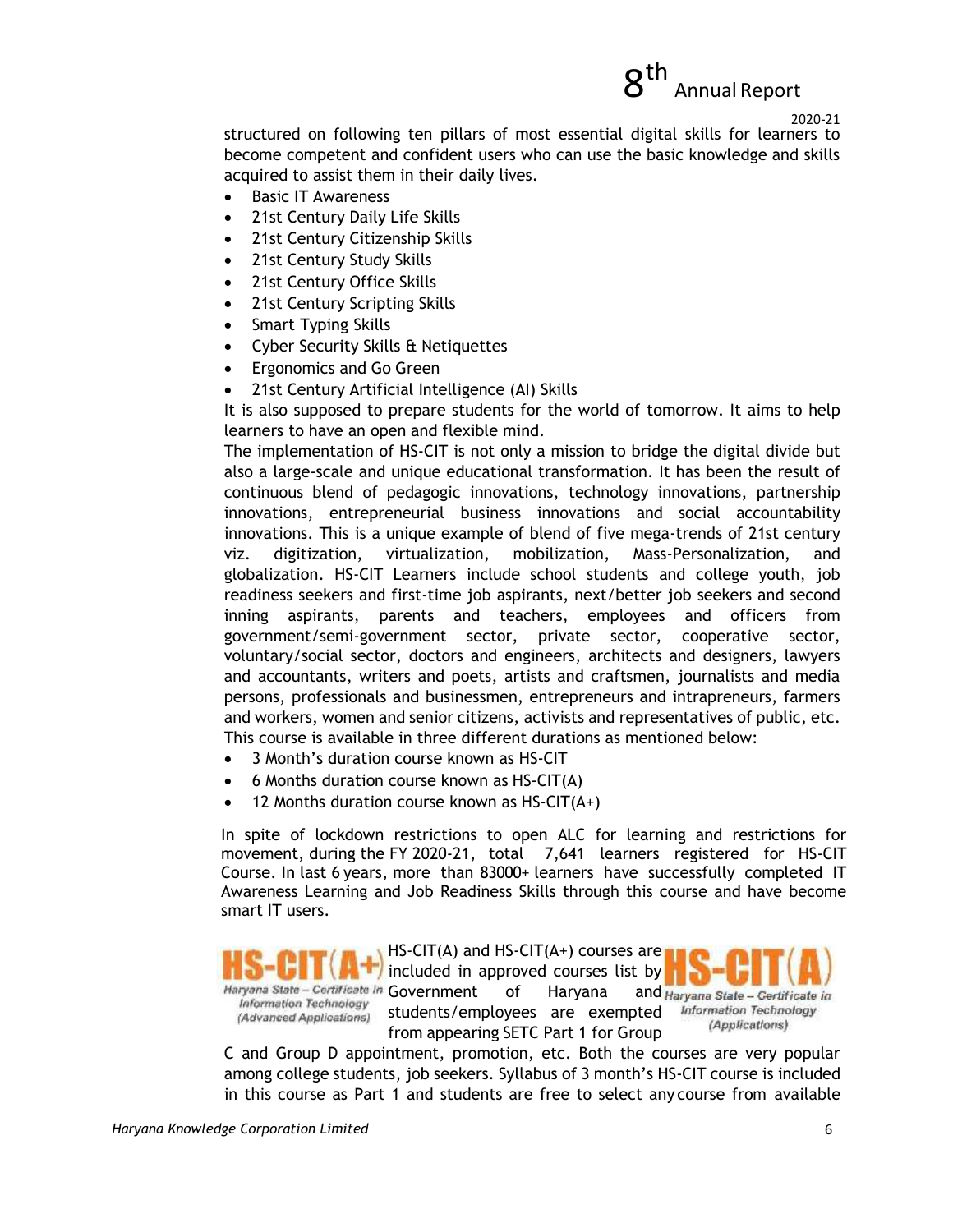structured on following ten pillars of most essential digital skills for learners to become competent and confident users who can use the basic knowledge and skills acquired to assist them in their daily lives.

- Basic IT Awareness
- 21st Century Daily Life Skills
- 21st Century Citizenship Skills
- 21st Century Study Skills
- 21st Century Office Skills
- 21st Century Scripting Skills
- Smart Typing Skills
- Cyber Security Skills & Netiquettes
- Ergonomics and Go Green
- 21st Century Artificial Intelligence (AI) Skills

It is also supposed to prepare students for the world of tomorrow. It aims to help learners to have an open and flexible mind.

The implementation of HS-CIT is not only a mission to bridge the digital divide but also a large-scale and unique educational transformation. It has been the result of continuous blend of pedagogic innovations, technology innovations, partnership innovations, entrepreneurial business innovations and social accountability innovations. This is a unique example of blend of five mega-trends of 21st century viz. digitization, virtualization, mobilization, Mass-Personalization, and globalization. HS-CIT Learners include school students and college youth, job readiness seekers and first-time job aspirants, next/better job seekers and second inning aspirants, parents and teachers, employees and officers from government/semi-government sector, private sector, cooperative sector, voluntary/social sector, doctors and engineers, architects and designers, lawyers and accountants, writers and poets, artists and craftsmen, journalists and media persons, professionals and businessmen, entrepreneurs and intrapreneurs, farmers and workers, women and senior citizens, activists and representatives of public, etc. This course is available in three different durations as mentioned below:

- 3 Month's duration course known as HS-CIT
- 6 Months duration course known as HS-CIT(A)
- 12 Months duration course known as HS-CIT(A+)

In spite of lockdown restrictions to open ALC for learning and restrictions for movement, during the FY 2020-21, total 7,641 learners registered for HS-CIT Course. In last 6 years, more than 83000+ learners have successfully completed IT Awareness Learning and Job Readiness Skills through this course and have become smart IT users.

**HS-CIT(A+)** Haryana State – Certificate in Information Technology (Advanced Applications)

**HS-CIT(A)** Haryana State – Certificate in Information Technology (Applications)

HS-CIT(A) and HS-CIT(A+) courses are included in approved courses list by Government of Haryana and students/employees are exempted from appearing SETC Part 1 for Group C and Group D appointment, promotion, etc. Both the courses are very popular among college students, job seekers. Syllabus of 3 month's HS-CIT course is included in this course as Part 1 and students are free to select any course from available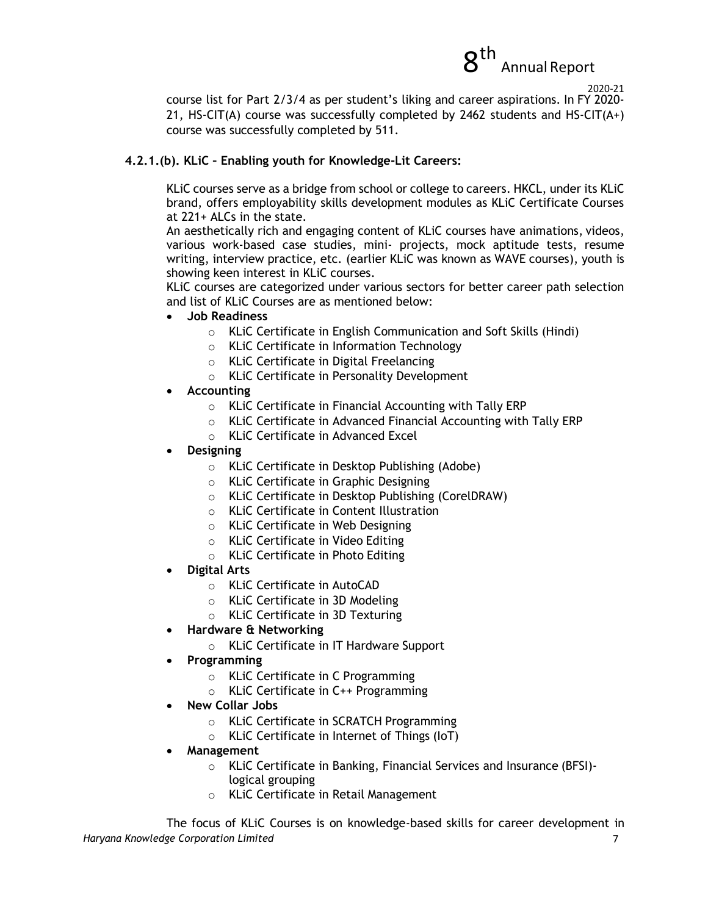course list for Part 2/3/4 as per student's liking and career aspirations. In FY 2020-21, HS-CIT(A) course was successfully completed by 2462 students and HS-CIT(A+) course was successfully completed by 511.

### 4.2.1.(b). KLiC – Enabling youth for Knowledge-Lit Careers:

KLiC courses serve as a bridge from school or college to careers. HKCL, under its KLiC brand, offers employability skills development modules as KLiC Certificate Courses at 221+ ALCs in the state.

An aesthetically rich and engaging content of KLiC courses have animations, videos, various work-based case studies, mini- projects, mock aptitude tests, resume writing, interview practice, etc. (earlier KLiC was known as WAVE courses), youth is showing keen interest in KLiC courses.

KLiC courses are categorized under various sectors for better career path selection and list of KLiC Courses are as mentioned below:

- **Job Readiness**
  - KLiC Certificate in English Communication and Soft Skills (Hindi)
  - KLiC Certificate in Information Technology
  - KLiC Certificate in Digital Freelancing
  - KLiC Certificate in Personality Development
- **Accounting**
  - KLiC Certificate in Financial Accounting with Tally ERP
  - KLiC Certificate in Advanced Financial Accounting with Tally ERP
  - KLiC Certificate in Advanced Excel
- **Designing**
  - KLiC Certificate in Desktop Publishing (Adobe)
  - KLiC Certificate in Graphic Designing
  - KLiC Certificate in Desktop Publishing (CorelDRAW)
  - KLiC Certificate in Content Illustration
  - KLiC Certificate in Web Designing
  - KLiC Certificate in Video Editing
  - KLiC Certificate in Photo Editing
- **Digital Arts**
  - KLiC Certificate in AutoCAD
  - KLiC Certificate in 3D Modeling
  - KLiC Certificate in 3D Texturing
- **Hardware & Networking**
  - KLiC Certificate in IT Hardware Support
- **Programming**
  - KLiC Certificate in C Programming
  - KLiC Certificate in C++ Programming
- **New Collar Jobs**
  - KLiC Certificate in SCRATCH Programming
  - KLiC Certificate in Internet of Things (IoT)
- **Management**
  - KLiC Certificate in Banking, Financial Services and Insurance (BFSI)-logical grouping
  - KLiC Certificate in Retail Management

The focus of KLiC Courses is on knowledge-based skills for career development in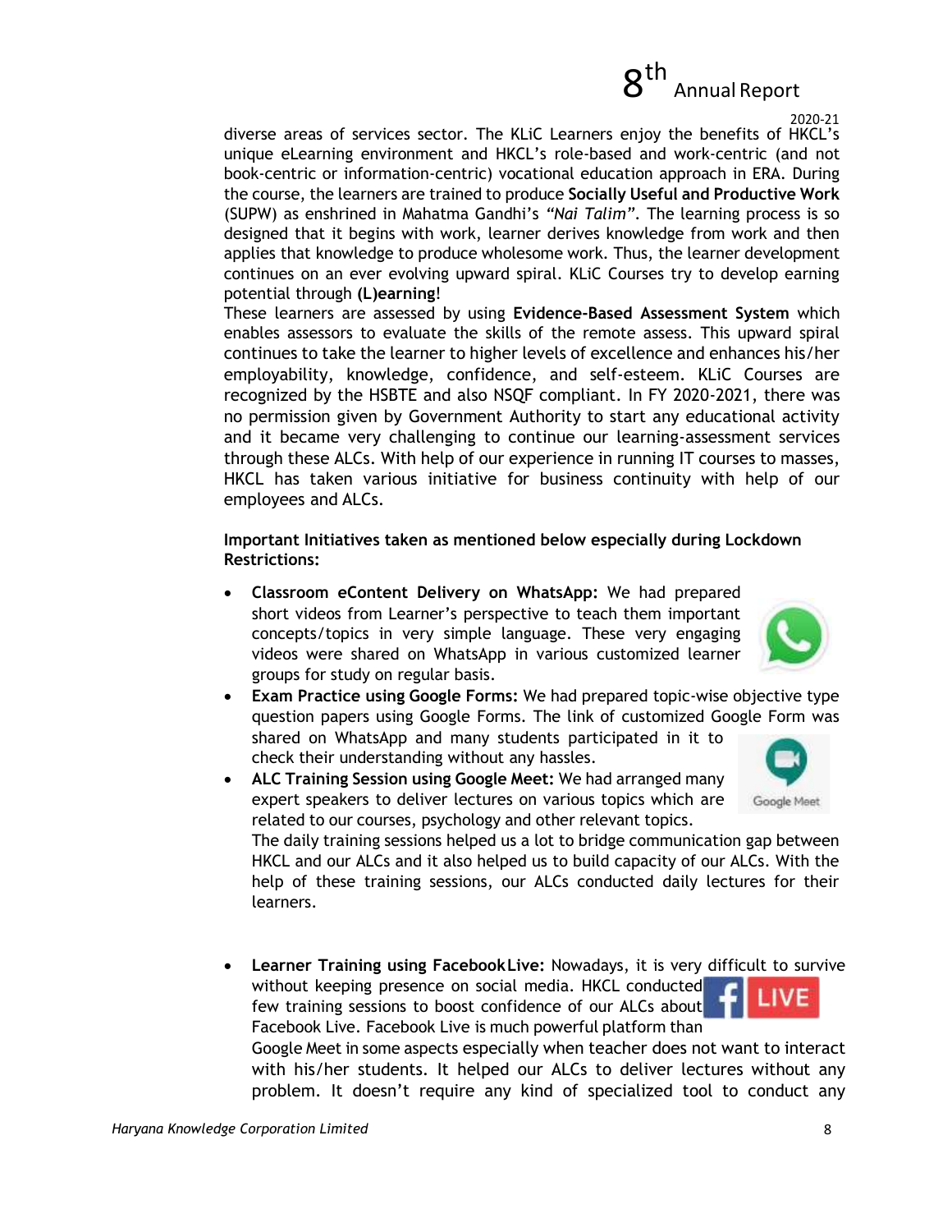diverse areas of services sector. The KLiC Learners enjoy the benefits of HKCL's unique eLearning environment and HKCL's role-based and work-centric (and not book-centric or information-centric) vocational education approach in ERA. During the course, the learners are trained to produce **Socially Useful and Productive Work** (SUPW) as enshrined in Mahatma Gandhi's *"Nai Talim"*. The learning process is so designed that it begins with work, learner derives knowledge from work and then applies that knowledge to produce wholesome work. Thus, the learner development continues on an ever evolving upward spiral. KLiC Courses try to develop earning potential through **(L)earning**!

These learners are assessed by using **Evidence-Based Assessment System** which enables assessors to evaluate the skills of the remote assess. This upward spiral continues to take the learner to higher levels of excellence and enhances his/her employability, knowledge, confidence, and self-esteem. KLiC Courses are recognized by the HSBTE and also NSQF compliant. In FY 2020-2021, there was no permission given by Government Authority to start any educational activity and it became very challenging to continue our learning-assessment services through these ALCs. With help of our experience in running IT courses to masses, HKCL has taken various initiative for business continuity with help of our employees and ALCs.

**Important Initiatives taken as mentioned below especially during Lockdown Restrictions:**

- **Classroom eContent Delivery on WhatsApp:** We had prepared short videos from Learner's perspective to teach them important concepts/topics in very simple language. These very engaging videos were shared on WhatsApp in various customized learner groups for study on regular basis.
- **Exam Practice using Google Forms:** We had prepared topic-wise objective type question papers using Google Forms. The link of customized Google Form was shared on WhatsApp and many students participated in it to check their understanding without any hassles.
- **ALC Training Session using Google Meet:** We had arranged many expert speakers to deliver lectures on various topics which are related to our courses, psychology and other relevant topics.

  The daily training sessions helped us a lot to bridge communication gap between HKCL and our ALCs and it also helped us to build capacity of our ALCs. With the help of these training sessions, our ALCs conducted daily lectures for their learners.

- **Learner Training using Facebook Live:** Nowadays, it is very difficult to survive without keeping presence on social media. HKCL conducted few training sessions to boost confidence of our ALCs about Facebook Live. Facebook Live is much powerful platform than Google Meet in some aspects especially when teacher does not want to interact with his/her students. It helped our ALCs to deliver lectures without any problem. It doesn't require any kind of specialized tool to conduct any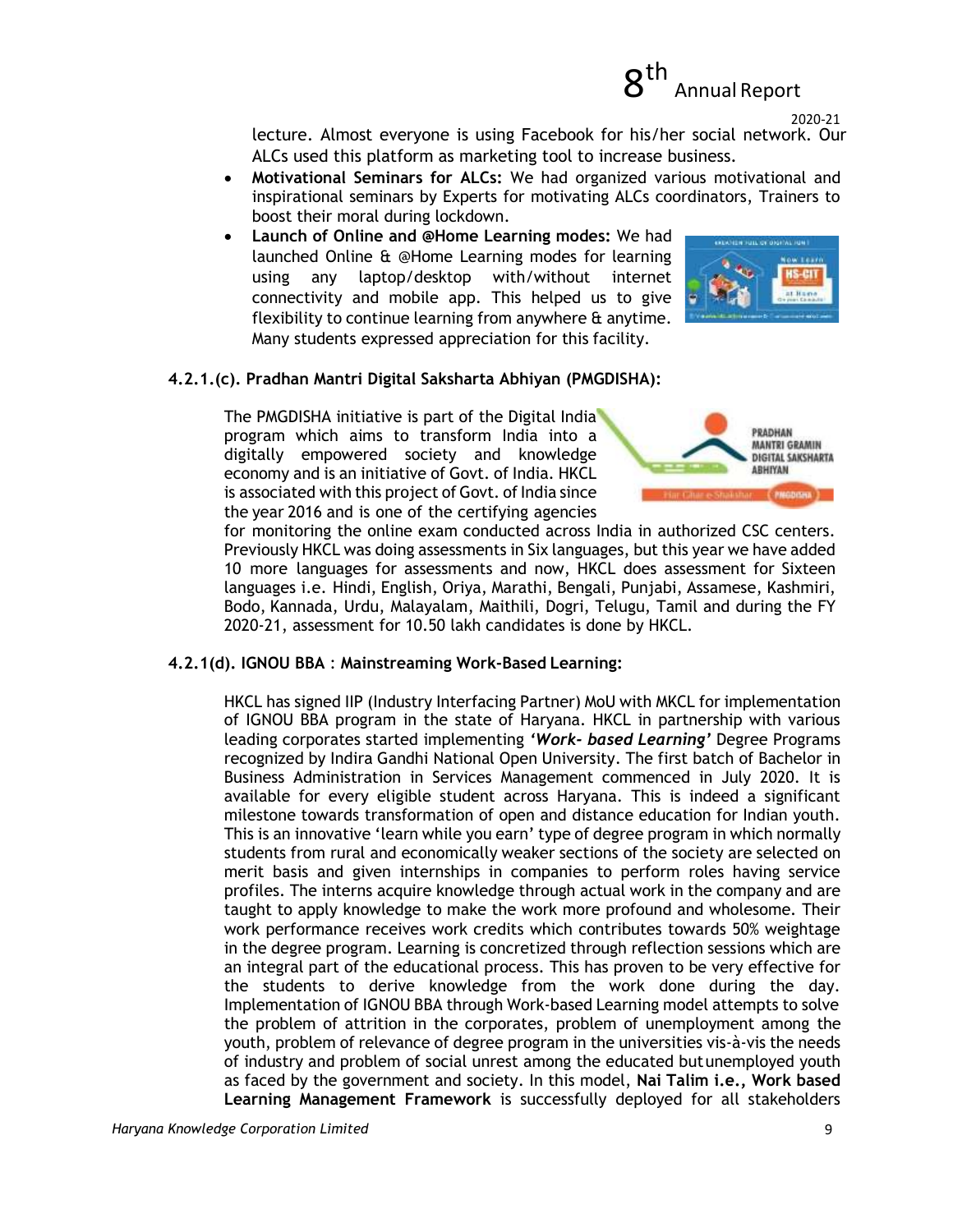lecture. Almost everyone is using Facebook for his/her social network. Our ALCs used this platform as marketing tool to increase business.

- **Motivational Seminars for ALCs:** We had organized various motivational and inspirational seminars by Experts for motivating ALCs coordinators, Trainers to boost their moral during lockdown.
- **Launch of Online and @Home Learning modes:** We had launched Online & @Home Learning modes for learning using any laptop/desktop with/without internet connectivity and mobile app. This helped us to give flexibility to continue learning from anywhere & anytime. Many students expressed appreciation for this facility.

#### 4.2.1.(c). Pradhan Mantri Digital Saksharta Abhiyan (PMGDISHA):

The PMGDISHA initiative is part of the Digital India program which aims to transform India into a digitally empowered society and knowledge economy and is an initiative of Govt. of India. HKCL is associated with this project of Govt. of India since the year 2016 and is one of the certifying agencies for monitoring the online exam conducted across India in authorized CSC centers. Previously HKCL was doing assessments in Six languages, but this year we have added 10 more languages for assessments and now, HKCL does assessment for Sixteen languages i.e. Hindi, English, Oriya, Marathi, Bengali, Punjabi, Assamese, Kashmiri, Bodo, Kannada, Urdu, Malayalam, Maithili, Dogri, Telugu, Tamil and during the FY 2020-21, assessment for 10.50 lakh candidates is done by HKCL.

#### 4.2.1(d). IGNOU BBA : Mainstreaming Work-Based Learning:

HKCL has signed IIP (Industry Interfacing Partner) MoU with MKCL for implementation of IGNOU BBA program in the state of Haryana. HKCL in partnership with various leading corporates started implementing ***'Work- based Learning'*** Degree Programs recognized by Indira Gandhi National Open University. The first batch of Bachelor in Business Administration in Services Management commenced in July 2020. It is available for every eligible student across Haryana. This is indeed a significant milestone towards transformation of open and distance education for Indian youth. This is an innovative 'learn while you earn' type of degree program in which normally students from rural and economically weaker sections of the society are selected on merit basis and given internships in companies to perform roles having service profiles. The interns acquire knowledge through actual work in the company and are taught to apply knowledge to make the work more profound and wholesome. Their work performance receives work credits which contributes towards 50% weightage in the degree program. Learning is concretized through reflection sessions which are an integral part of the educational process. This has proven to be very effective for the students to derive knowledge from the work done during the day. Implementation of IGNOU BBA through Work-based Learning model attempts to solve the problem of attrition in the corporates, problem of unemployment among the youth, problem of relevance of degree program in the universities vis-à-vis the needs of industry and problem of social unrest among the educated but unemployed youth as faced by the government and society. In this model, **Nai Talim i.e., Work based Learning Management Framework** is successfully deployed for all stakeholders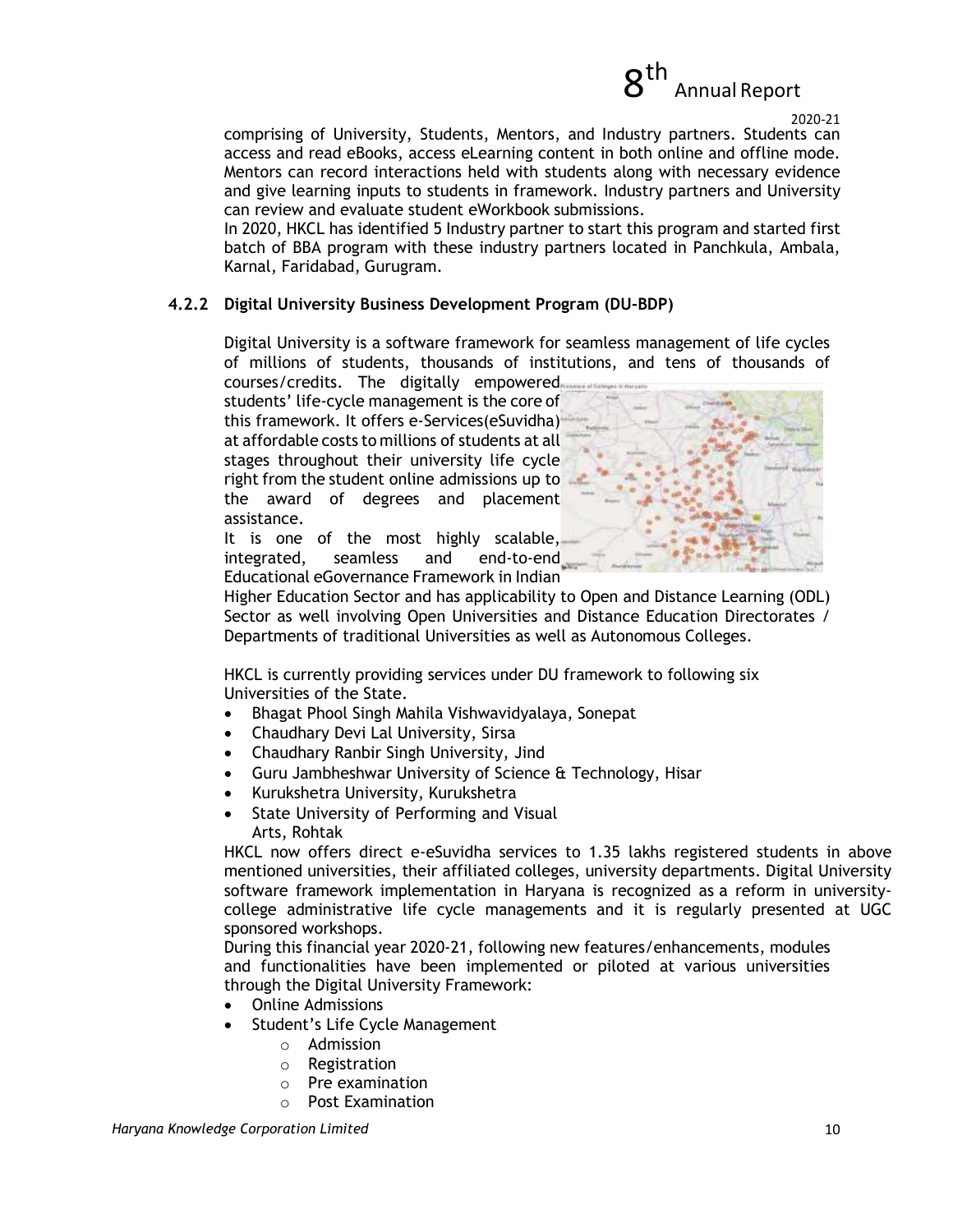comprising of University, Students, Mentors, and Industry partners. Students can access and read eBooks, access eLearning content in both online and offline mode. Mentors can record interactions held with students along with necessary evidence and give learning inputs to students in framework. Industry partners and University can review and evaluate student eWorkbook submissions.

In 2020, HKCL has identified 5 Industry partner to start this program and started first batch of BBA program with these industry partners located in Panchkula, Ambala, Karnal, Faridabad, Gurugram.

### 4.2.2 Digital University Business Development Program (DU-BDP)

Digital University is a software framework for seamless management of life cycles of millions of students, thousands of institutions, and tens of thousands of courses/credits. The digitally empowered students' life-cycle management is the core of this framework. It offers e-Services(eSuvidha) at affordable costs to millions of students at all stages throughout their university life cycle right from the student online admissions up to the award of degrees and placement assistance.

It is one of the most highly scalable, integrated, seamless and end-to-end Educational eGovernance Framework in Indian Higher Education Sector and has applicability to Open and Distance Learning (ODL) Sector as well involving Open Universities and Distance Education Directorates / Departments of traditional Universities as well as Autonomous Colleges.

HKCL is currently providing services under DU framework to following six Universities of the State.

- Bhagat Phool Singh Mahila Vishwavidyalaya, Sonepat
- Chaudhary Devi Lal University, Sirsa
- Chaudhary Ranbir Singh University, Jind
- Guru Jambheshwar University of Science & Technology, Hisar
- Kurukshetra University, Kurukshetra
- State University of Performing and Visual Arts, Rohtak

HKCL now offers direct e-eSuvidha services to 1.35 lakhs registered students in above mentioned universities, their affiliated colleges, university departments. Digital University software framework implementation in Haryana is recognized as a reform in university-college administrative life cycle managements and it is regularly presented at UGC sponsored workshops.

During this financial year 2020-21, following new features/enhancements, modules and functionalities have been implemented or piloted at various universities through the Digital University Framework:

- Online Admissions
- Student's Life Cycle Management
  - Admission
  - Registration
  - Pre examination
  - Post Examination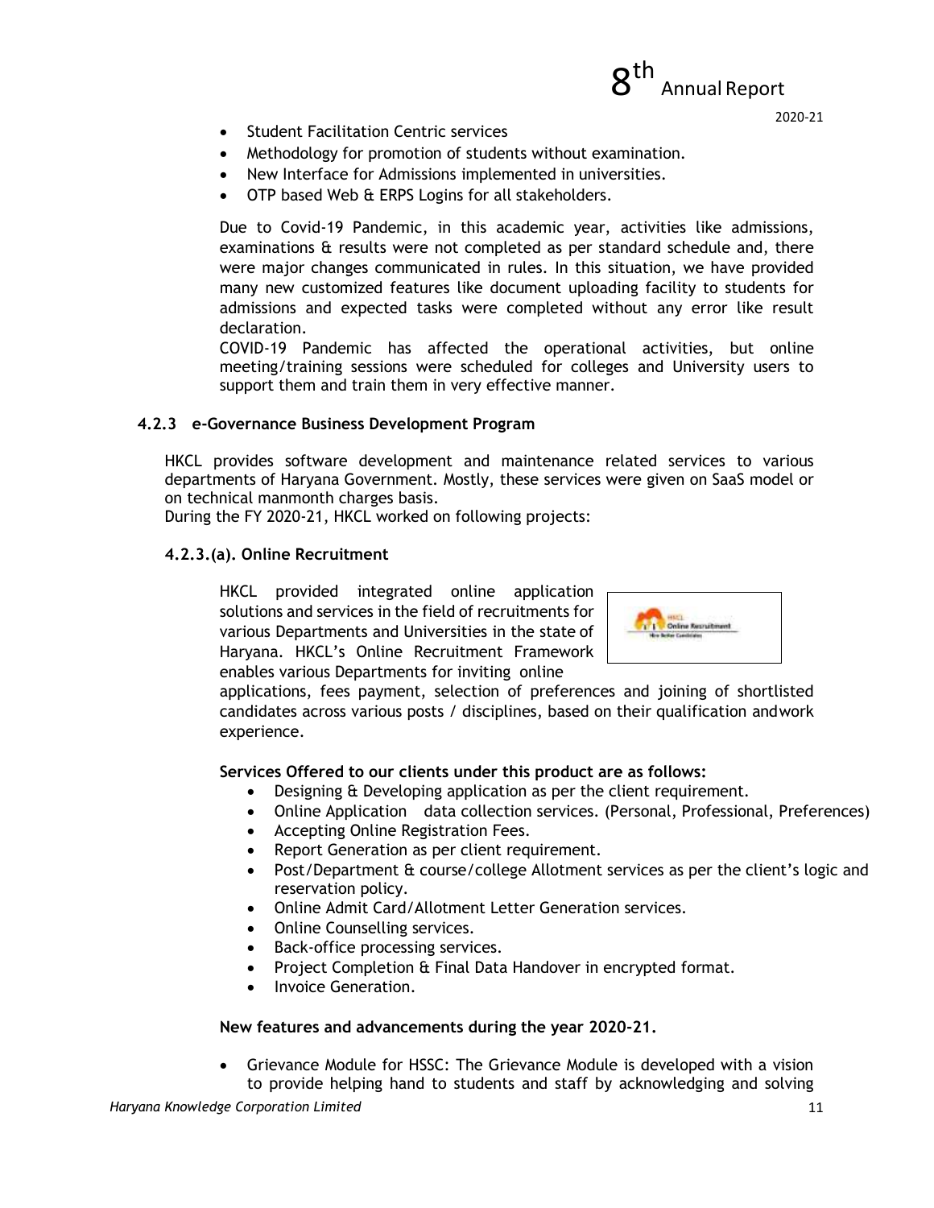- Student Facilitation Centric services
- Methodology for promotion of students without examination.
- New Interface for Admissions implemented in universities.
- OTP based Web & ERPS Logins for all stakeholders.

Due to Covid-19 Pandemic, in this academic year, activities like admissions, examinations & results were not completed as per standard schedule and, there were major changes communicated in rules. In this situation, we have provided many new customized features like document uploading facility to students for admissions and expected tasks were completed without any error like result declaration.

COVID-19 Pandemic has affected the operational activities, but online meeting/training sessions were scheduled for colleges and University users to support them and train them in very effective manner.

### 4.2.3 e-Governance Business Development Program

HKCL provides software development and maintenance related services to various departments of Haryana Government. Mostly, these services were given on SaaS model or on technical manmonth charges basis.

During the FY 2020-21, HKCL worked on following projects:

#### 4.2.3.(a). Online Recruitment

HKCL provided integrated online application solutions and services in the field of recruitments for various Departments and Universities in the state of Haryana. HKCL's Online Recruitment Framework enables various Departments for inviting online applications, fees payment, selection of preferences and joining of shortlisted candidates across various posts / disciplines, based on their qualification andwork experience.

**Services Offered to our clients under this product are as follows:**

- Designing & Developing application as per the client requirement.
- Online Application data collection services. (Personal, Professional, Preferences)
- Accepting Online Registration Fees.
- Report Generation as per client requirement.
- Post/Department & course/college Allotment services as per the client's logic and reservation policy.
- Online Admit Card/Allotment Letter Generation services.
- Online Counselling services.
- Back-office processing services.
- Project Completion & Final Data Handover in encrypted format.
- Invoice Generation.

**New features and advancements during the year 2020-21.**

- Grievance Module for HSSC: The Grievance Module is developed with a vision to provide helping hand to students and staff by acknowledging and solving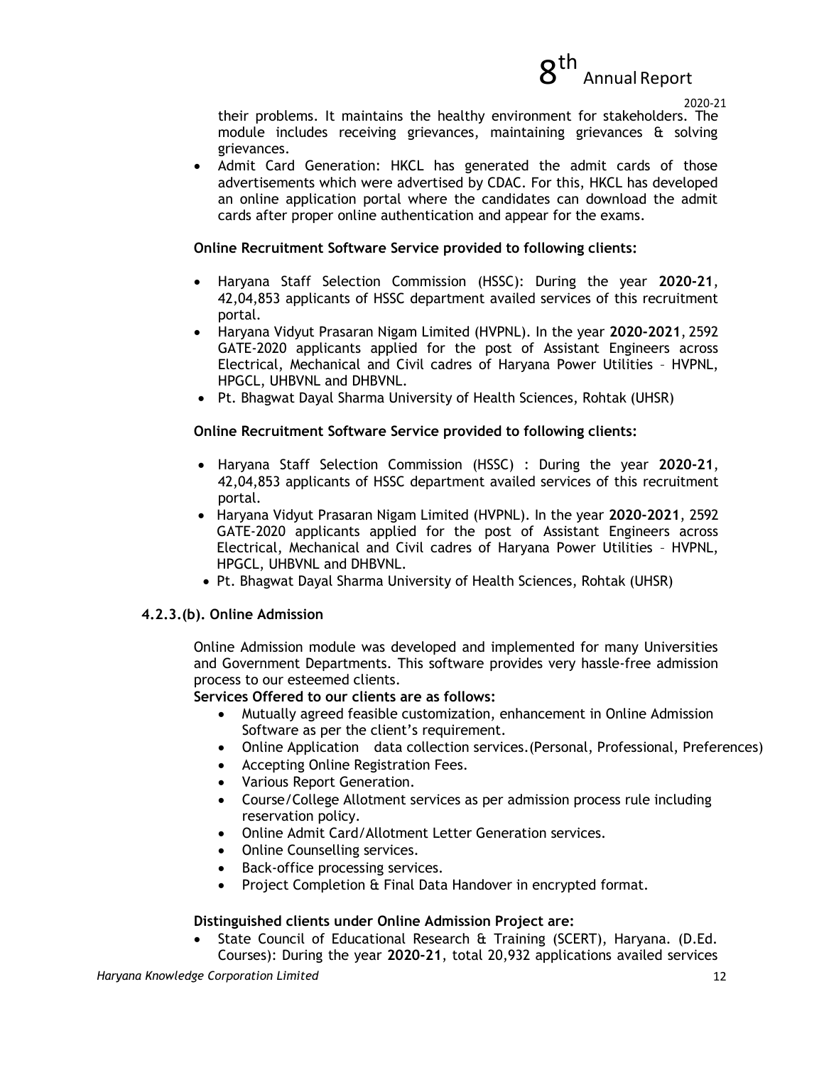their problems. It maintains the healthy environment for stakeholders. The module includes receiving grievances, maintaining grievances & solving grievances.

- Admit Card Generation: HKCL has generated the admit cards of those advertisements which were advertised by CDAC. For this, HKCL has developed an online application portal where the candidates can download the admit cards after proper online authentication and appear for the exams.

**Online Recruitment Software Service provided to following clients:**

- Haryana Staff Selection Commission (HSSC): During the year **2020-21**, 42,04,853 applicants of HSSC department availed services of this recruitment portal.
- Haryana Vidyut Prasaran Nigam Limited (HVPNL). In the year **2020-2021**, 2592 GATE-2020 applicants applied for the post of Assistant Engineers across Electrical, Mechanical and Civil cadres of Haryana Power Utilities – HVPNL, HPGCL, UHBVNL and DHBVNL.
- Pt. Bhagwat Dayal Sharma University of Health Sciences, Rohtak (UHSR)

**Online Recruitment Software Service provided to following clients:**

- Haryana Staff Selection Commission (HSSC) : During the year **2020-21**, 42,04,853 applicants of HSSC department availed services of this recruitment portal.
- Haryana Vidyut Prasaran Nigam Limited (HVPNL). In the year **2020-2021**, 2592 GATE-2020 applicants applied for the post of Assistant Engineers across Electrical, Mechanical and Civil cadres of Haryana Power Utilities – HVPNL, HPGCL, UHBVNL and DHBVNL.
- Pt. Bhagwat Dayal Sharma University of Health Sciences, Rohtak (UHSR)

#### 4.2.3.(b). Online Admission

Online Admission module was developed and implemented for many Universities and Government Departments. This software provides very hassle-free admission process to our esteemed clients.

**Services Offered to our clients are as follows:**

- Mutually agreed feasible customization, enhancement in Online Admission Software as per the client's requirement.
- Online Application data collection services.(Personal, Professional, Preferences)
- Accepting Online Registration Fees.
- Various Report Generation.
- Course/College Allotment services as per admission process rule including reservation policy.
- Online Admit Card/Allotment Letter Generation services.
- Online Counselling services.
- Back-office processing services.
- Project Completion & Final Data Handover in encrypted format.

**Distinguished clients under Online Admission Project are:**

- State Council of Educational Research & Training (SCERT), Haryana. (D.Ed. Courses): During the year **2020-21**, total 20,932 applications availed services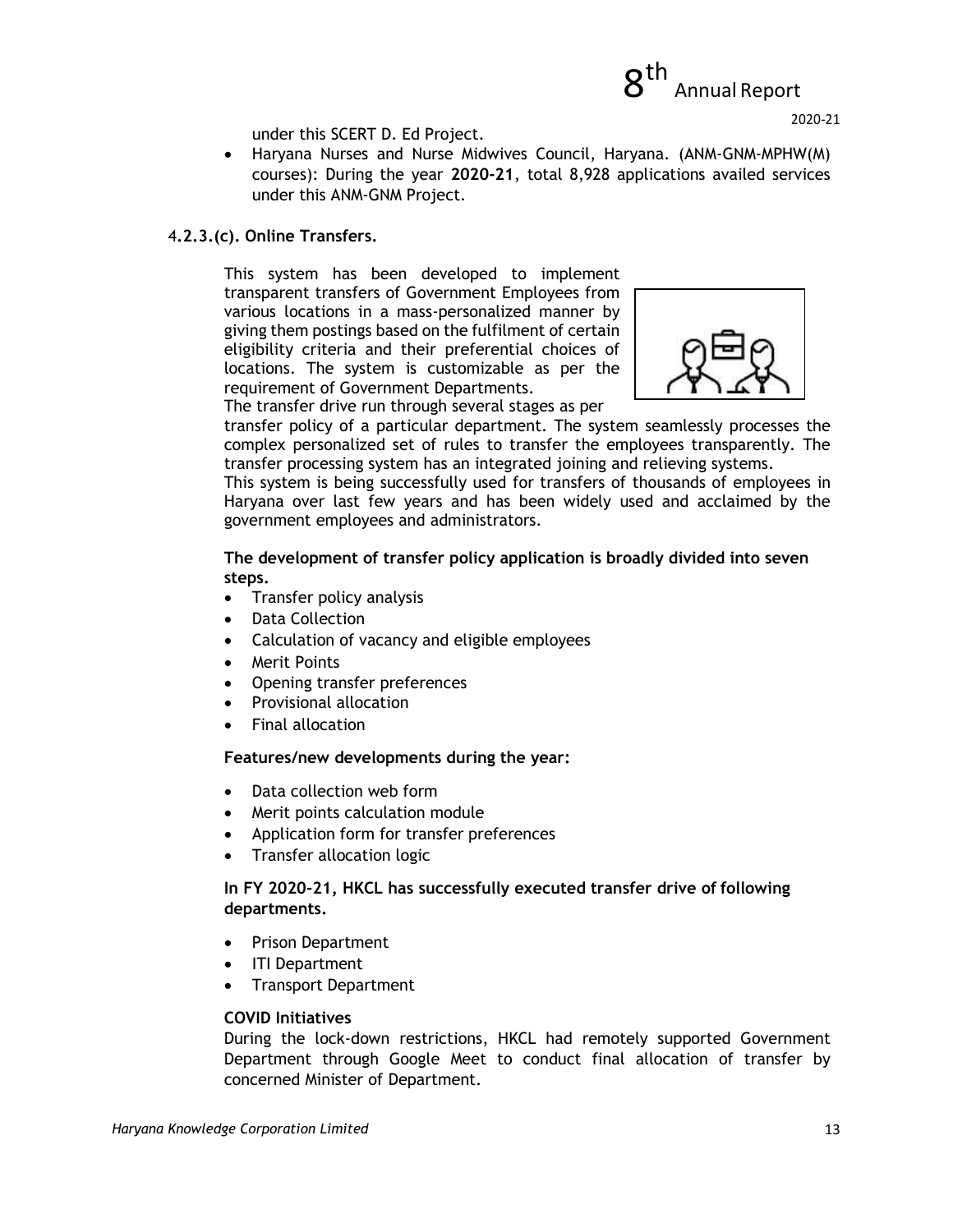under this SCERT D. Ed Project.

- Haryana Nurses and Nurse Midwives Council, Haryana. (ANM-GNM-MPHW(M) courses): During the year **2020-21**, total 8,928 applications availed services under this ANM-GNM Project.

### 4.2.3.(c). Online Transfers.

This system has been developed to implement transparent transfers of Government Employees from various locations in a mass-personalized manner by giving them postings based on the fulfilment of certain eligibility criteria and their preferential choices of locations. The system is customizable as per the requirement of Government Departments.

The transfer drive run through several stages as per transfer policy of a particular department. The system seamlessly processes the complex personalized set of rules to transfer the employees transparently. The transfer processing system has an integrated joining and relieving systems.

This system is being successfully used for transfers of thousands of employees in Haryana over last few years and has been widely used and acclaimed by the government employees and administrators.

**The development of transfer policy application is broadly divided into seven steps.**

- Transfer policy analysis
- Data Collection
- Calculation of vacancy and eligible employees
- Merit Points
- Opening transfer preferences
- Provisional allocation
- Final allocation

**Features/new developments during the year:**

- Data collection web form
- Merit points calculation module
- Application form for transfer preferences
- Transfer allocation logic

**In FY 2020-21, HKCL has successfully executed transfer drive of following departments.**

- Prison Department
- ITI Department
- Transport Department

**COVID Initiatives**

During the lock-down restrictions, HKCL had remotely supported Government Department through Google Meet to conduct final allocation of transfer by concerned Minister of Department.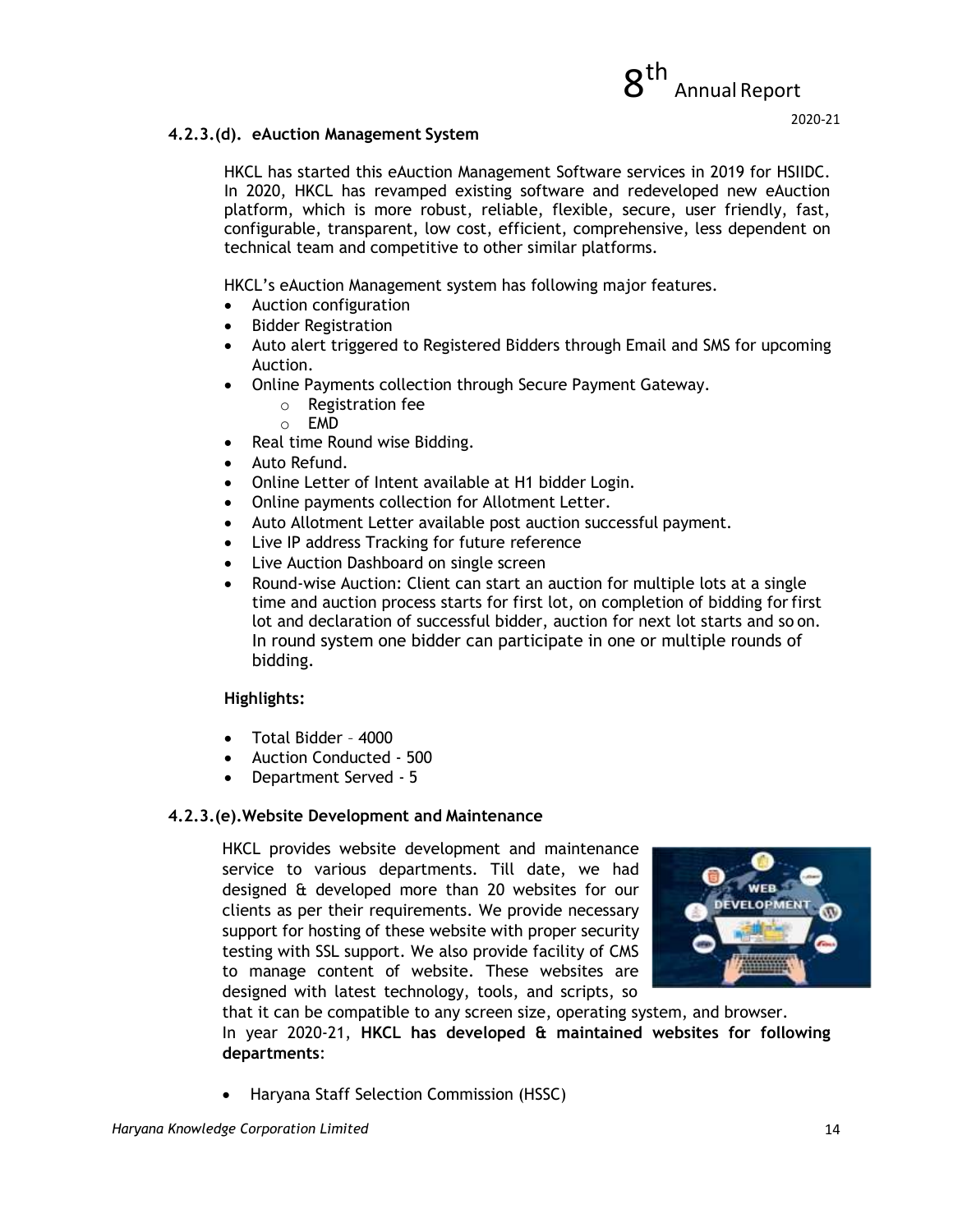#### 4.2.3.(d). eAuction Management System

HKCL has started this eAuction Management Software services in 2019 for HSIIDC. In 2020, HKCL has revamped existing software and redeveloped new eAuction platform, which is more robust, reliable, flexible, secure, user friendly, fast, configurable, transparent, low cost, efficient, comprehensive, less dependent on technical team and competitive to other similar platforms.

HKCL's eAuction Management system has following major features.

- Auction configuration
- Bidder Registration
- Auto alert triggered to Registered Bidders through Email and SMS for upcoming Auction.
- Online Payments collection through Secure Payment Gateway.
  - Registration fee
  - EMD
- Real time Round wise Bidding.
- Auto Refund.
- Online Letter of Intent available at H1 bidder Login.
- Online payments collection for Allotment Letter.
- Auto Allotment Letter available post auction successful payment.
- Live IP address Tracking for future reference
- Live Auction Dashboard on single screen
- Round-wise Auction: Client can start an auction for multiple lots at a single time and auction process starts for first lot, on completion of bidding for first lot and declaration of successful bidder, auction for next lot starts and so on. In round system one bidder can participate in one or multiple rounds of bidding.

**Highlights:**

- Total Bidder – 4000
- Auction Conducted - 500
- Department Served - 5

#### 4.2.3.(e). Website Development and Maintenance

HKCL provides website development and maintenance service to various departments. Till date, we had designed & developed more than 20 websites for our clients as per their requirements. We provide necessary support for hosting of these website with proper security testing with SSL support. We also provide facility of CMS to manage content of website. These websites are designed with latest technology, tools, and scripts, so that it can be compatible to any screen size, operating system, and browser.

In year 2020-21, **HKCL has developed & maintained websites for following departments**:

- Haryana Staff Selection Commission (HSSC)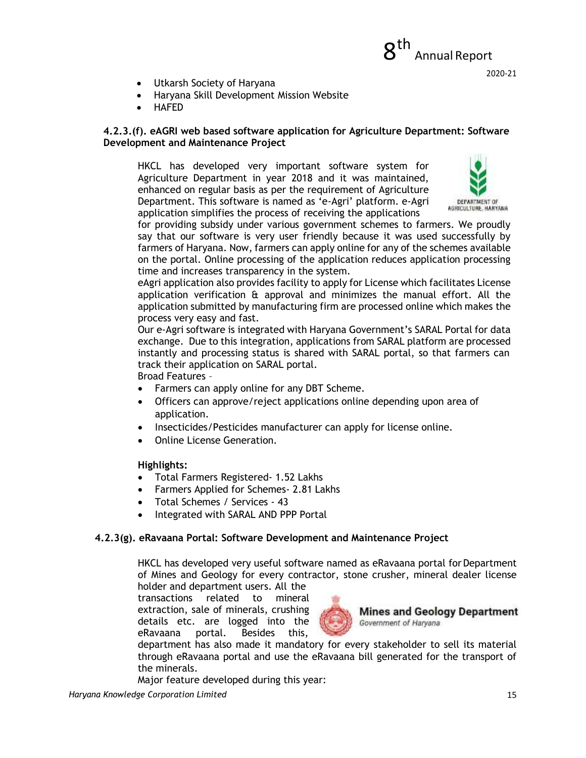- Utkarsh Society of Haryana
- Haryana Skill Development Mission Website
- HAFED

#### 4.2.3.(f). eAGRI web based software application for Agriculture Department: Software Development and Maintenance Project

HKCL has developed very important software system for Agriculture Department in year 2018 and it was maintained, enhanced on regular basis as per the requirement of Agriculture Department. This software is named as 'e-Agri' platform. e-Agri application simplifies the process of receiving the applications for providing subsidy under various government schemes to farmers. We proudly say that our software is very user friendly because it was used successfully by farmers of Haryana. Now, farmers can apply online for any of the schemes available on the portal. Online processing of the application reduces application processing time and increases transparency in the system.

eAgri application also provides facility to apply for License which facilitates License application verification & approval and minimizes the manual effort. All the application submitted by manufacturing firm are processed online which makes the process very easy and fast.

Our e-Agri software is integrated with Haryana Government's SARAL Portal for data exchange. Due to this integration, applications from SARAL platform are processed instantly and processing status is shared with SARAL portal, so that farmers can track their application on SARAL portal.

Broad Features –

- Farmers can apply online for any DBT Scheme.
- Officers can approve/reject applications online depending upon area of application.
- Insecticides/Pesticides manufacturer can apply for license online.
- Online License Generation.

**Highlights:**

- Total Farmers Registered- 1.52 Lakhs
- Farmers Applied for Schemes- 2.81 Lakhs
- Total Schemes / Services - 43
- Integrated with SARAL AND PPP Portal

#### 4.2.3(g). eRavaana Portal: Software Development and Maintenance Project

HKCL has developed very useful software named as eRavaana portal for Department of Mines and Geology for every contractor, stone crusher, mineral dealer license holder and department users. All the transactions related to mineral extraction, sale of minerals, crushing details etc. are logged into the eRavaana portal. Besides this, department has also made it mandatory for every stakeholder to sell its material through eRavaana portal and use the eRavaana bill generated for the transport of the minerals.

Major feature developed during this year: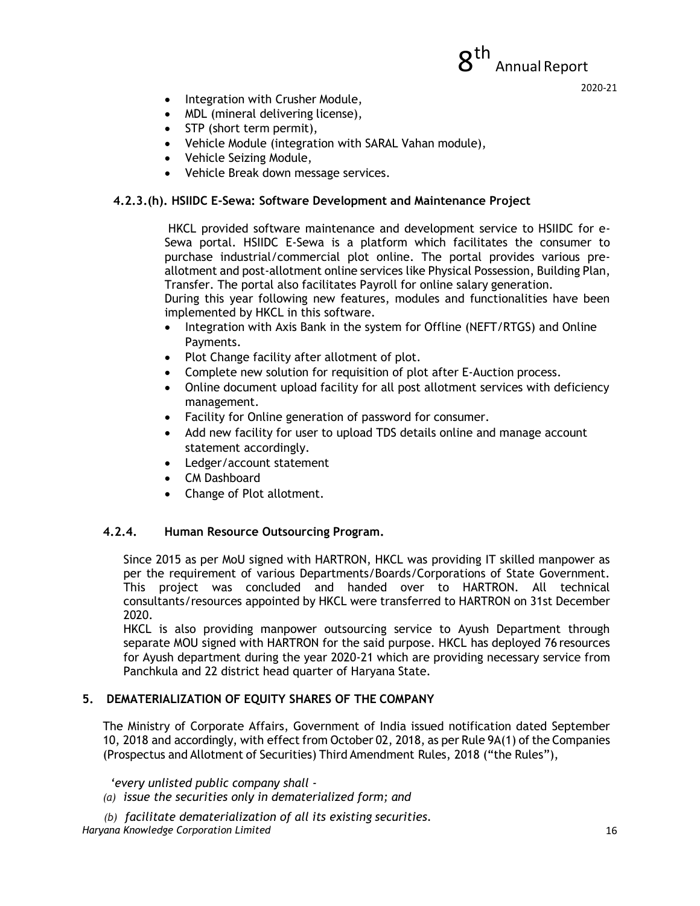- Integration with Crusher Module,
- MDL (mineral delivering license),
- STP (short term permit),
- Vehicle Module (integration with SARAL Vahan module),
- Vehicle Seizing Module,
- Vehicle Break down message services.

#### 4.2.3.(h). HSIIDC E-Sewa: Software Development and Maintenance Project

HKCL provided software maintenance and development service to HSIIDC for e-Sewa portal. HSIIDC E-Sewa is a platform which facilitates the consumer to purchase industrial/commercial plot online. The portal provides various pre-allotment and post-allotment online services like Physical Possession, Building Plan, Transfer. The portal also facilitates Payroll for online salary generation.
During this year following new features, modules and functionalities have been implemented by HKCL in this software.

- Integration with Axis Bank in the system for Offline (NEFT/RTGS) and Online Payments.
- Plot Change facility after allotment of plot.
- Complete new solution for requisition of plot after E-Auction process.
- Online document upload facility for all post allotment services with deficiency management.
- Facility for Online generation of password for consumer.
- Add new facility for user to upload TDS details online and manage account statement accordingly.
- Ledger/account statement
- CM Dashboard
- Change of Plot allotment.

### 4.2.4. Human Resource Outsourcing Program.

Since 2015 as per MoU signed with HARTRON, HKCL was providing IT skilled manpower as per the requirement of various Departments/Boards/Corporations of State Government. This project was concluded and handed over to HARTRON. All technical consultants/resources appointed by HKCL were transferred to HARTRON on 31st December 2020.
HKCL is also providing manpower outsourcing service to Ayush Department through separate MOU signed with HARTRON for the said purpose. HKCL has deployed 76 resources for Ayush department during the year 2020-21 which are providing necessary service from Panchkula and 22 district head quarter of Haryana State.

## 5. DEMATERIALIZATION OF EQUITY SHARES OF THE COMPANY

The Ministry of Corporate Affairs, Government of India issued notification dated September 10, 2018 and accordingly, with effect from October 02, 2018, as per Rule 9A(1) of the Companies (Prospectus and Allotment of Securities) Third Amendment Rules, 2018 ("the Rules"),

*'every unlisted public company shall -*

*(a) issue the securities only in dematerialized form; and*

*(b) facilitate dematerialization of all its existing securities.*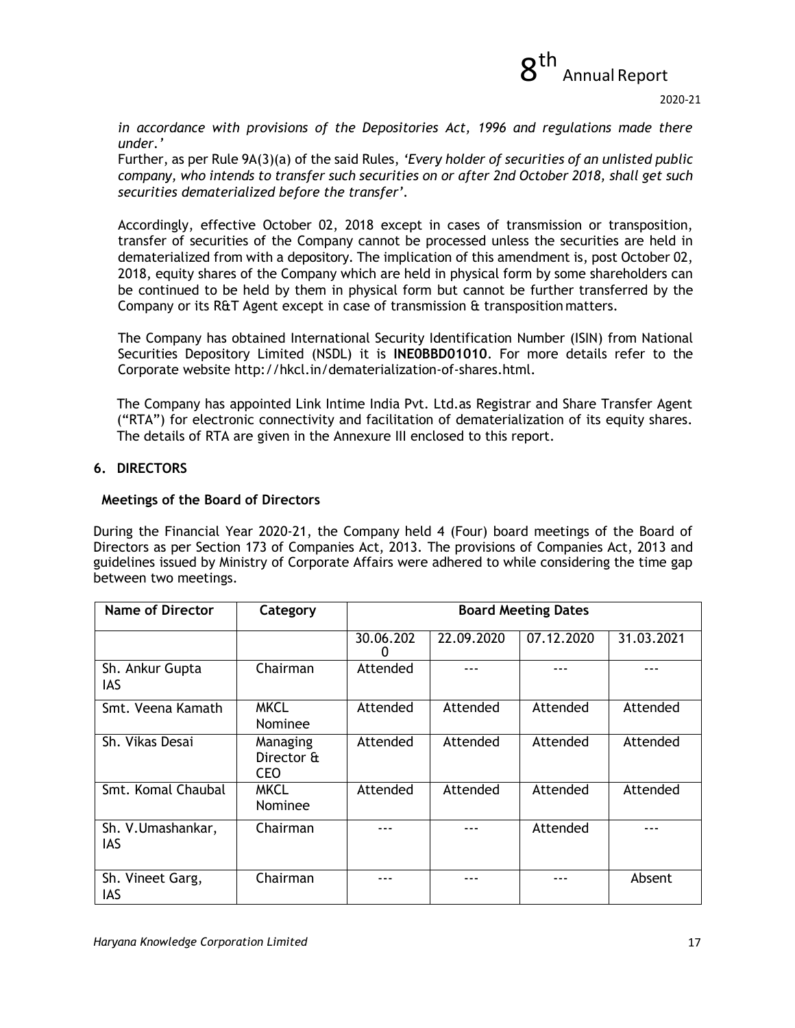*in accordance with provisions of the Depositories Act, 1996 and regulations made there under.'*

Further, as per Rule 9A(3)(a) of the said Rules, *'Every holder of securities of an unlisted public company, who intends to transfer such securities on or after 2nd October 2018, shall get such securities dematerialized before the transfer'.*

Accordingly, effective October 02, 2018 except in cases of transmission or transposition, transfer of securities of the Company cannot be processed unless the securities are held in dematerialized from with a depository. The implication of this amendment is, post October 02, 2018, equity shares of the Company which are held in physical form by some shareholders can be continued to be held by them in physical form but cannot be further transferred by the Company or its R&T Agent except in case of transmission & transposition matters.

The Company has obtained International Security Identification Number (ISIN) from National Securities Depository Limited (NSDL) it is **INE0BBD01010**. For more details refer to the Corporate website http://hkcl.in/dematerialization-of-shares.html.

The Company has appointed Link Intime India Pvt. Ltd.as Registrar and Share Transfer Agent ("RTA") for electronic connectivity and facilitation of dematerialization of its equity shares. The details of RTA are given in the Annexure III enclosed to this report.

## 6. DIRECTORS

### Meetings of the Board of Directors

During the Financial Year 2020-21, the Company held 4 (Four) board meetings of the Board of Directors as per Section 173 of Companies Act, 2013. The provisions of Companies Act, 2013 and guidelines issued by Ministry of Corporate Affairs were adhered to while considering the time gap between two meetings.

| Name of Director | Category | Board Meeting Dates | | | |
|---|---|---|---|---|---|
| | | 30.06.2020 | 22.09.2020 | 07.12.2020 | 31.03.2021 |
| Sh. Ankur Gupta IAS | Chairman | Attended | --- | --- | --- |
| Smt. Veena Kamath | MKCL Nominee | Attended | Attended | Attended | Attended |
| Sh. Vikas Desai | Managing Director & CEO | Attended | Attended | Attended | Attended |
| Smt. Komal Chaubal | MKCL Nominee | Attended | Attended | Attended | Attended |
| Sh. V.Umashankar, IAS | Chairman | --- | --- | Attended | --- |
| Sh. Vineet Garg, IAS | Chairman | --- | --- | --- | Absent |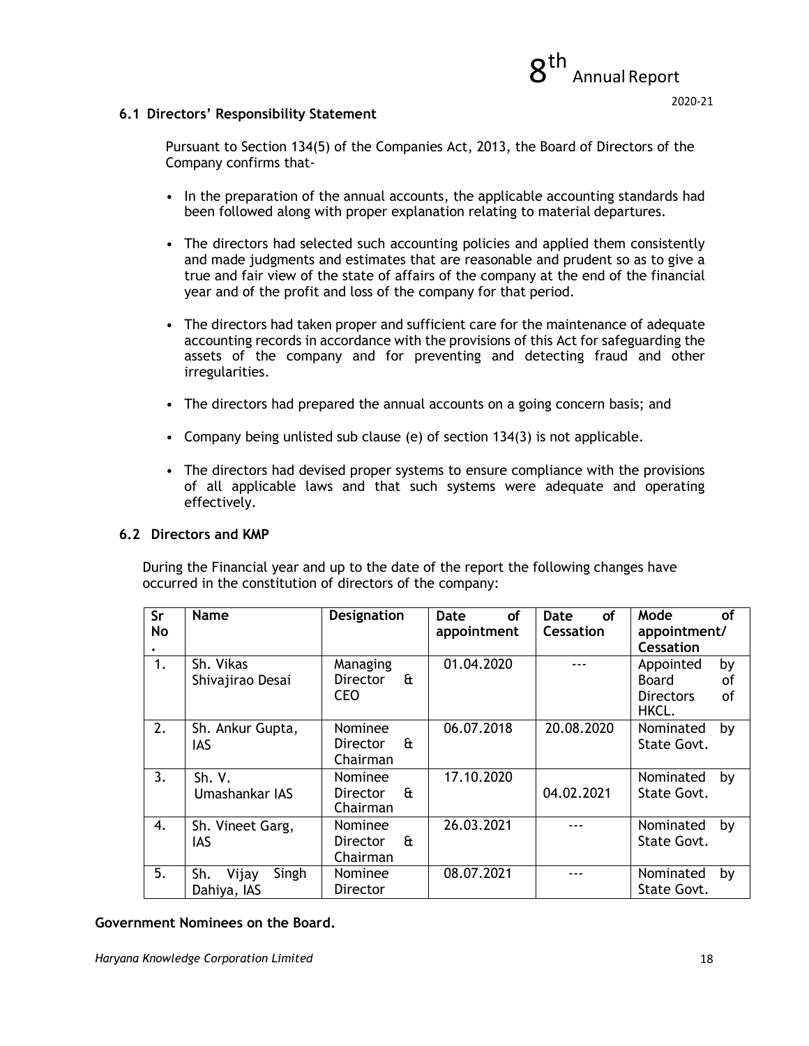### 6.1 Directors' Responsibility Statement

Pursuant to Section 134(5) of the Companies Act, 2013, the Board of Directors of the Company confirms that-

- In the preparation of the annual accounts, the applicable accounting standards had been followed along with proper explanation relating to material departures.
- The directors had selected such accounting policies and applied them consistently and made judgments and estimates that are reasonable and prudent so as to give a true and fair view of the state of affairs of the company at the end of the financial year and of the profit and loss of the company for that period.
- The directors had taken proper and sufficient care for the maintenance of adequate accounting records in accordance with the provisions of this Act for safeguarding the assets of the company and for preventing and detecting fraud and other irregularities.
- The directors had prepared the annual accounts on a going concern basis; and
- Company being unlisted sub clause (e) of section 134(3) is not applicable.
- The directors had devised proper systems to ensure compliance with the provisions of all applicable laws and that such systems were adequate and operating effectively.

### 6.2 Directors and KMP

During the Financial year and up to the date of the report the following changes have occurred in the constitution of directors of the company:

| Sr No. | Name | Designation | Date of appointment | Date of Cessation | Mode of appointment/ Cessation |
|---|---|---|---|---|---|
| 1. | Sh. Vikas Shivajirao Desai | Managing Director & CEO | 01.04.2020 | --- | Appointed by Board of Directors of HKCL. |
| 2. | Sh. Ankur Gupta, IAS | Nominee Director & Chairman | 06.07.2018 | 20.08.2020 | Nominated by State Govt. |
| 3. | Sh. V. Umashankar IAS | Nominee Director & Chairman | 17.10.2020 | 04.02.2021 | Nominated by State Govt. |
| 4. | Sh. Vineet Garg, IAS | Nominee Director & Chairman | 26.03.2021 | --- | Nominated by State Govt. |
| 5. | Sh. Vijay Singh Dahiya, IAS | Nominee Director | 08.07.2021 | --- | Nominated by State Govt. |

**Government Nominees on the Board.**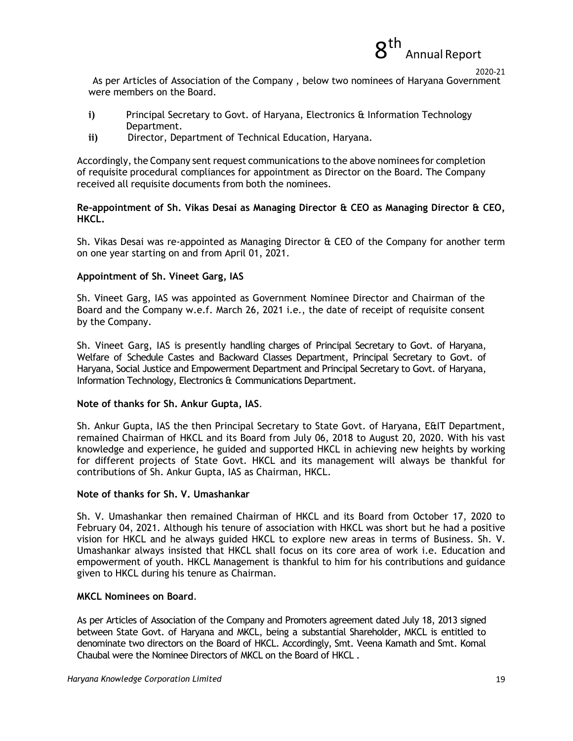As per Articles of Association of the Company , below two nominees of Haryana Government were members on the Board.

- **i)** Principal Secretary to Govt. of Haryana, Electronics & Information Technology Department.
- **ii)** Director, Department of Technical Education, Haryana.

Accordingly, the Company sent request communications to the above nominees for completion of requisite procedural compliances for appointment as Director on the Board. The Company received all requisite documents from both the nominees.

**Re-appointment of Sh. Vikas Desai as Managing Director & CEO as Managing Director & CEO, HKCL.**

Sh. Vikas Desai was re-appointed as Managing Director & CEO of the Company for another term on one year starting on and from April 01, 2021.

**Appointment of Sh. Vineet Garg, IAS**

Sh. Vineet Garg, IAS was appointed as Government Nominee Director and Chairman of the Board and the Company w.e.f. March 26, 2021 i.e., the date of receipt of requisite consent by the Company.

Sh. Vineet Garg, IAS is presently handling charges of Principal Secretary to Govt. of Haryana, Welfare of Schedule Castes and Backward Classes Department, Principal Secretary to Govt. of Haryana, Social Justice and Empowerment Department and Principal Secretary to Govt. of Haryana, Information Technology, Electronics & Communications Department.

**Note of thanks for Sh. Ankur Gupta, IAS**.

Sh. Ankur Gupta, IAS the then Principal Secretary to State Govt. of Haryana, E&IT Department, remained Chairman of HKCL and its Board from July 06, 2018 to August 20, 2020. With his vast knowledge and experience, he guided and supported HKCL in achieving new heights by working for different projects of State Govt. HKCL and its management will always be thankful for contributions of Sh. Ankur Gupta, IAS as Chairman, HKCL.

**Note of thanks for Sh. V. Umashankar**

Sh. V. Umashankar then remained Chairman of HKCL and its Board from October 17, 2020 to February 04, 2021. Although his tenure of association with HKCL was short but he had a positive vision for HKCL and he always guided HKCL to explore new areas in terms of Business. Sh. V. Umashankar always insisted that HKCL shall focus on its core area of work i.e. Education and empowerment of youth. HKCL Management is thankful to him for his contributions and guidance given to HKCL during his tenure as Chairman.

**MKCL Nominees on Board**.

As per Articles of Association of the Company and Promoters agreement dated July 18, 2013 signed between State Govt. of Haryana and MKCL, being a substantial Shareholder, MKCL is entitled to denominate two directors on the Board of HKCL. Accordingly, Smt. Veena Kamath and Smt. Komal Chaubal were the Nominee Directors of MKCL on the Board of HKCL .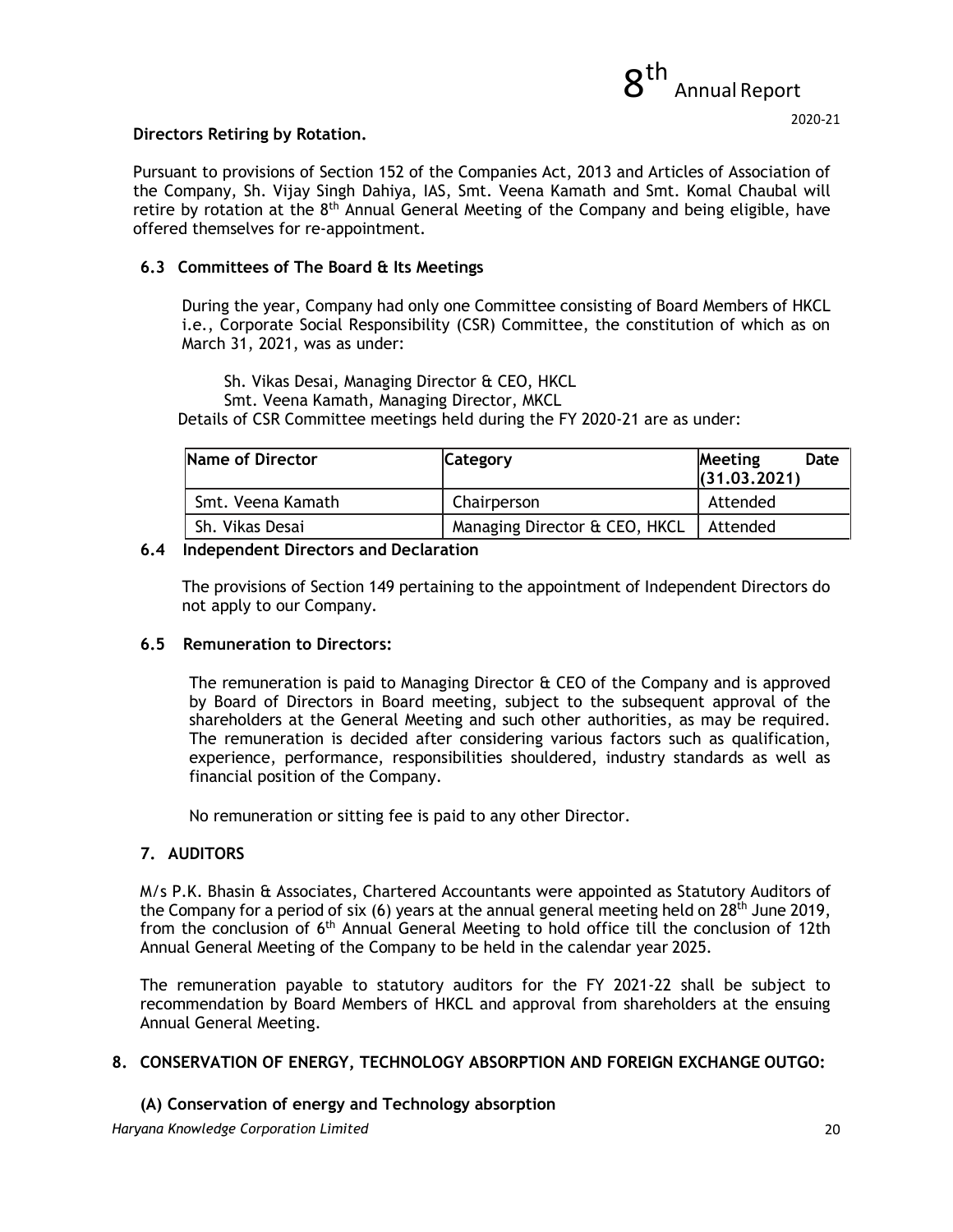**Directors Retiring by Rotation.**

Pursuant to provisions of Section 152 of the Companies Act, 2013 and Articles of Association of the Company, Sh. Vijay Singh Dahiya, IAS, Smt. Veena Kamath and Smt. Komal Chaubal will retire by rotation at the 8th Annual General Meeting of the Company and being eligible, have offered themselves for re-appointment.

### 6.3 Committees of The Board & Its Meetings

During the year, Company had only one Committee consisting of Board Members of HKCL i.e., Corporate Social Responsibility (CSR) Committee, the constitution of which as on March 31, 2021, was as under:

Sh. Vikas Desai, Managing Director & CEO, HKCL
Smt. Veena Kamath, Managing Director, MKCL

Details of CSR Committee meetings held during the FY 2020-21 are as under:

| Name of Director | Category | Meeting Date (31.03.2021) |
|---|---|---|
| Smt. Veena Kamath | Chairperson | Attended |
| Sh. Vikas Desai | Managing Director & CEO, HKCL | Attended |

### 6.4 Independent Directors and Declaration

The provisions of Section 149 pertaining to the appointment of Independent Directors do not apply to our Company.

### 6.5 Remuneration to Directors:

The remuneration is paid to Managing Director & CEO of the Company and is approved by Board of Directors in Board meeting, subject to the subsequent approval of the shareholders at the General Meeting and such other authorities, as may be required. The remuneration is decided after considering various factors such as qualification, experience, performance, responsibilities shouldered, industry standards as well as financial position of the Company.

No remuneration or sitting fee is paid to any other Director.

## 7. AUDITORS

M/s P.K. Bhasin & Associates, Chartered Accountants were appointed as Statutory Auditors of the Company for a period of six (6) years at the annual general meeting held on 28th June 2019, from the conclusion of 6th Annual General Meeting to hold office till the conclusion of 12th Annual General Meeting of the Company to be held in the calendar year 2025.

The remuneration payable to statutory auditors for the FY 2021-22 shall be subject to recommendation by Board Members of HKCL and approval from shareholders at the ensuing Annual General Meeting.

## 8. CONSERVATION OF ENERGY, TECHNOLOGY ABSORPTION AND FOREIGN EXCHANGE OUTGO:

### (A) Conservation of energy and Technology absorption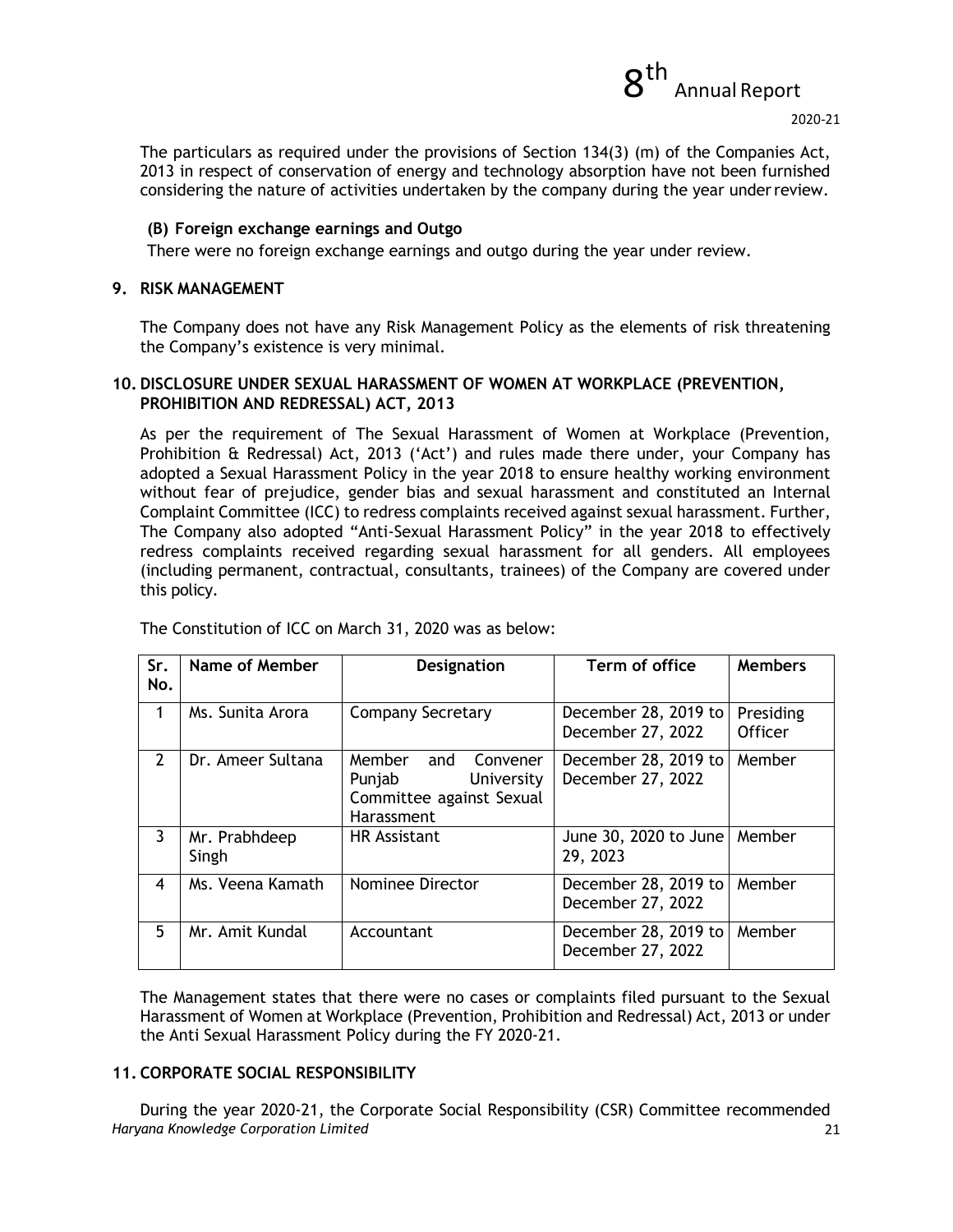The particulars as required under the provisions of Section 134(3) (m) of the Companies Act, 2013 in respect of conservation of energy and technology absorption have not been furnished considering the nature of activities undertaken by the company during the year under review.

**(B) Foreign exchange earnings and Outgo**

There were no foreign exchange earnings and outgo during the year under review.

## 9. RISK MANAGEMENT

The Company does not have any Risk Management Policy as the elements of risk threatening the Company's existence is very minimal.

## 10. DISCLOSURE UNDER SEXUAL HARASSMENT OF WOMEN AT WORKPLACE (PREVENTION, PROHIBITION AND REDRESSAL) ACT, 2013

As per the requirement of The Sexual Harassment of Women at Workplace (Prevention, Prohibition & Redressal) Act, 2013 ('Act') and rules made there under, your Company has adopted a Sexual Harassment Policy in the year 2018 to ensure healthy working environment without fear of prejudice, gender bias and sexual harassment and constituted an Internal Complaint Committee (ICC) to redress complaints received against sexual harassment. Further, The Company also adopted "Anti-Sexual Harassment Policy" in the year 2018 to effectively redress complaints received regarding sexual harassment for all genders. All employees (including permanent, contractual, consultants, trainees) of the Company are covered under this policy.

The Constitution of ICC on March 31, 2020 was as below:

| Sr. No. | Name of Member | Designation | Term of office | Members |
|---|---|---|---|---|
| 1 | Ms. Sunita Arora | Company Secretary | December 28, 2019 to December 27, 2022 | Presiding Officer |
| 2 | Dr. Ameer Sultana | Member and Convener Punjab University Committee against Sexual Harassment | December 28, 2019 to December 27, 2022 | Member |
| 3 | Mr. Prabhdeep Singh | HR Assistant | June 30, 2020 to June 29, 2023 | Member |
| 4 | Ms. Veena Kamath | Nominee Director | December 28, 2019 to December 27, 2022 | Member |
| 5 | Mr. Amit Kundal | Accountant | December 28, 2019 to December 27, 2022 | Member |

The Management states that there were no cases or complaints filed pursuant to the Sexual Harassment of Women at Workplace (Prevention, Prohibition and Redressal) Act, 2013 or under the Anti Sexual Harassment Policy during the FY 2020-21.

## 11. CORPORATE SOCIAL RESPONSIBILITY

During the year 2020-21, the Corporate Social Responsibility (CSR) Committee recommended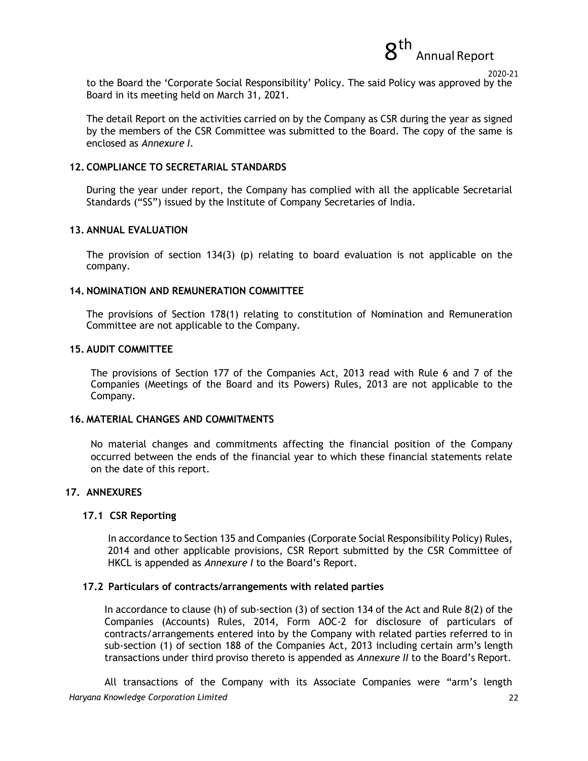to the Board the 'Corporate Social Responsibility' Policy. The said Policy was approved by the Board in its meeting held on March 31, 2021.

The detail Report on the activities carried on by the Company as CSR during the year as signed by the members of the CSR Committee was submitted to the Board. The copy of the same is enclosed as *Annexure I*.

## 12. COMPLIANCE TO SECRETARIAL STANDARDS

During the year under report, the Company has complied with all the applicable Secretarial Standards ("SS") issued by the Institute of Company Secretaries of India.

## 13. ANNUAL EVALUATION

The provision of section 134(3) (p) relating to board evaluation is not applicable on the company.

## 14. NOMINATION AND REMUNERATION COMMITTEE

The provisions of Section 178(1) relating to constitution of Nomination and Remuneration Committee are not applicable to the Company.

## 15. AUDIT COMMITTEE

The provisions of Section 177 of the Companies Act, 2013 read with Rule 6 and 7 of the Companies (Meetings of the Board and its Powers) Rules, 2013 are not applicable to the Company.

## 16. MATERIAL CHANGES AND COMMITMENTS

No material changes and commitments affecting the financial position of the Company occurred between the ends of the financial year to which these financial statements relate on the date of this report.

## 17. ANNEXURES

### 17.1 CSR Reporting

In accordance to Section 135 and Companies (Corporate Social Responsibility Policy) Rules, 2014 and other applicable provisions, CSR Report submitted by the CSR Committee of HKCL is appended as *Annexure I* to the Board's Report.

### 17.2 Particulars of contracts/arrangements with related parties

In accordance to clause (h) of sub-section (3) of section 134 of the Act and Rule 8(2) of the Companies (Accounts) Rules, 2014, Form AOC-2 for disclosure of particulars of contracts/arrangements entered into by the Company with related parties referred to in sub-section (1) of section 188 of the Companies Act, 2013 including certain arm's length transactions under third proviso thereto is appended as *Annexure II* to the Board's Report.

All transactions of the Company with its Associate Companies were "arm's length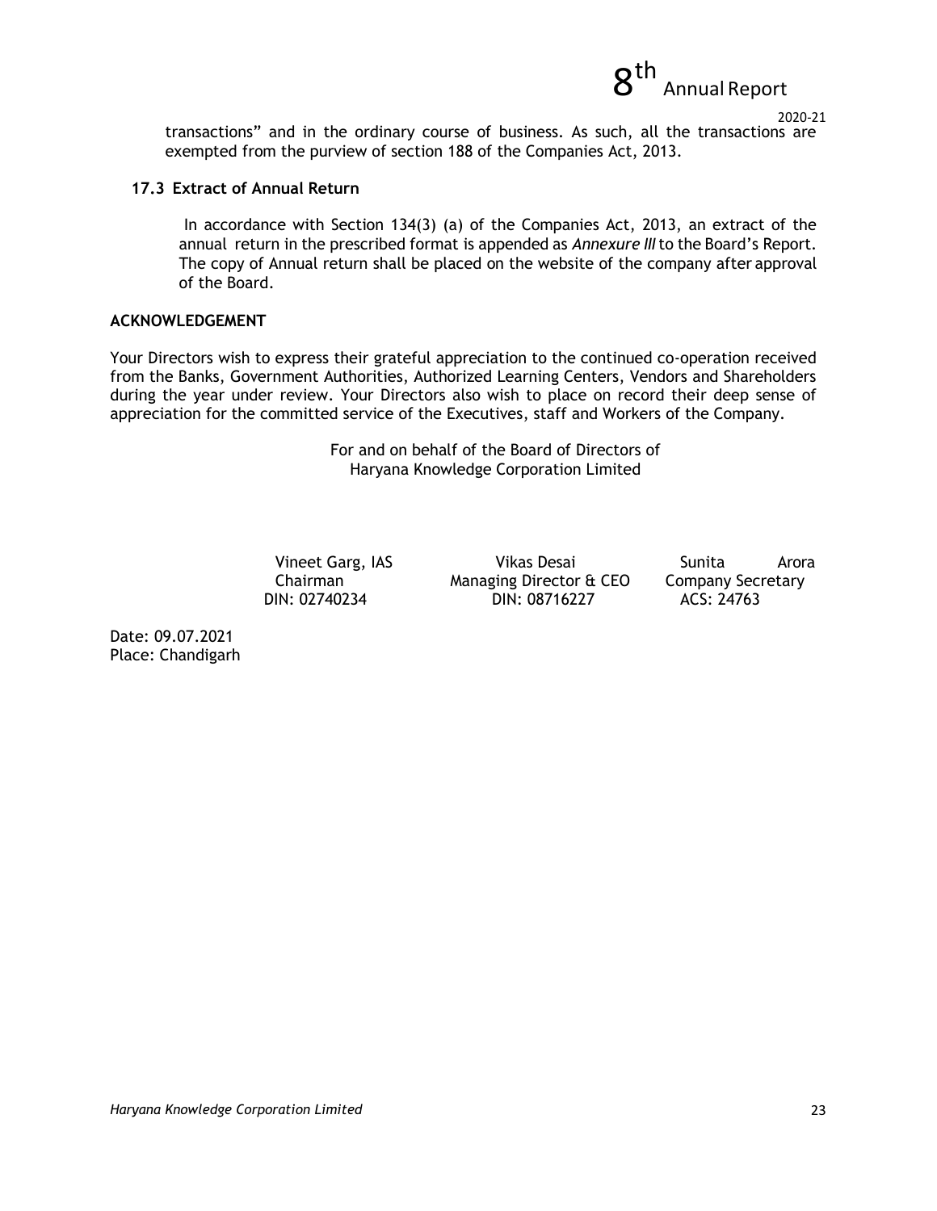transactions" and in the ordinary course of business. As such, all the transactions are exempted from the purview of section 188 of the Companies Act, 2013.

### 17.3 Extract of Annual Return

In accordance with Section 134(3) (a) of the Companies Act, 2013, an extract of the annual return in the prescribed format is appended as *Annexure III* to the Board's Report. The copy of Annual return shall be placed on the website of the company after approval of the Board.

## ACKNOWLEDGEMENT

Your Directors wish to express their grateful appreciation to the continued co-operation received from the Banks, Government Authorities, Authorized Learning Centers, Vendors and Shareholders during the year under review. Your Directors also wish to place on record their deep sense of appreciation for the committed service of the Executives, staff and Workers of the Company.

For and on behalf of the Board of Directors of
Haryana Knowledge Corporation Limited

| Vineet Garg, IAS | Vikas Desai | Sunita Arora |
|---|---|---|
| Chairman | Managing Director & CEO | Company Secretary |
| DIN: 02740234 | DIN: 08716227 | ACS: 24763 |

Date: 09.07.2021
Place: Chandigarh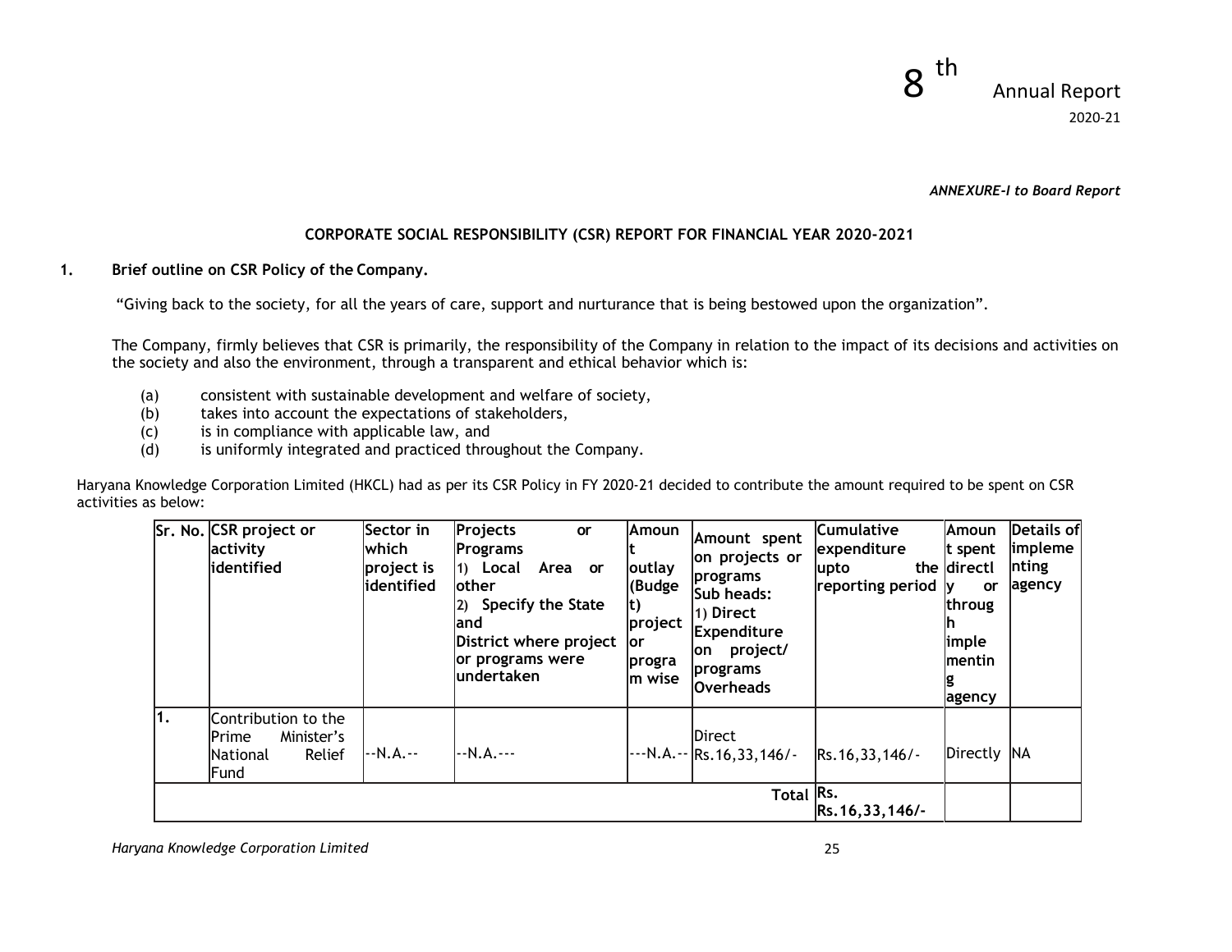*ANNEXURE-I to Board Report*

## CORPORATE SOCIAL RESPONSIBILITY (CSR) REPORT FOR FINANCIAL YEAR 2020-2021

### 1. Brief outline on CSR Policy of the Company.

"Giving back to the society, for all the years of care, support and nurturance that is being bestowed upon the organization".

The Company, firmly believes that CSR is primarily, the responsibility of the Company in relation to the impact of its decisions and activities on the society and also the environment, through a transparent and ethical behavior which is:

(a) consistent with sustainable development and welfare of society,
(b) takes into account the expectations of stakeholders,
(c) is in compliance with applicable law, and
(d) is uniformly integrated and practiced throughout the Company.

Haryana Knowledge Corporation Limited (HKCL) had as per its CSR Policy in FY 2020-21 decided to contribute the amount required to be spent on CSR activities as below:

| Sr. No. | CSR project or activity identified | Sector in which project is identified | Projects or Programs 1) Local Area or other 2) Specify the State and District where project or programs were undertaken | Amount outlay (Budget) project or program wise | Amount spent on projects or programs Sub heads: 1) Direct Expenditure on project/ programs Overheads | Cumulative expenditure upto the reporting period | Amount spent directly or through implementing agency | Details of implementing agency |
|---|---|---|---|---|---|---|---|---|
| 1. | Contribution to the Prime Minister's National Relief Fund | --N.A.-- | --N.A.--- | ---N.A.-- | Direct Rs.16,33,146/- | Rs.16,33,146/- | Directly | NA |
| | | | | | Total | Rs. Rs.16,33,146/- | | |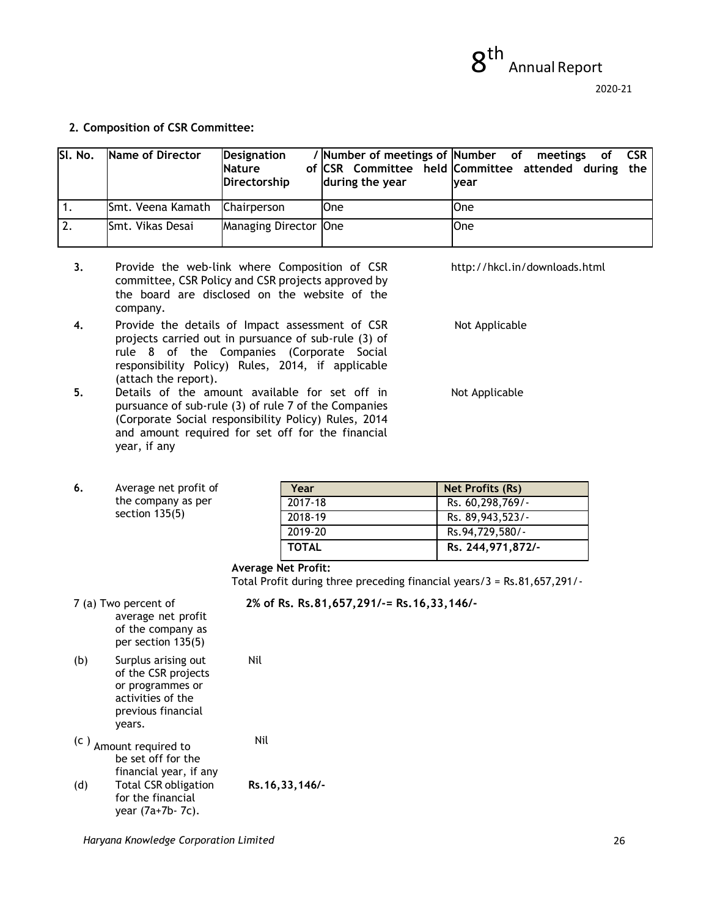**2. Composition of CSR Committee:**

| Sl. No. | Name of Director | Designation / Nature of Directorship | Number of meetings of CSR Committee held during the year | Number of meetings of CSR Committee attended during the year |
|---|---|---|---|---|
| 1. | Smt. Veena Kamath | Chairperson | One | One |
| 2. | Smt. Vikas Desai | Managing Director | One | One |

**3.** Provide the web-link where Composition of CSR committee, CSR Policy and CSR projects approved by the board are disclosed on the website of the company. — http://hkcl.in/downloads.html

**4.** Provide the details of Impact assessment of CSR projects carried out in pursuance of sub-rule (3) of rule 8 of the Companies (Corporate Social responsibility Policy) Rules, 2014, if applicable (attach the report). — Not Applicable

**5.** Details of the amount available for set off in pursuance of sub-rule (3) of rule 7 of the Companies (Corporate Social responsibility Policy) Rules, 2014 and amount required for set off for the financial year, if any — Not Applicable

**6.** Average net profit of the company as per section 135(5)

| Year | Net Profits (Rs) |
|---|---|
| 2017-18 | Rs. 60,298,769/- |
| 2018-19 | Rs. 89,943,523/- |
| 2019-20 | Rs.94,729,580/- |
| **TOTAL** | **Rs. 244,971,872/-** |

**Average Net Profit:**

Total Profit during three preceding financial years/3 = Rs.81,657,291/-

7 (a) Two percent of average net profit of the company as per section 135(5) — **2% of Rs. Rs.81,657,291/-= Rs.16,33,146/-**

(b) Surplus arising out of the CSR projects or programmes or activities of the previous financial years. — Nil

(c) Amount required to be set off for the financial year, if any — Nil

(d) Total CSR obligation for the financial year (7a+7b- 7c). — **Rs.16,33,146/-**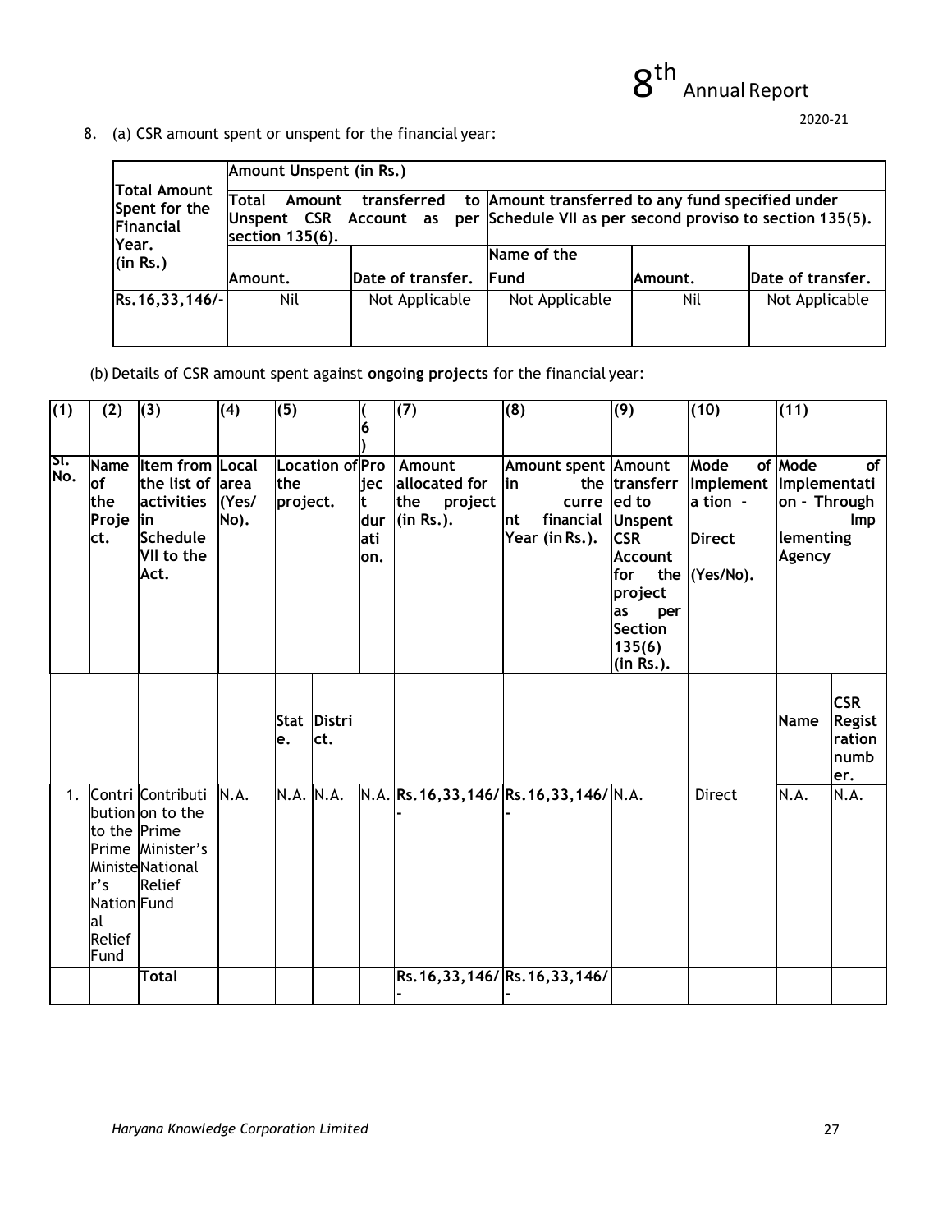8. (a) CSR amount spent or unspent for the financial year:

| Total Amount Spent for the Financial Year. (in Rs.) | Amount Unspent (in Rs.) | | | | |
|---|---|---|---|---|---|
| | Total Amount transferred to Unspent CSR Account as per section 135(6). | | Amount transferred to any fund specified under Schedule VII as per second proviso to section 135(5). | | |
| | Amount. | Date of transfer. | Name of the Fund | Amount. | Date of transfer. |
| Rs.16,33,146/- | Nil | Not Applicable | Not Applicable | Nil | Not Applicable |

(b) Details of CSR amount spent against **ongoing projects** for the financial year:

| (1) | (2) | (3) | (4) | (5) | | (6) | (7) | (8) | (9) | (10) | (11) | |
|---|---|---|---|---|---|---|---|---|---|---|---|---|
| Sl. No. | Name of the Project. | Item from the list of activities in Schedule VII to the Act. | Local area (Yes/ No). | Location of the project. | | Project duration. | Amount allocated for the project (in Rs.). | Amount spent in the current financial Year (in Rs.). | Amount transferred to Unspent CSR Account for the project as per Section 135(6) (in Rs.). | Mode of Implementation - Direct (Yes/No). | Mode of Implementation - Through Implementing Agency | |
| | | | | State. | District. | | | | | | Name | CSR Registration number. |
| 1. | Contribution to the Prime Minister's National Relief Fund | Contribution on to the Prime Minister's National Relief Fund | N.A. | N.A. | N.A. | N.A. | Rs.16,33,146/- | Rs.16,33,146/- | N.A. | Direct | N.A. | N.A. |
| | | Total | | | | | Rs.16,33,146/- | Rs.16,33,146/- | | | | |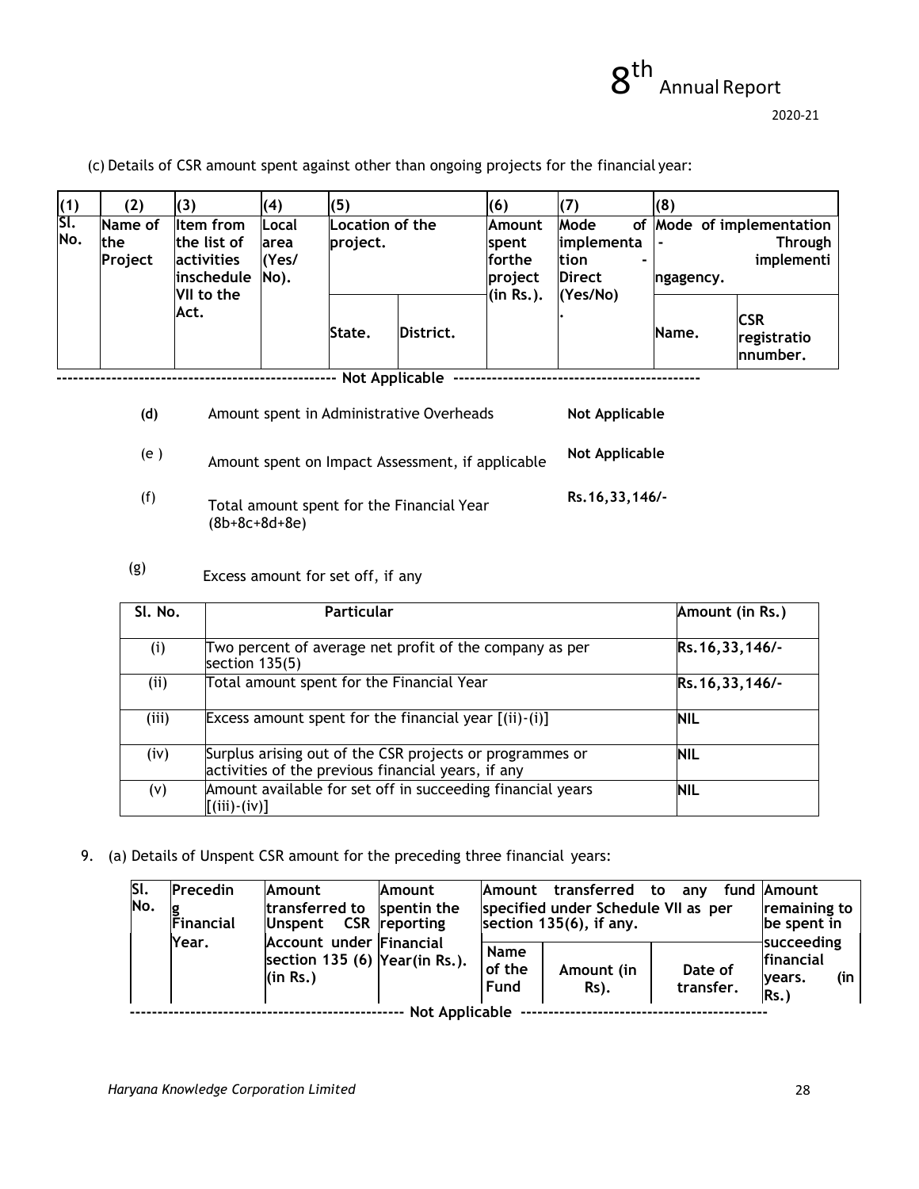(c) Details of CSR amount spent against other than ongoing projects for the financial year:

| (1) | (2) | (3) | (4) | (5) | | (6) | (7) | (8) | |
|---|---|---|---|---|---|---|---|---|---|
| Sl. No. | Name of the Project | Item from the list of activities inschedule VII to the Act. | Local area (Yes/ No). | Location of the project. | | Amount spent forthe project (in Rs.). | Mode of implementa tion - Direct (Yes/No) . | Mode of implementation - Through implementi ngagency. | |
| | | | | State. | District. | | | Name. | CSR registratio nnumber. |

------------------------------------------------- Not Applicable -------------------------------------------

| | | |
|---|---|---|
| **(d)** | Amount spent in Administrative Overheads | **Not Applicable** |
| (e ) | Amount spent on Impact Assessment, if applicable | **Not Applicable** |
| (f) | Total amount spent for the Financial Year (8b+8c+8d+8e) | **Rs.16,33,146/-** |

(g) Excess amount for set off, if any

| Sl. No. | Particular | Amount (in Rs.) |
|---|---|---|
| (i) | Two percent of average net profit of the company as per section 135(5) | **Rs.16,33,146/-** |
| (ii) | Total amount spent for the Financial Year | **Rs.16,33,146/-** |
| (iii) | Excess amount spent for the financial year [(ii)-(i)] | **NIL** |
| (iv) | Surplus arising out of the CSR projects or programmes or activities of the previous financial years, if any | **NIL** |
| (v) | Amount available for set off in succeeding financial years [(iii)-(iv)] | **NIL** |

9. (a) Details of Unspent CSR amount for the preceding three financial years:

| Sl. No. | Preceding Financial Year. | Amount transferred to Unspent CSR Account under section 135 (6) (in Rs.) | Amount spentin the reporting Financial Year(in Rs.). | Amount transferred to any fund specified under Schedule VII as per section 135(6), if any. | | | Amount remaining to be spent in succeeding financial years. (in Rs.) |
|---|---|---|---|---|---|---|---|
| | | | | Name of the Fund | Amount (in Rs). | Date of transfer. | |

------------------------------------------------- Not Applicable -------------------------------------------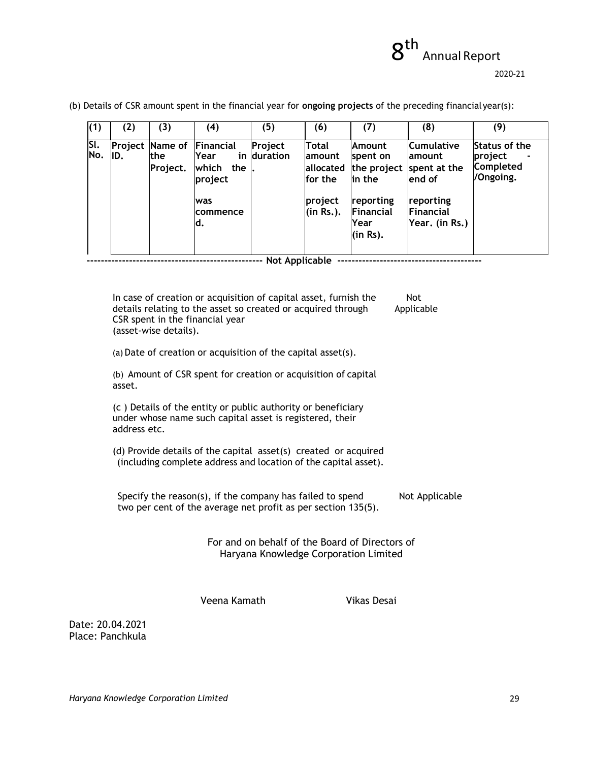(b) Details of CSR amount spent in the financial year for **ongoing projects** of the preceding financial year(s):

| (1) | (2) | (3) | (4) | (5) | (6) | (7) | (8) | (9) |
|---|---|---|---|---|---|---|---|---|
| Sl. No. | Project ID. | Name of the Project. | Financial Year in which the project was commenced. | Project duration. | Total amount allocated for the project (in Rs.). | Amount spent on the project in the reporting Financial Year (in Rs). | Cumulative amount spent at the end of reporting Financial Year. (in Rs.) | Status of the project - Completed /Ongoing. |

------------------------------------------------- **Not Applicable** ----------------------------------------

In case of creation or acquisition of capital asset, furnish the details relating to the asset so created or acquired through CSR spent in the financial year (asset-wise details). — Not Applicable

(a) Date of creation or acquisition of the capital asset(s).

(b) Amount of CSR spent for creation or acquisition of capital asset.

(c ) Details of the entity or public authority or beneficiary under whose name such capital asset is registered, their address etc.

(d) Provide details of the capital asset(s) created or acquired (including complete address and location of the capital asset).

Specify the reason(s), if the company has failed to spend two per cent of the average net profit as per section 135(5). — Not Applicable

For and on behalf of the Board of Directors of
Haryana Knowledge Corporation Limited

Veena Kamath Vikas Desai

Date: 20.04.2021
Place: Panchkula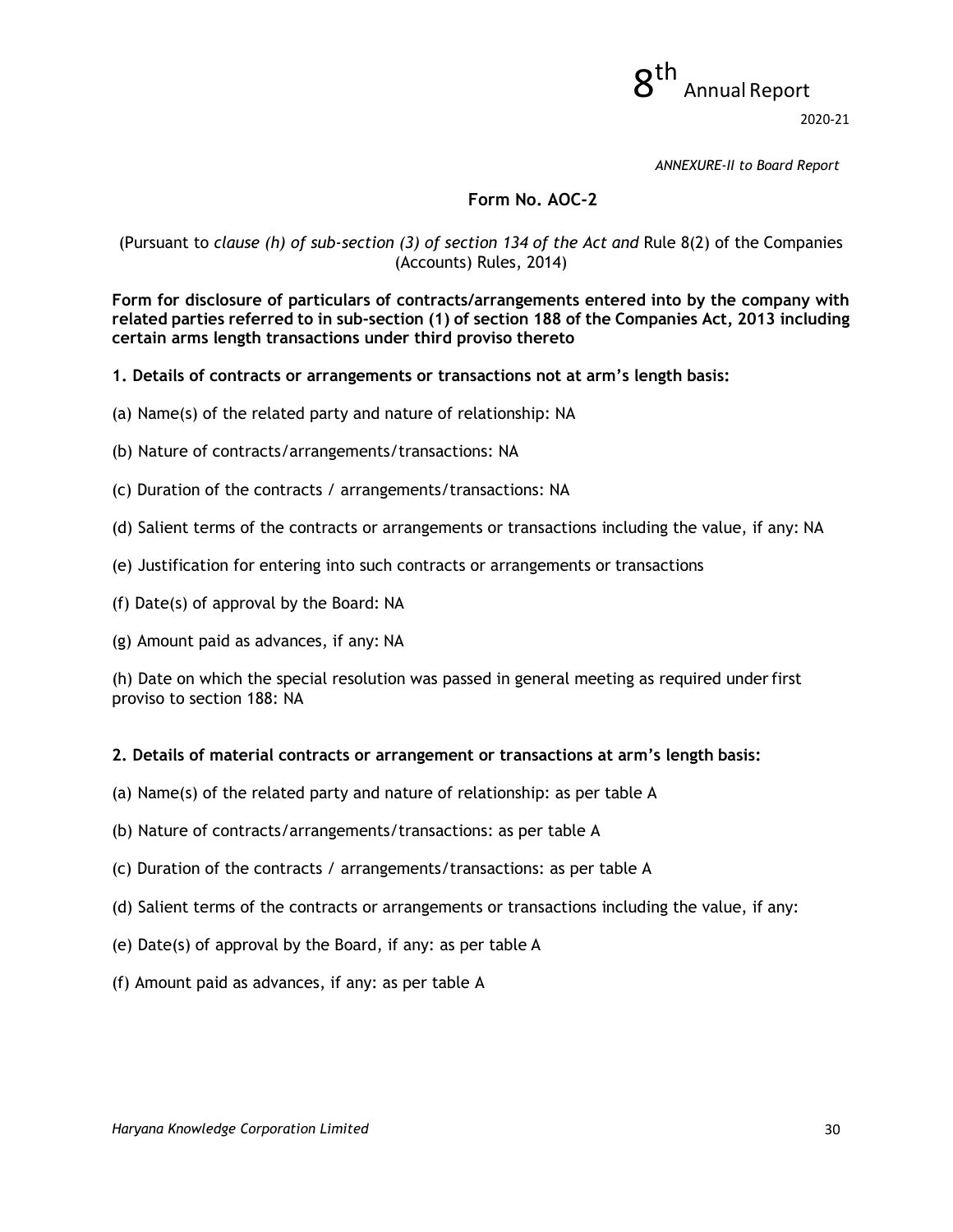*ANNEXURE-II to Board Report*

## Form No. AOC-2

(Pursuant to *clause (h) of sub-section (3) of section 134 of the Act and* Rule 8(2) of the Companies (Accounts) Rules, 2014)

**Form for disclosure of particulars of contracts/arrangements entered into by the company with related parties referred to in sub-section (1) of section 188 of the Companies Act, 2013 including certain arms length transactions under third proviso thereto**

**1. Details of contracts or arrangements or transactions not at arm's length basis:**

(a) Name(s) of the related party and nature of relationship: NA

(b) Nature of contracts/arrangements/transactions: NA

(c) Duration of the contracts / arrangements/transactions: NA

(d) Salient terms of the contracts or arrangements or transactions including the value, if any: NA

(e) Justification for entering into such contracts or arrangements or transactions

(f) Date(s) of approval by the Board: NA

(g) Amount paid as advances, if any: NA

(h) Date on which the special resolution was passed in general meeting as required under first proviso to section 188: NA

**2. Details of material contracts or arrangement or transactions at arm's length basis:**

(a) Name(s) of the related party and nature of relationship: as per table A

(b) Nature of contracts/arrangements/transactions: as per table A

(c) Duration of the contracts / arrangements/transactions: as per table A

(d) Salient terms of the contracts or arrangements or transactions including the value, if any:

(e) Date(s) of approval by the Board, if any: as per table A

(f) Amount paid as advances, if any: as per table A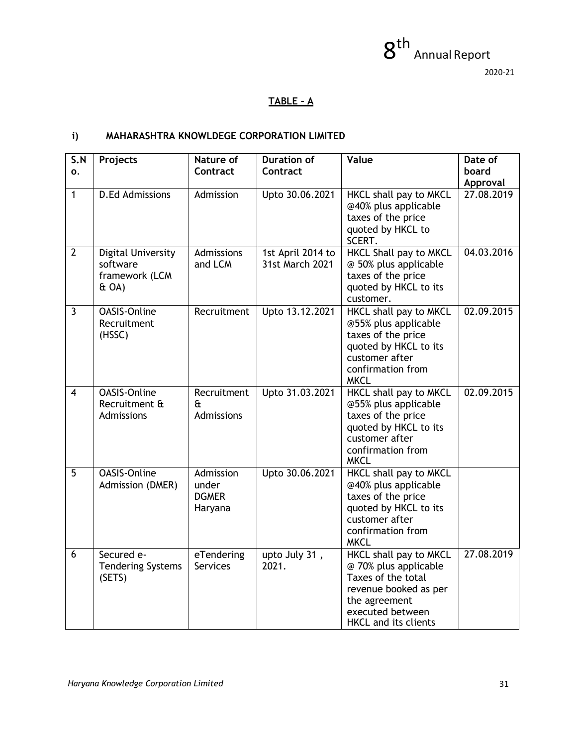## TABLE – A

### i) MAHARASHTRA KNOWLDEGE CORPORATION LIMITED

| S.No. | Projects | Nature of Contract | Duration of Contract | Value | Date of board Approval |
|---|---|---|---|---|---|
| 1 | D.Ed Admissions | Admission | Upto 30.06.2021 | HKCL shall pay to MKCL @40% plus applicable taxes of the price quoted by HKCL to SCERT. | 27.08.2019 |
| 2 | Digital University software framework (LCM & OA) | Admissions and LCM | 1st April 2014 to 31st March 2021 | HKCL Shall pay to MKCL @ 50% plus applicable taxes of the price quoted by HKCL to its customer. | 04.03.2016 |
| 3 | OASIS-Online Recruitment (HSSC) | Recruitment | Upto 13.12.2021 | HKCL shall pay to MKCL @55% plus applicable taxes of the price quoted by HKCL to its customer after confirmation from MKCL | 02.09.2015 |
| 4 | OASIS-Online Recruitment & Admissions | Recruitment & Admissions | Upto 31.03.2021 | HKCL shall pay to MKCL @55% plus applicable taxes of the price quoted by HKCL to its customer after confirmation from MKCL | 02.09.2015 |
| 5 | OASIS-Online Admission (DMER) | Admission under DGMER Haryana | Upto 30.06.2021 | HKCL shall pay to MKCL @40% plus applicable taxes of the price quoted by HKCL to its customer after confirmation from MKCL | |
| 6 | Secured e-Tendering Systems (SETS) | eTendering Services | upto July 31 , 2021. | HKCL shall pay to MKCL @ 70% plus applicable Taxes of the total revenue booked as per the agreement executed between HKCL and its clients | 27.08.2019 |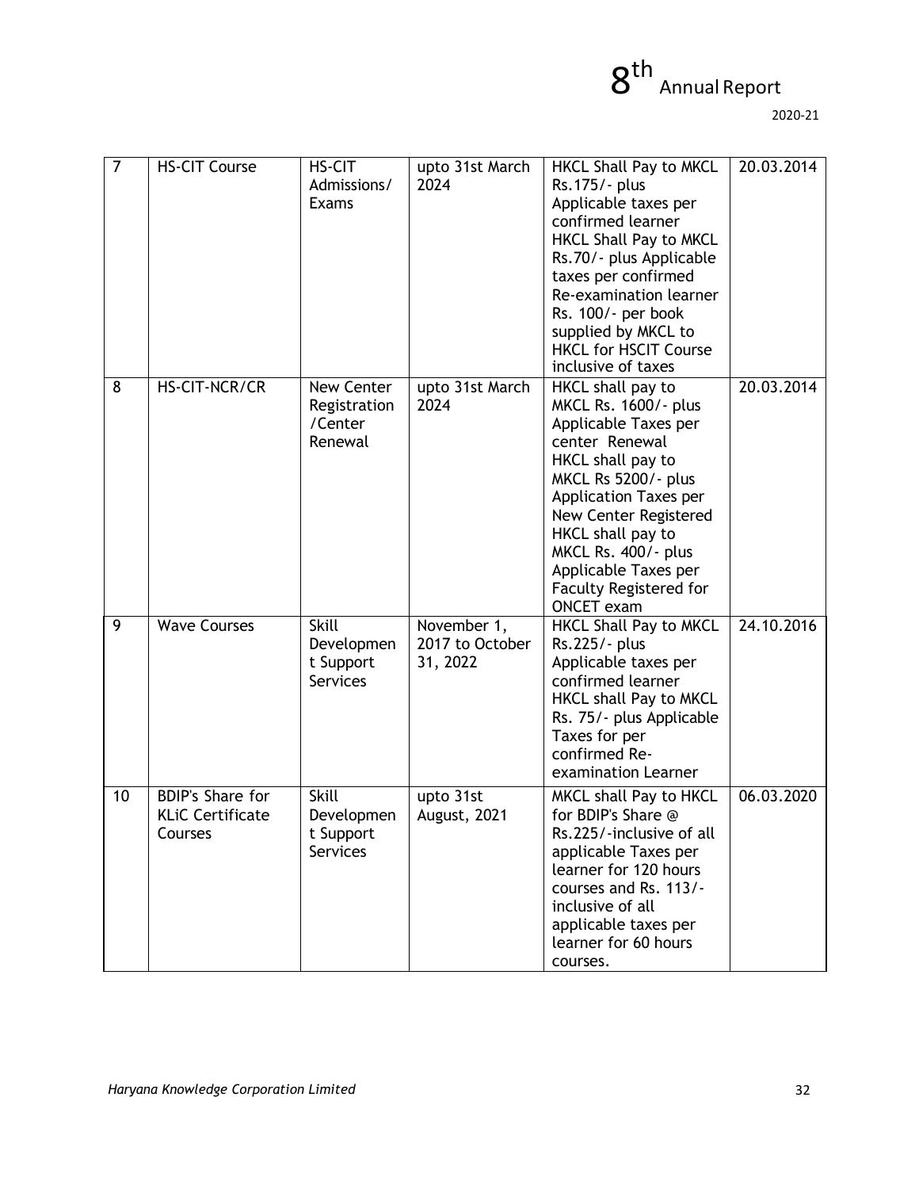| 7 | HS-CIT Course | HS-CIT Admissions/ Exams | upto 31st March 2024 | HKCL Shall Pay to MKCL Rs.175/- plus Applicable taxes per confirmed learner HKCL Shall Pay to MKCL Rs.70/- plus Applicable taxes per confirmed Re-examination learner Rs. 100/- per book supplied by MKCL to HKCL for HSCIT Course inclusive of taxes | 20.03.2014 |
|---|---|---|---|---|---|
| 8 | HS-CIT-NCR/CR | New Center Registration /Center Renewal | upto 31st March 2024 | HKCL shall pay to MKCL Rs. 1600/- plus Applicable Taxes per center Renewal HKCL shall pay to MKCL Rs 5200/- plus Application Taxes per New Center Registered HKCL shall pay to MKCL Rs. 400/- plus Applicable Taxes per Faculty Registered for ONCET exam | 20.03.2014 |
| 9 | Wave Courses | Skill Development Support Services | November 1, 2017 to October 31, 2022 | HKCL Shall Pay to MKCL Rs.225/- plus Applicable taxes per confirmed learner HKCL shall Pay to MKCL Rs. 75/- plus Applicable Taxes for per confirmed Re-examination Learner | 24.10.2016 |
| 10 | BDIP's Share for KLiC Certificate Courses | Skill Development Support Services | upto 31st August, 2021 | MKCL shall Pay to HKCL for BDIP's Share @ Rs.225/-inclusive of all applicable Taxes per learner for 120 hours courses and Rs. 113/- inclusive of all applicable taxes per learner for 60 hours courses. | 06.03.2020 |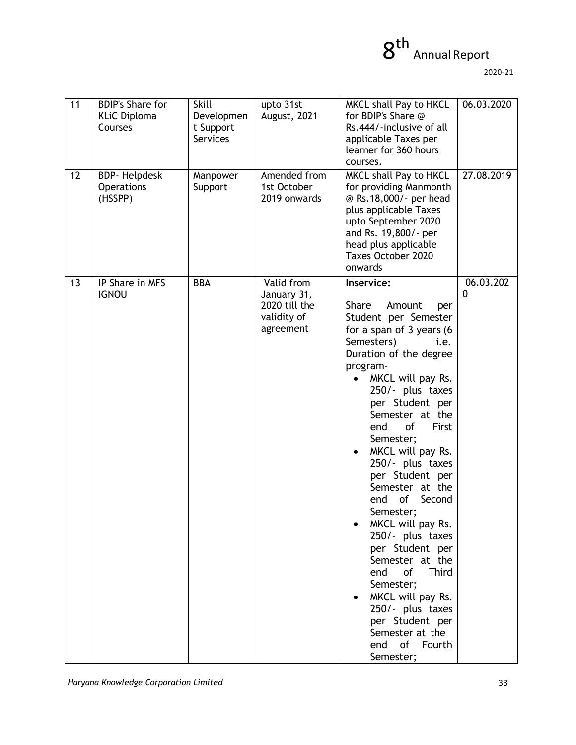| 11 | BDIP's Share for KLiC Diploma Courses | Skill Development Support Services | upto 31st August, 2021 | MKCL shall Pay to HKCL for BDIP's Share @ Rs.444/-inclusive of all applicable Taxes per learner for 360 hours courses. | 06.03.2020 |
|---|---|---|---|---|---|
| 12 | BDP- Helpdesk Operations (HSSPP) | Manpower Support | Amended from 1st October 2019 onwards | MKCL shall Pay to HKCL for providing Manmonth @ Rs.18,000/- per head plus applicable Taxes upto September 2020 and Rs. 19,800/- per head plus applicable Taxes October 2020 onwards | 27.08.2019 |
| 13 | IP Share in MFS IGNOU | BBA | Valid from January 31, 2020 till the validity of agreement | **Inservice:**<br><br>Share Amount per Student per Semester for a span of 3 years (6 Semesters) i.e. Duration of the degree program-<br>• MKCL will pay Rs. 250/- plus taxes per Student per Semester at the end of First Semester;<br>• MKCL will pay Rs. 250/- plus taxes per Student per Semester at the end of Second Semester;<br>• MKCL will pay Rs. 250/- plus taxes per Student per Semester at the end of Third Semester;<br>• MKCL will pay Rs. 250/- plus taxes per Student per Semester at the end of Fourth Semester; | 06.03.2020 |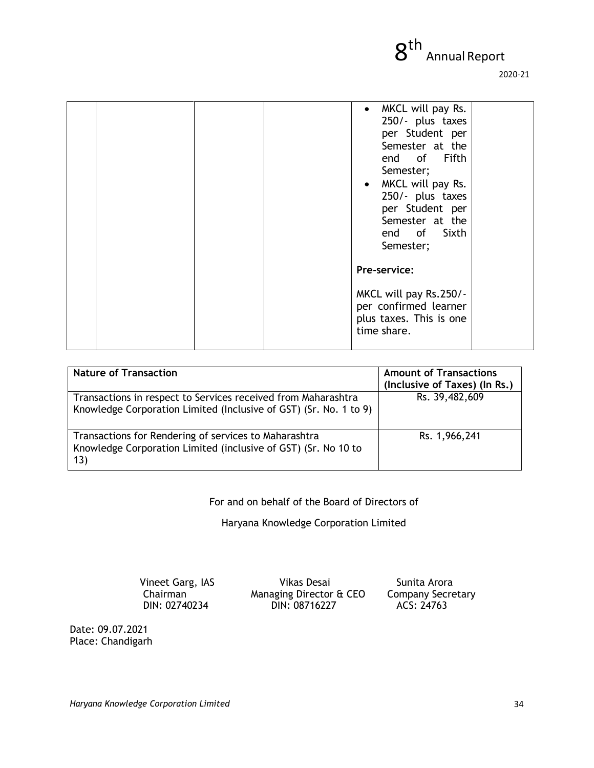|  |  |  |  | • MKCL will pay Rs. 250/- plus taxes per Student per Semester at the end of Fifth Semester;<br>• MKCL will pay Rs. 250/- plus taxes per Student per Semester at the end of Sixth Semester;<br><br>**Pre-service:**<br><br>MKCL will pay Rs.250/- per confirmed learner plus taxes. This is one time share. |  |
|---|---|---|---|---|---|

| Nature of Transaction | Amount of Transactions (Inclusive of Taxes) (In Rs.) |
|---|---|
| Transactions in respect to Services received from Maharashtra Knowledge Corporation Limited (Inclusive of GST) (Sr. No. 1 to 9) | Rs. 39,482,609 |
| Transactions for Rendering of services to Maharashtra Knowledge Corporation Limited (inclusive of GST) (Sr. No 10 to 13) | Rs. 1,966,241 |

For and on behalf of the Board of Directors of

Haryana Knowledge Corporation Limited

| Vineet Garg, IAS | Vikas Desai | Sunita Arora |
|---|---|---|
| Chairman | Managing Director & CEO | Company Secretary |
| DIN: 02740234 | DIN: 08716227 | ACS: 24763 |

Date: 09.07.2021
Place: Chandigarh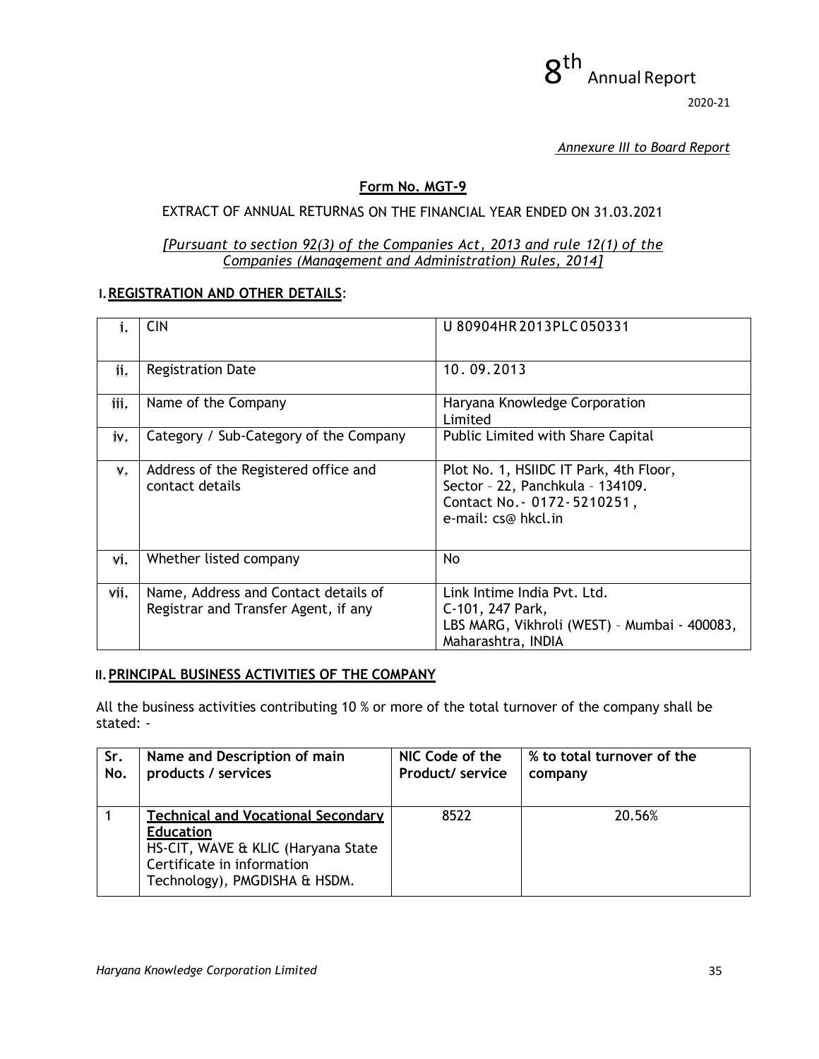*Annexure III to Board Report*

## Form No. MGT-9

EXTRACT OF ANNUAL RETURNAS ON THE FINANCIAL YEAR ENDED ON 31.03.2021

*[Pursuant to section 92(3) of the Companies Act, 2013 and rule 12(1) of the Companies (Management and Administration) Rules, 2014]*

### I. REGISTRATION AND OTHER DETAILS:

| | | |
|---|---|---|
| i. | CIN | U 80904HR 2013PLC 050331 |
| ii. | Registration Date | 10. 09. 2013 |
| iii. | Name of the Company | Haryana Knowledge Corporation Limited |
| iv. | Category / Sub-Category of the Company | Public Limited with Share Capital |
| v. | Address of the Registered office and contact details | Plot No. 1, HSIIDC IT Park, 4th Floor, Sector – 22, Panchkula – 134109. Contact No.- 0172- 5210251, e-mail: cs@ hkcl.in |
| vi. | Whether listed company | No |
| vii. | Name, Address and Contact details of Registrar and Transfer Agent, if any | Link Intime India Pvt. Ltd. C-101, 247 Park, LBS MARG, Vikhroli (WEST) – Mumbai - 400083, Maharashtra, INDIA |

### II. PRINCIPAL BUSINESS ACTIVITIES OF THE COMPANY

All the business activities contributing 10 % or more of the total turnover of the company shall be stated: -

| Sr. No. | Name and Description of main products / services | NIC Code of the Product/ service | % to total turnover of the company |
|---|---|---|---|
| 1 | **Technical and Vocational Secondary Education** HS-CIT, WAVE & KLIC (Haryana State Certificate in information Technology), PMGDISHA & HSDM. | 8522 | 20.56% |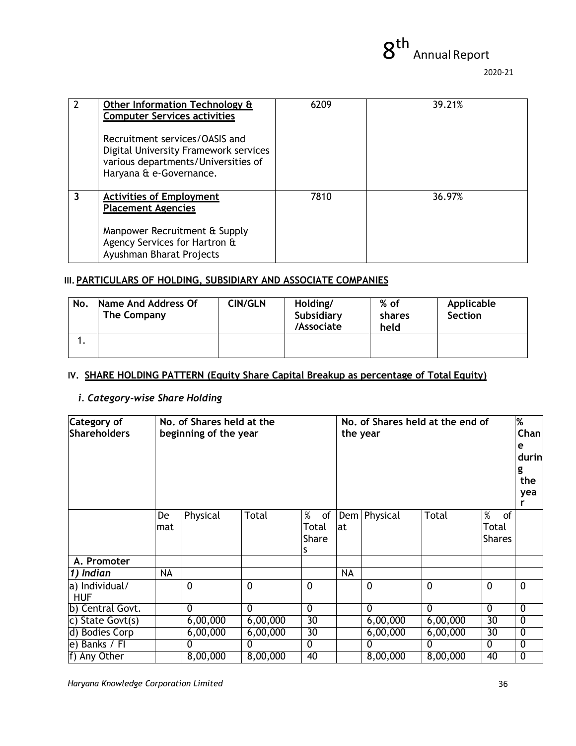| 2 | **Other Information Technology & Computer Services activities**<br><br>Recruitment services/OASIS and Digital University Framework services various departments/Universities of Haryana & e-Governance. | 6209 | 39.21% |
|---|---|---|---|
| **3** | **Activities of Employment Placement Agencies**<br><br>Manpower Recruitment & Supply Agency Services for Hartron & Ayushman Bharat Projects | 7810 | 36.97% |

### III. PARTICULARS OF HOLDING, SUBSIDIARY AND ASSOCIATE COMPANIES

| No. | Name And Address Of The Company | CIN/GLN | Holding/ Subsidiary /Associate | % of shares held | Applicable Section |
|---|---|---|---|---|---|
| 1. | | | | | |

### IV. SHARE HOLDING PATTERN (Equity Share Capital Breakup as percentage of Total Equity)

#### *i. Category-wise Share Holding*

| Category of Shareholders | No. of Shares held at the beginning of the year | | | | No. of Shares held at the end of the year | | | | % Change during the year |
|---|---|---|---|---|---|---|---|---|---|
| | Demat | Physical | Total | % of Total Shares | Demat | Physical | Total | % of Total Shares | |
| **A. Promoter** | | | | | | | | | |
| ***1) Indian*** | NA | | | | NA | | | | |
| a) Individual/ HUF | | 0 | 0 | 0 | | 0 | 0 | 0 | 0 |
| b) Central Govt. | | 0 | 0 | 0 | | 0 | 0 | 0 | 0 |
| c) State Govt(s) | | 6,00,000 | 6,00,000 | 30 | | 6,00,000 | 6,00,000 | 30 | 0 |
| d) Bodies Corp | | 6,00,000 | 6,00,000 | 30 | | 6,00,000 | 6,00,000 | 30 | 0 |
| e) Banks / FI | | 0 | 0 | 0 | | 0 | 0 | 0 | 0 |
| f) Any Other | | 8,00,000 | 8,00,000 | 40 | | 8,00,000 | 8,00,000 | 40 | 0 |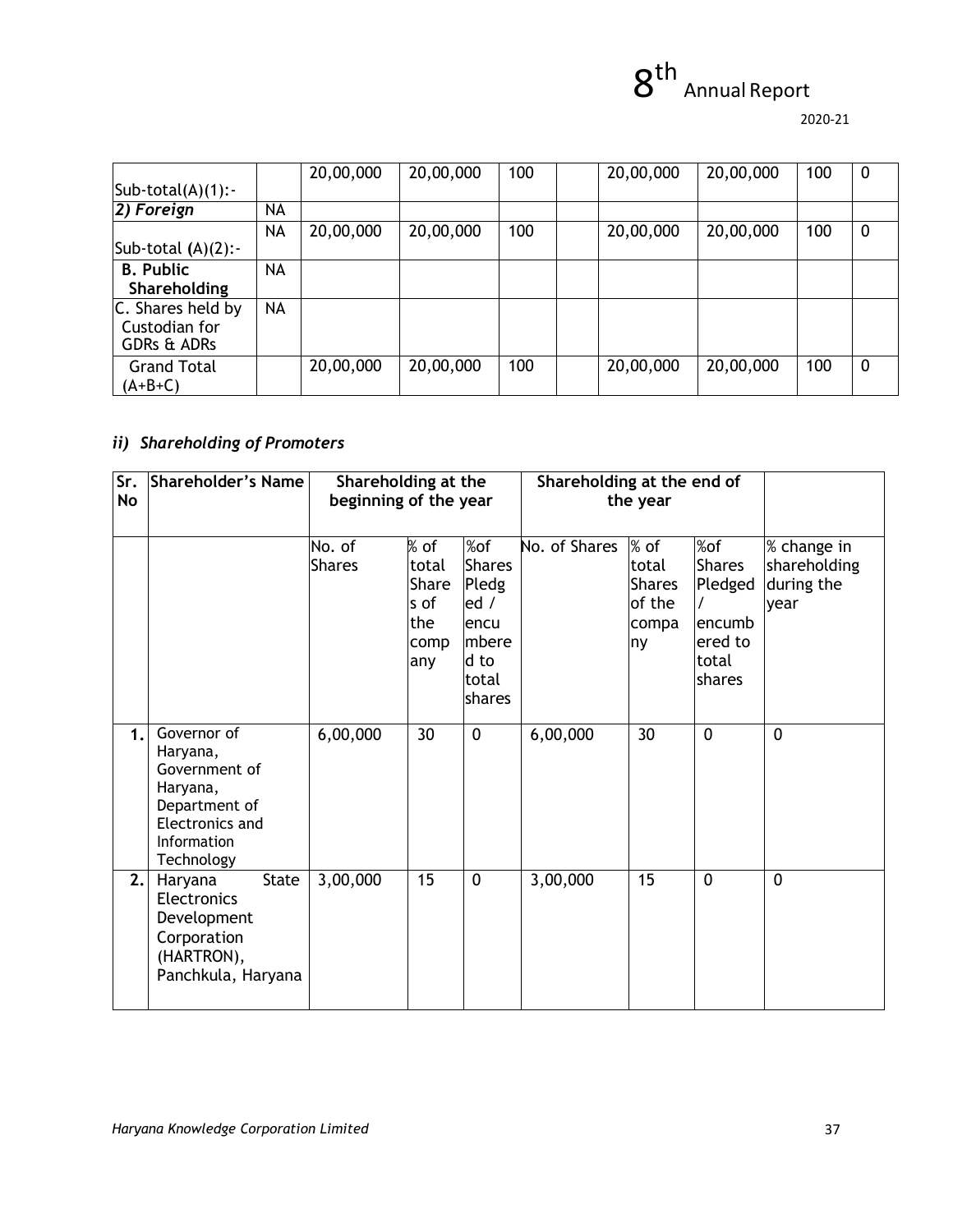| | | | | | | | | | |
|---|---|---|---|---|---|---|---|---|---|
| Sub-total(A)(1):- | | 20,00,000 | 20,00,000 | 100 | | 20,00,000 | 20,00,000 | 100 | 0 |
| ***2) Foreign*** | NA | | | | | | | | |
| Sub-total (A)(2):- | NA | 20,00,000 | 20,00,000 | 100 | | 20,00,000 | 20,00,000 | 100 | 0 |
| **B. Public Shareholding** | NA | | | | | | | | |
| C. Shares held by Custodian for GDRs & ADRs | NA | | | | | | | | |
| Grand Total (A+B+C) | | 20,00,000 | 20,00,000 | 100 | | 20,00,000 | 20,00,000 | 100 | 0 |

## *ii) Shareholding of Promoters*

| Sr. No | Shareholder's Name | Shareholding at the beginning of the year | | | Shareholding at the end of the year | | | |
|---|---|---|---|---|---|---|---|---|
| | | No. of Shares | % of total Shares of the company | %of Shares Pledged / encumbered to total shares | No. of Shares | % of total Shares of the company | %of Shares Pledged / encumbered to total shares | % change in shareholding during the year |
| 1. | Governor of Haryana, Government of Haryana, Department of Electronics and Information Technology | 6,00,000 | 30 | 0 | 6,00,000 | 30 | 0 | 0 |
| 2. | Haryana State Electronics Development Corporation (HARTRON), Panchkula, Haryana | 3,00,000 | 15 | 0 | 3,00,000 | 15 | 0 | 0 |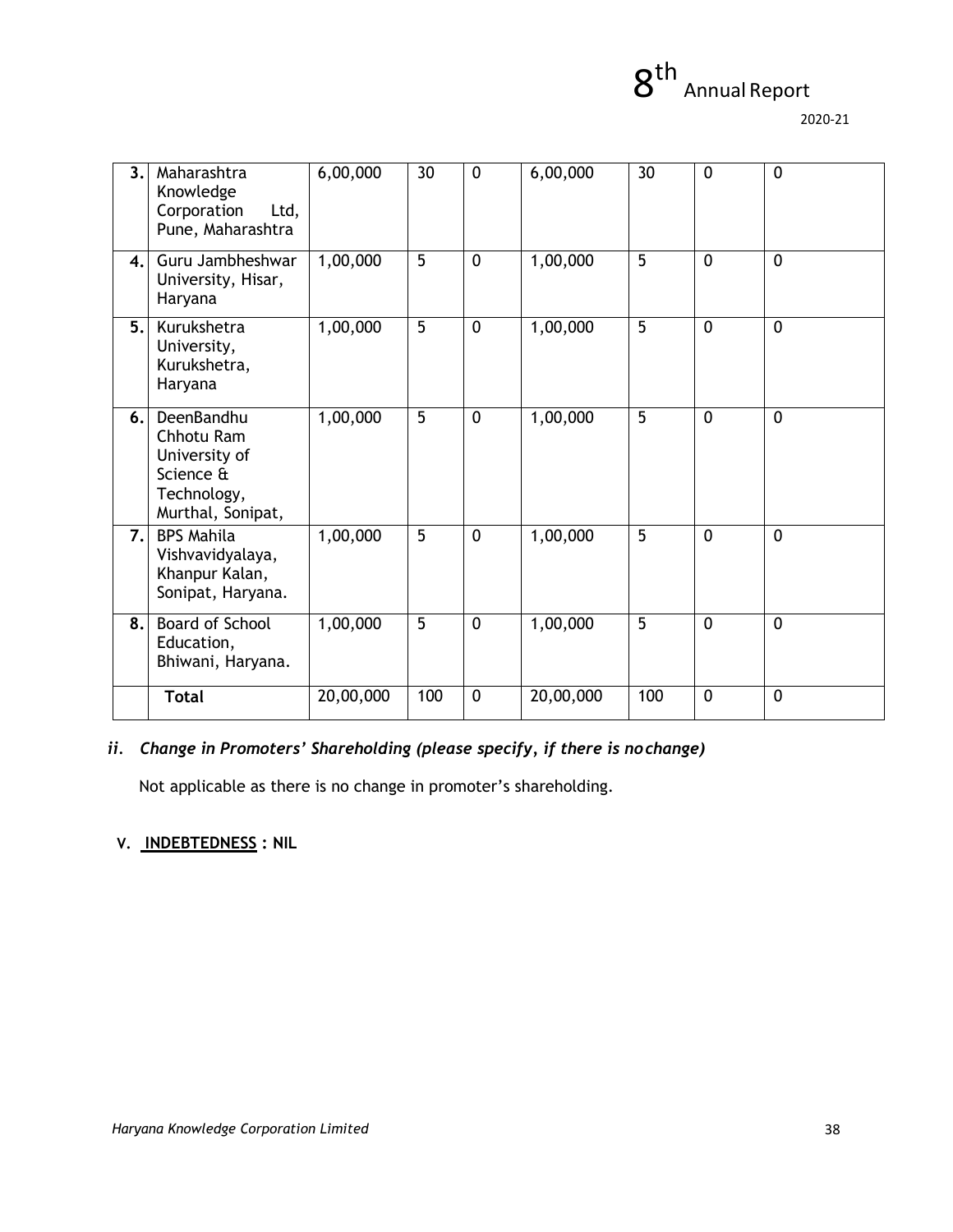| 3. | Maharashtra Knowledge Corporation Ltd, Pune, Maharashtra | 6,00,000 | 30 | 0 | 6,00,000 | 30 | 0 | 0 |
|---|---|---|---|---|---|---|---|---|
| 4. | Guru Jambheshwar University, Hisar, Haryana | 1,00,000 | 5 | 0 | 1,00,000 | 5 | 0 | 0 |
| 5. | Kurukshetra University, Kurukshetra, Haryana | 1,00,000 | 5 | 0 | 1,00,000 | 5 | 0 | 0 |
| 6. | DeenBandhu Chhotu Ram University of Science & Technology, Murthal, Sonipat, | 1,00,000 | 5 | 0 | 1,00,000 | 5 | 0 | 0 |
| 7. | BPS Mahila Vishvavidyalaya, Khanpur Kalan, Sonipat, Haryana. | 1,00,000 | 5 | 0 | 1,00,000 | 5 | 0 | 0 |
| 8. | Board of School Education, Bhiwani, Haryana. | 1,00,000 | 5 | 0 | 1,00,000 | 5 | 0 | 0 |
| | **Total** | 20,00,000 | 100 | 0 | 20,00,000 | 100 | 0 | 0 |

***ii. Change in Promoters' Shareholding (please specify, if there is nochange)***

Not applicable as there is no change in promoter's shareholding.

**V. <u>INDEBTEDNESS</u> : NIL**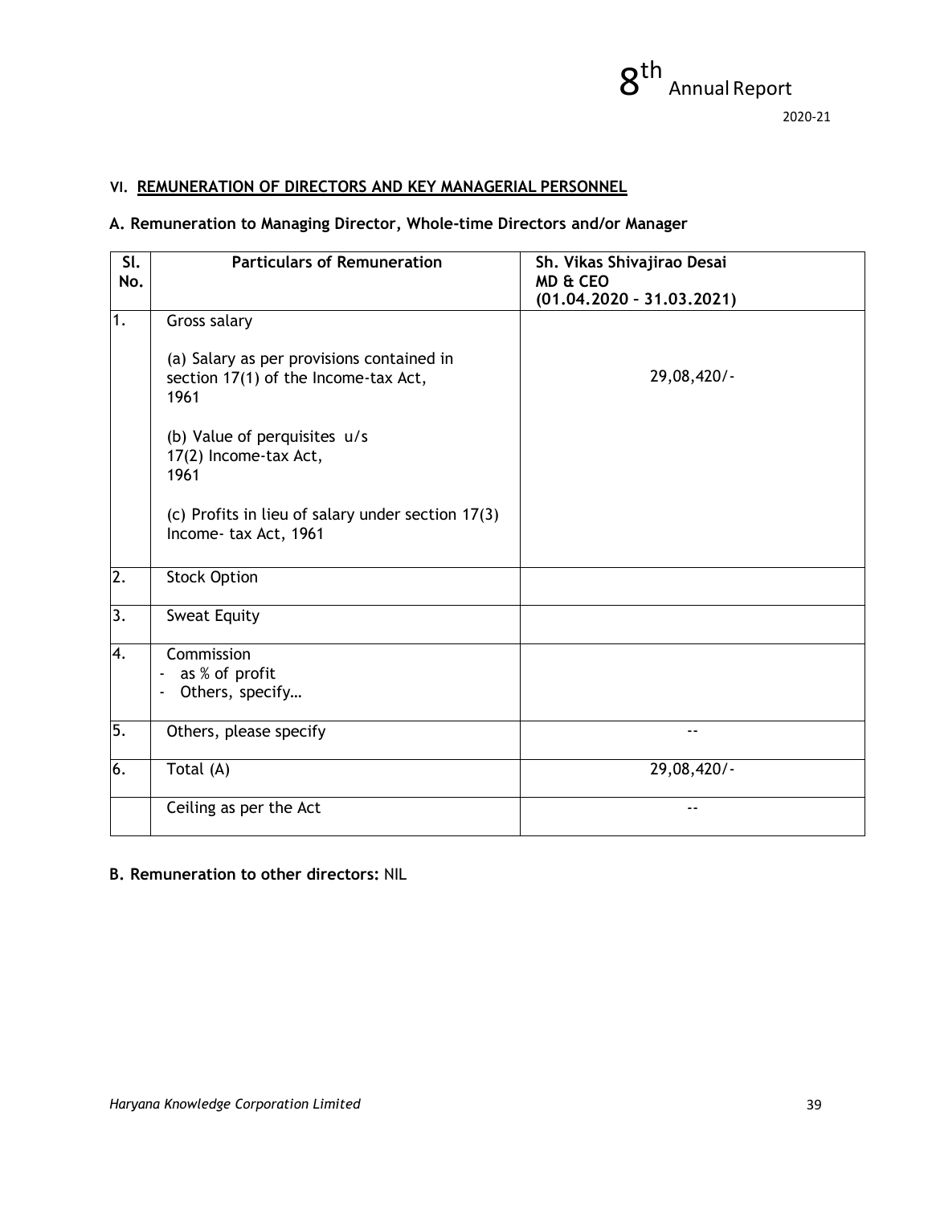### VI. REMUNERATION OF DIRECTORS AND KEY MANAGERIAL PERSONNEL

**A. Remuneration to Managing Director, Whole-time Directors and/or Manager**

| Sl. No. | Particulars of Remuneration | Sh. Vikas Shivajirao Desai MD & CEO (01.04.2020 – 31.03.2021) |
|---|---|---|
| 1. | Gross salary<br><br>(a) Salary as per provisions contained in section 17(1) of the Income-tax Act, 1961<br><br>(b) Value of perquisites u/s 17(2) Income-tax Act, 1961<br><br>(c) Profits in lieu of salary under section 17(3) Income- tax Act, 1961 | 29,08,420/- |
| 2. | Stock Option | |
| 3. | Sweat Equity | |
| 4. | Commission<br>- as % of profit<br>- Others, specify… | |
| 5. | Others, please specify | -- |
| 6. | Total (A) | 29,08,420/- |
| | Ceiling as per the Act | -- |

**B. Remuneration to other directors:** NIL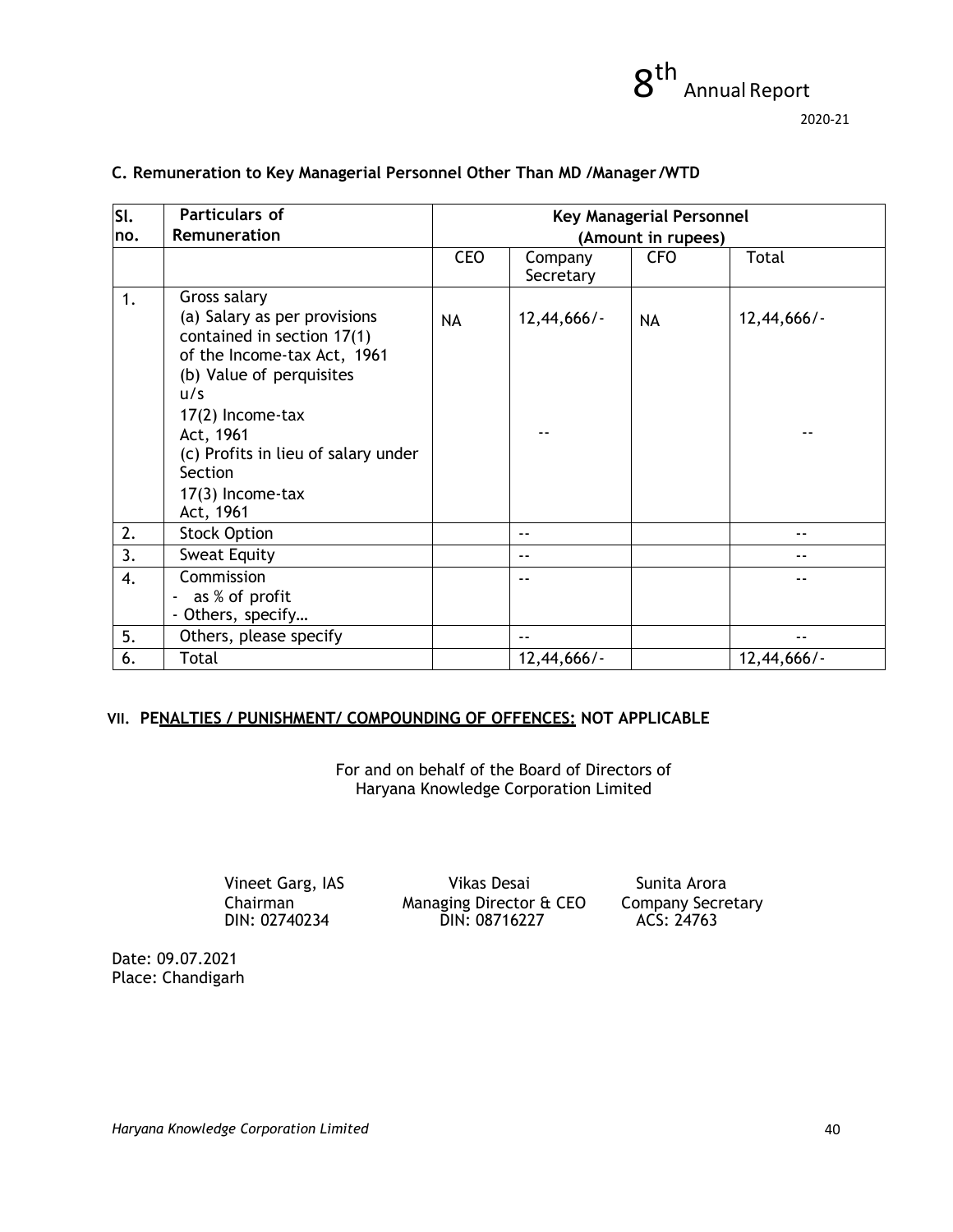**C. Remuneration to Key Managerial Personnel Other Than MD /Manager /WTD**

| Sl. no. | Particulars of Remuneration | Key Managerial Personnel (Amount in rupees) | | | |
|---|---|---|---|---|---|
| | | CEO | Company Secretary | CFO | Total |
| 1. | Gross salary<br>(a) Salary as per provisions contained in section 17(1) of the Income-tax Act, 1961<br>(b) Value of perquisites u/s 17(2) Income-tax Act, 1961<br>(c) Profits in lieu of salary under Section 17(3) Income-tax Act, 1961 | NA | 12,44,666/-<br><br>-- | NA | 12,44,666/-<br><br>-- |
| 2. | Stock Option | | -- | | -- |
| 3. | Sweat Equity | | -- | | -- |
| 4. | Commission<br>- as % of profit<br>- Others, specify… | | -- | | -- |
| 5. | Others, please specify | | -- | | -- |
| 6. | Total | | 12,44,666/- | | 12,44,666/- |

**VII. PENALTIES / PUNISHMENT/ COMPOUNDING OF OFFENCES: NOT APPLICABLE**

For and on behalf of the Board of Directors of
Haryana Knowledge Corporation Limited

Vineet Garg, IAS
Chairman
DIN: 02740234

Vikas Desai
Managing Director & CEO
DIN: 08716227

Sunita Arora
Company Secretary
ACS: 24763

Date: 09.07.2021
Place: Chandigarh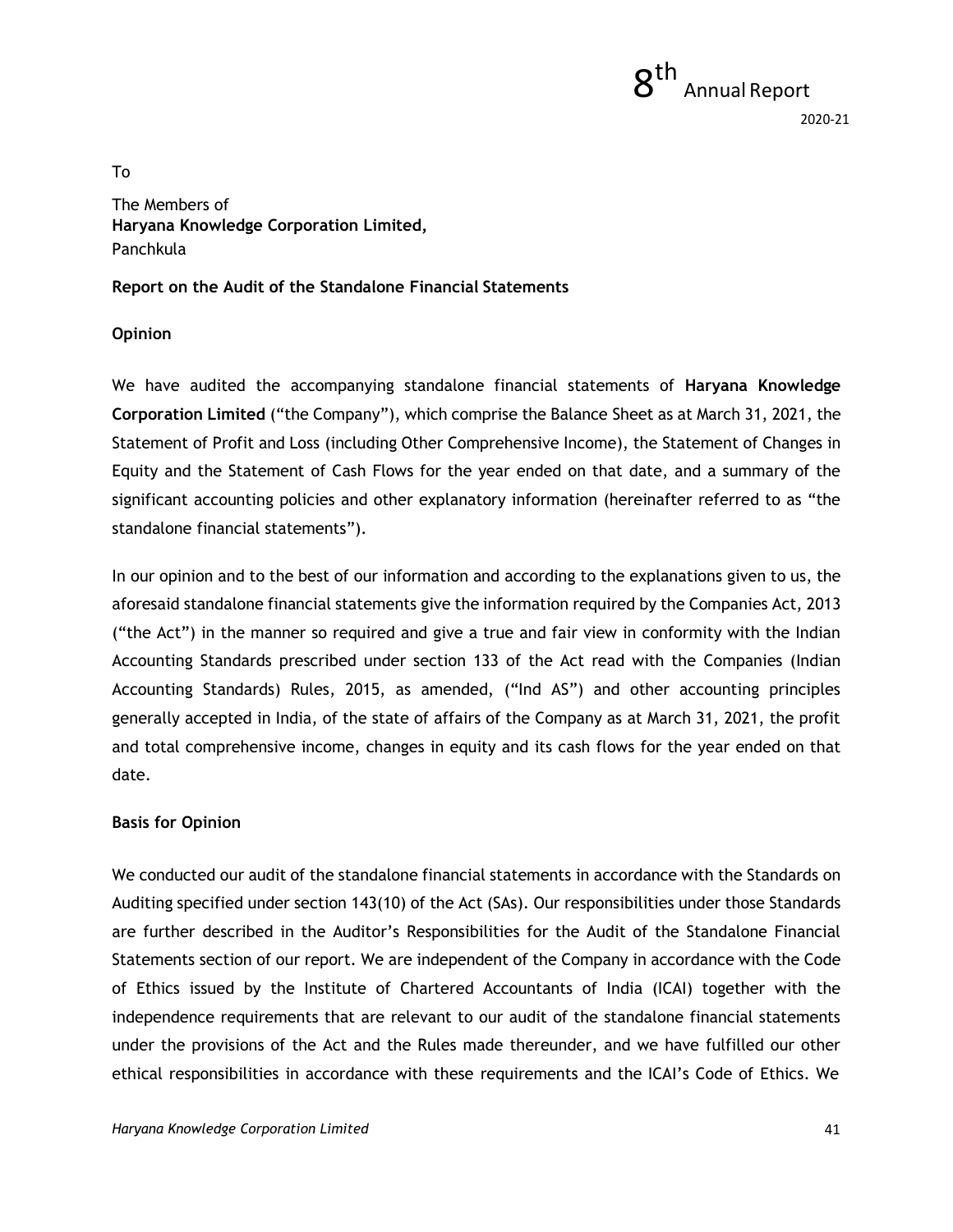To

The Members of
**Haryana Knowledge Corporation Limited,**
Panchkula

**Report on the Audit of the Standalone Financial Statements**

**Opinion**

We have audited the accompanying standalone financial statements of **Haryana Knowledge Corporation Limited** ("the Company"), which comprise the Balance Sheet as at March 31, 2021, the Statement of Profit and Loss (including Other Comprehensive Income), the Statement of Changes in Equity and the Statement of Cash Flows for the year ended on that date, and a summary of the significant accounting policies and other explanatory information (hereinafter referred to as "the standalone financial statements").

In our opinion and to the best of our information and according to the explanations given to us, the aforesaid standalone financial statements give the information required by the Companies Act, 2013 ("the Act") in the manner so required and give a true and fair view in conformity with the Indian Accounting Standards prescribed under section 133 of the Act read with the Companies (Indian Accounting Standards) Rules, 2015, as amended, ("Ind AS") and other accounting principles generally accepted in India, of the state of affairs of the Company as at March 31, 2021, the profit and total comprehensive income, changes in equity and its cash flows for the year ended on that date.

**Basis for Opinion**

We conducted our audit of the standalone financial statements in accordance with the Standards on Auditing specified under section 143(10) of the Act (SAs). Our responsibilities under those Standards are further described in the Auditor's Responsibilities for the Audit of the Standalone Financial Statements section of our report. We are independent of the Company in accordance with the Code of Ethics issued by the Institute of Chartered Accountants of India (ICAI) together with the independence requirements that are relevant to our audit of the standalone financial statements under the provisions of the Act and the Rules made thereunder, and we have fulfilled our other ethical responsibilities in accordance with these requirements and the ICAI's Code of Ethics. We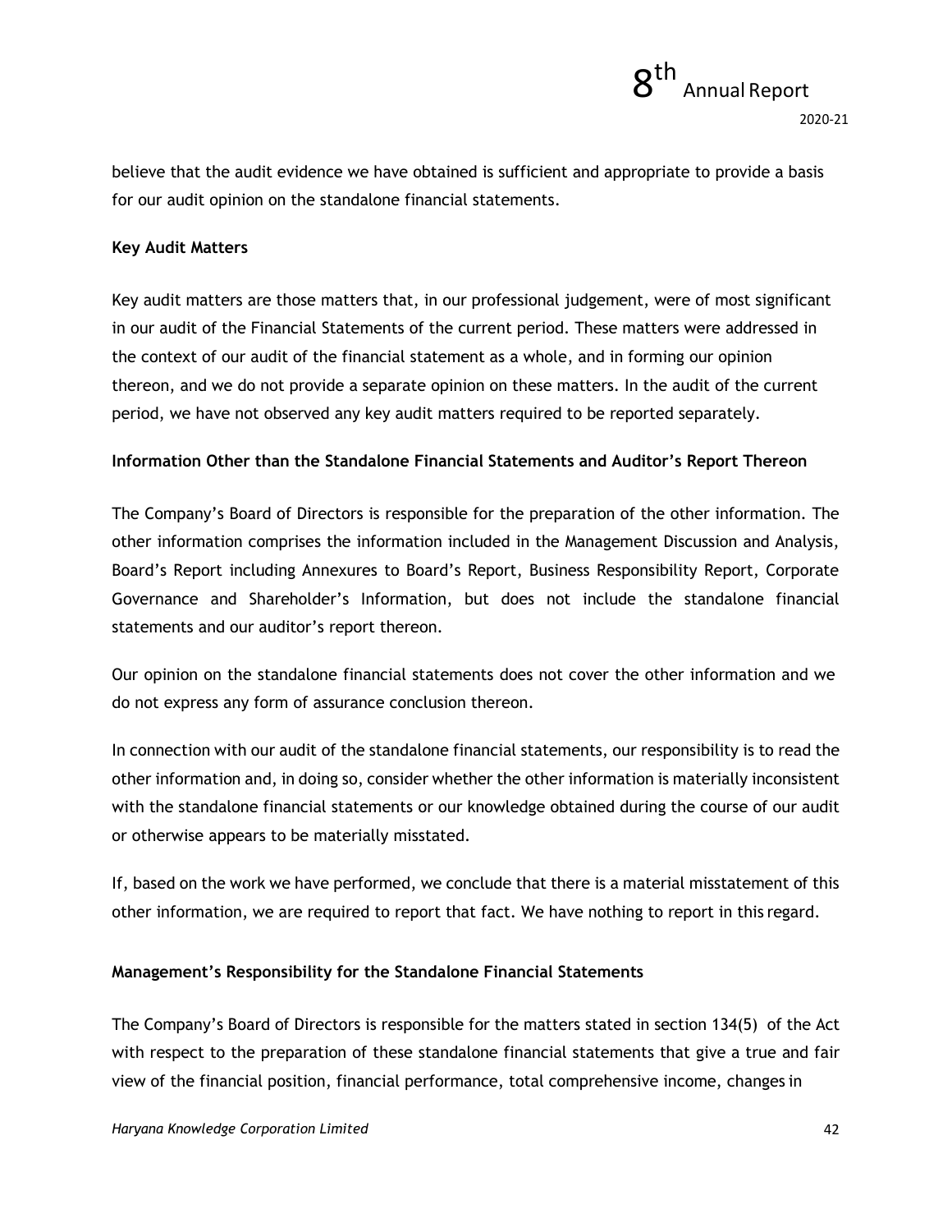believe that the audit evidence we have obtained is sufficient and appropriate to provide a basis for our audit opinion on the standalone financial statements.

**Key Audit Matters**

Key audit matters are those matters that, in our professional judgement, were of most significant in our audit of the Financial Statements of the current period. These matters were addressed in the context of our audit of the financial statement as a whole, and in forming our opinion thereon, and we do not provide a separate opinion on these matters. In the audit of the current period, we have not observed any key audit matters required to be reported separately.

**Information Other than the Standalone Financial Statements and Auditor's Report Thereon**

The Company's Board of Directors is responsible for the preparation of the other information. The other information comprises the information included in the Management Discussion and Analysis, Board's Report including Annexures to Board's Report, Business Responsibility Report, Corporate Governance and Shareholder's Information, but does not include the standalone financial statements and our auditor's report thereon.

Our opinion on the standalone financial statements does not cover the other information and we do not express any form of assurance conclusion thereon.

In connection with our audit of the standalone financial statements, our responsibility is to read the other information and, in doing so, consider whether the other information is materially inconsistent with the standalone financial statements or our knowledge obtained during the course of our audit or otherwise appears to be materially misstated.

If, based on the work we have performed, we conclude that there is a material misstatement of this other information, we are required to report that fact. We have nothing to report in this regard.

**Management's Responsibility for the Standalone Financial Statements**

The Company's Board of Directors is responsible for the matters stated in section 134(5) of the Act with respect to the preparation of these standalone financial statements that give a true and fair view of the financial position, financial performance, total comprehensive income, changes in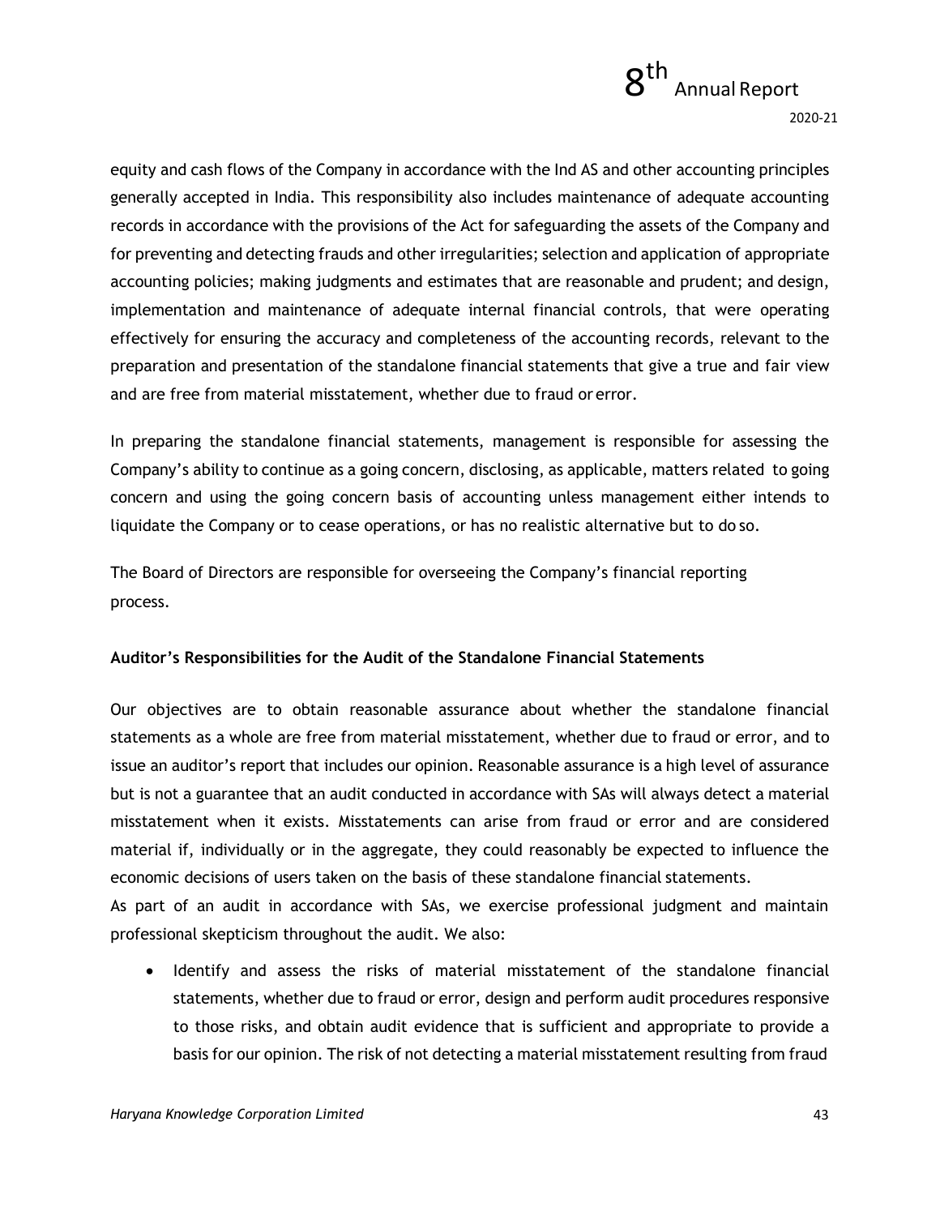equity and cash flows of the Company in accordance with the Ind AS and other accounting principles generally accepted in India. This responsibility also includes maintenance of adequate accounting records in accordance with the provisions of the Act for safeguarding the assets of the Company and for preventing and detecting frauds and other irregularities; selection and application of appropriate accounting policies; making judgments and estimates that are reasonable and prudent; and design, implementation and maintenance of adequate internal financial controls, that were operating effectively for ensuring the accuracy and completeness of the accounting records, relevant to the preparation and presentation of the standalone financial statements that give a true and fair view and are free from material misstatement, whether due to fraud or error.

In preparing the standalone financial statements, management is responsible for assessing the Company's ability to continue as a going concern, disclosing, as applicable, matters related to going concern and using the going concern basis of accounting unless management either intends to liquidate the Company or to cease operations, or has no realistic alternative but to do so.

The Board of Directors are responsible for overseeing the Company's financial reporting process.

**Auditor's Responsibilities for the Audit of the Standalone Financial Statements**

Our objectives are to obtain reasonable assurance about whether the standalone financial statements as a whole are free from material misstatement, whether due to fraud or error, and to issue an auditor's report that includes our opinion. Reasonable assurance is a high level of assurance but is not a guarantee that an audit conducted in accordance with SAs will always detect a material misstatement when it exists. Misstatements can arise from fraud or error and are considered material if, individually or in the aggregate, they could reasonably be expected to influence the economic decisions of users taken on the basis of these standalone financial statements.

As part of an audit in accordance with SAs, we exercise professional judgment and maintain professional skepticism throughout the audit. We also:

- Identify and assess the risks of material misstatement of the standalone financial statements, whether due to fraud or error, design and perform audit procedures responsive to those risks, and obtain audit evidence that is sufficient and appropriate to provide a basis for our opinion. The risk of not detecting a material misstatement resulting from fraud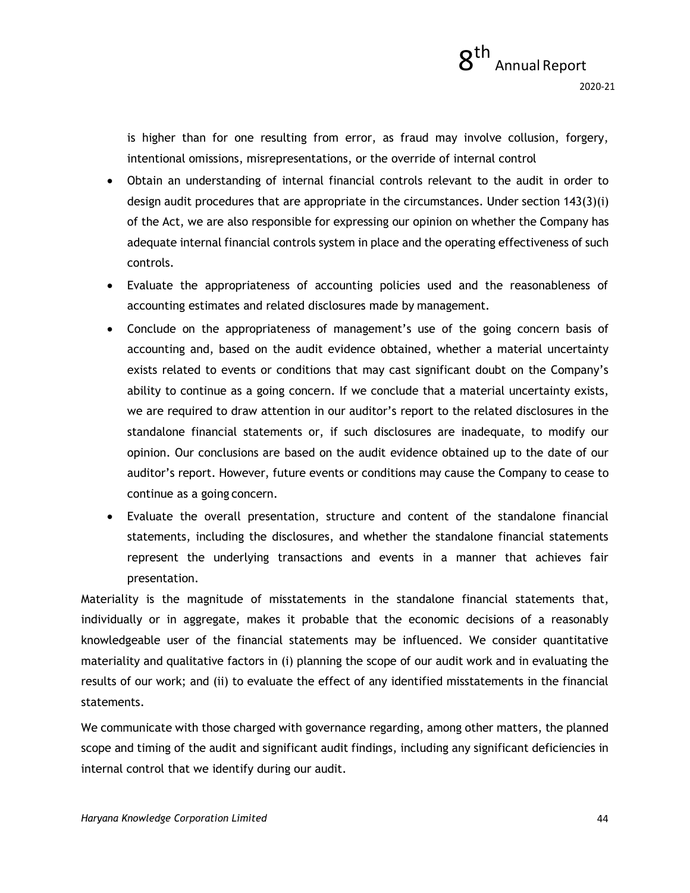is higher than for one resulting from error, as fraud may involve collusion, forgery, intentional omissions, misrepresentations, or the override of internal control

- Obtain an understanding of internal financial controls relevant to the audit in order to design audit procedures that are appropriate in the circumstances. Under section 143(3)(i) of the Act, we are also responsible for expressing our opinion on whether the Company has adequate internal financial controls system in place and the operating effectiveness of such controls.
- Evaluate the appropriateness of accounting policies used and the reasonableness of accounting estimates and related disclosures made by management.
- Conclude on the appropriateness of management's use of the going concern basis of accounting and, based on the audit evidence obtained, whether a material uncertainty exists related to events or conditions that may cast significant doubt on the Company's ability to continue as a going concern. If we conclude that a material uncertainty exists, we are required to draw attention in our auditor's report to the related disclosures in the standalone financial statements or, if such disclosures are inadequate, to modify our opinion. Our conclusions are based on the audit evidence obtained up to the date of our auditor's report. However, future events or conditions may cause the Company to cease to continue as a going concern.
- Evaluate the overall presentation, structure and content of the standalone financial statements, including the disclosures, and whether the standalone financial statements represent the underlying transactions and events in a manner that achieves fair presentation.

Materiality is the magnitude of misstatements in the standalone financial statements that, individually or in aggregate, makes it probable that the economic decisions of a reasonably knowledgeable user of the financial statements may be influenced. We consider quantitative materiality and qualitative factors in (i) planning the scope of our audit work and in evaluating the results of our work; and (ii) to evaluate the effect of any identified misstatements in the financial statements.

We communicate with those charged with governance regarding, among other matters, the planned scope and timing of the audit and significant audit findings, including any significant deficiencies in internal control that we identify during our audit.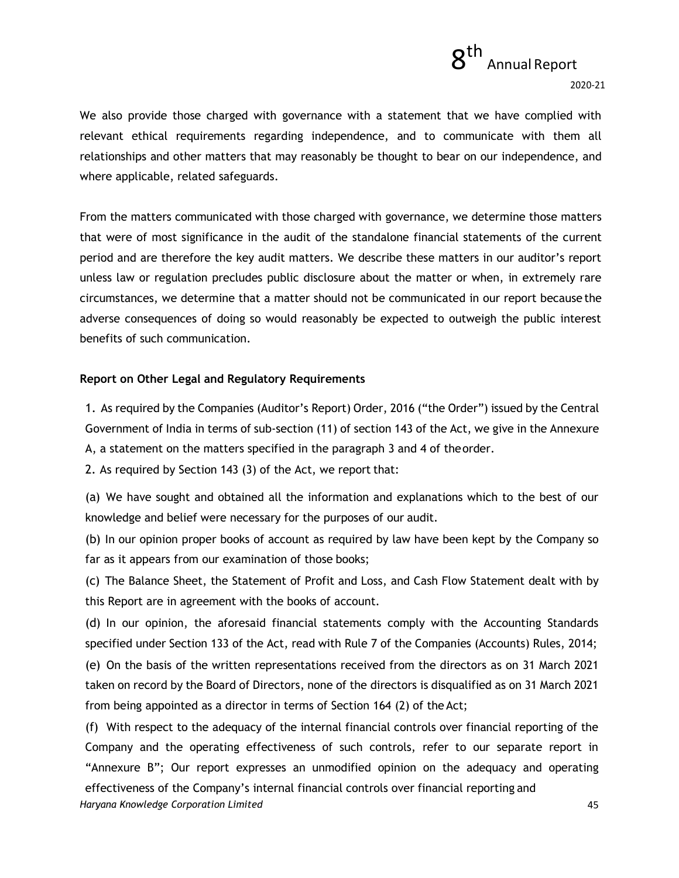We also provide those charged with governance with a statement that we have complied with relevant ethical requirements regarding independence, and to communicate with them all relationships and other matters that may reasonably be thought to bear on our independence, and where applicable, related safeguards.

From the matters communicated with those charged with governance, we determine those matters that were of most significance in the audit of the standalone financial statements of the current period and are therefore the key audit matters. We describe these matters in our auditor's report unless law or regulation precludes public disclosure about the matter or when, in extremely rare circumstances, we determine that a matter should not be communicated in our report because the adverse consequences of doing so would reasonably be expected to outweigh the public interest benefits of such communication.

**Report on Other Legal and Regulatory Requirements**

1. As required by the Companies (Auditor's Report) Order, 2016 ("the Order") issued by the Central Government of India in terms of sub-section (11) of section 143 of the Act, we give in the Annexure A, a statement on the matters specified in the paragraph 3 and 4 of the order.

2. As required by Section 143 (3) of the Act, we report that:

(a) We have sought and obtained all the information and explanations which to the best of our knowledge and belief were necessary for the purposes of our audit.

(b) In our opinion proper books of account as required by law have been kept by the Company so far as it appears from our examination of those books;

(c) The Balance Sheet, the Statement of Profit and Loss, and Cash Flow Statement dealt with by this Report are in agreement with the books of account.

(d) In our opinion, the aforesaid financial statements comply with the Accounting Standards specified under Section 133 of the Act, read with Rule 7 of the Companies (Accounts) Rules, 2014;

(e) On the basis of the written representations received from the directors as on 31 March 2021 taken on record by the Board of Directors, none of the directors is disqualified as on 31 March 2021 from being appointed as a director in terms of Section 164 (2) of the Act;

(f) With respect to the adequacy of the internal financial controls over financial reporting of the Company and the operating effectiveness of such controls, refer to our separate report in "Annexure B"; Our report expresses an unmodified opinion on the adequacy and operating effectiveness of the Company's internal financial controls over financial reporting and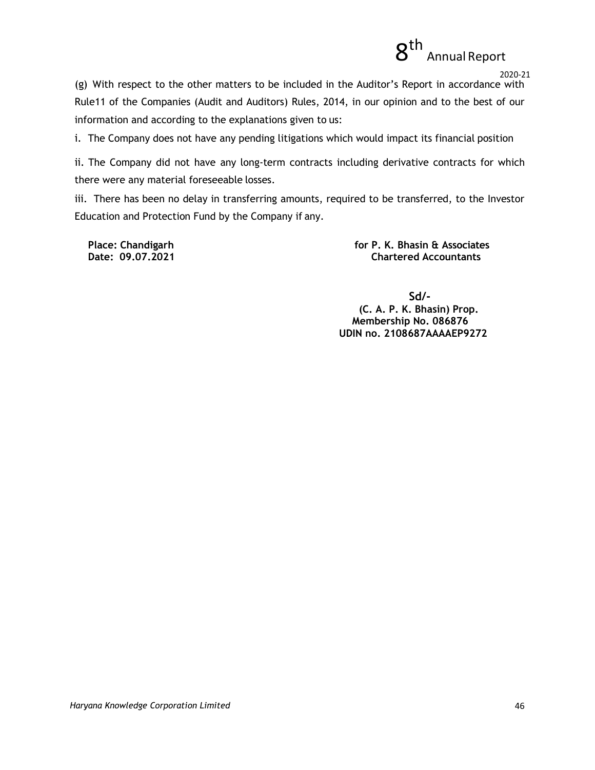(g) With respect to the other matters to be included in the Auditor's Report in accordance with Rule11 of the Companies (Audit and Auditors) Rules, 2014, in our opinion and to the best of our information and according to the explanations given to us:

i. The Company does not have any pending litigations which would impact its financial position

ii. The Company did not have any long-term contracts including derivative contracts for which there were any material foreseeable losses.

iii. There has been no delay in transferring amounts, required to be transferred, to the Investor Education and Protection Fund by the Company if any.

**Place: Chandigarh**
**Date: 09.07.2021**

**for P. K. Bhasin & Associates**
**Chartered Accountants**

**Sd/-**
**(C. A. P. K. Bhasin) Prop.**
**Membership No. 086876**
**UDIN no. 2108687AAAAEP9272**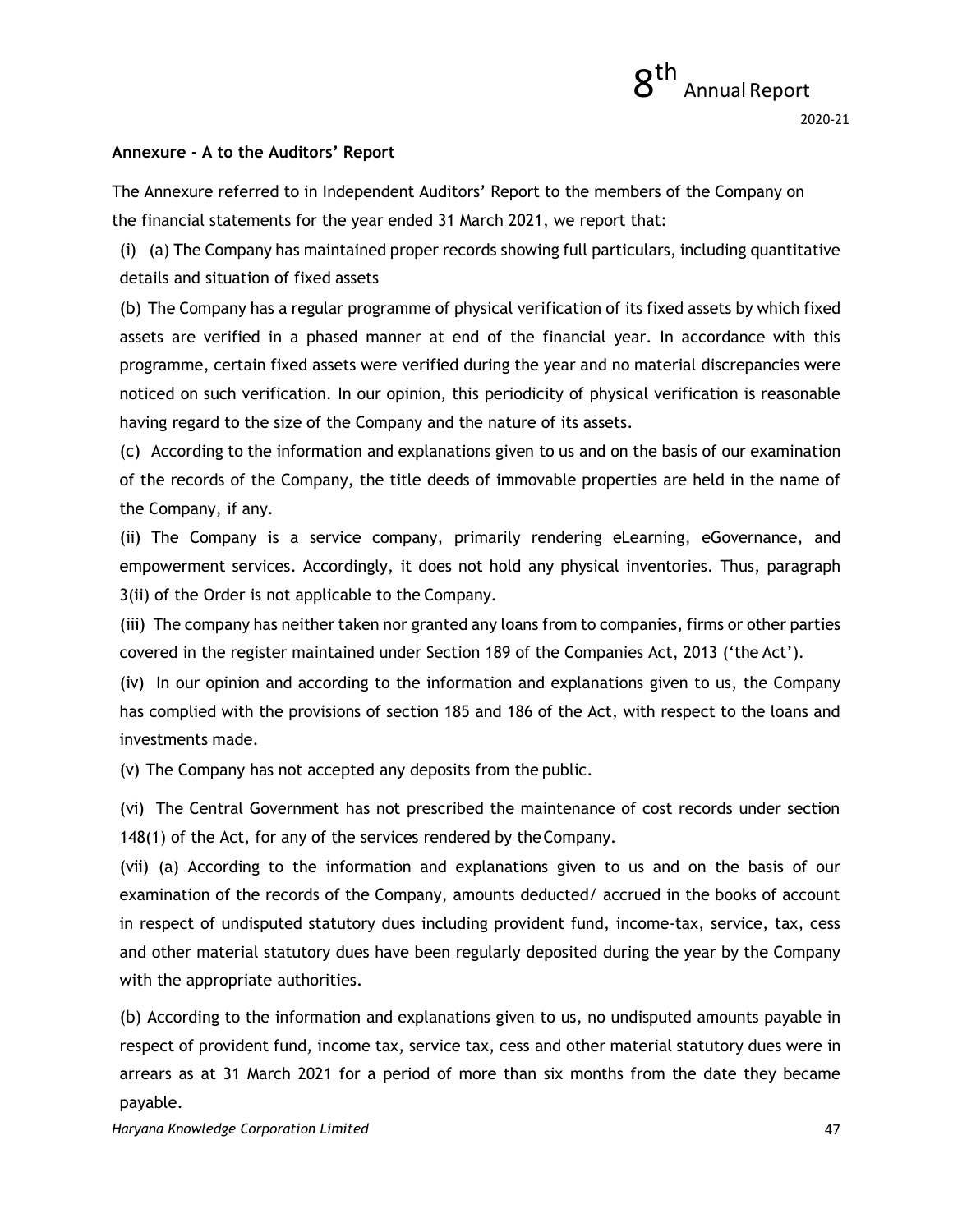**Annexure - A to the Auditors' Report**

The Annexure referred to in Independent Auditors' Report to the members of the Company on the financial statements for the year ended 31 March 2021, we report that:

(i) (a) The Company has maintained proper records showing full particulars, including quantitative details and situation of fixed assets

(b) The Company has a regular programme of physical verification of its fixed assets by which fixed assets are verified in a phased manner at end of the financial year. In accordance with this programme, certain fixed assets were verified during the year and no material discrepancies were noticed on such verification. In our opinion, this periodicity of physical verification is reasonable having regard to the size of the Company and the nature of its assets.

(c) According to the information and explanations given to us and on the basis of our examination of the records of the Company, the title deeds of immovable properties are held in the name of the Company, if any.

(ii) The Company is a service company, primarily rendering eLearning, eGovernance, and empowerment services. Accordingly, it does not hold any physical inventories. Thus, paragraph 3(ii) of the Order is not applicable to the Company.

(iii) The company has neither taken nor granted any loans from to companies, firms or other parties covered in the register maintained under Section 189 of the Companies Act, 2013 ('the Act').

(iv) In our opinion and according to the information and explanations given to us, the Company has complied with the provisions of section 185 and 186 of the Act, with respect to the loans and investments made.

(v) The Company has not accepted any deposits from the public.

(vi) The Central Government has not prescribed the maintenance of cost records under section 148(1) of the Act, for any of the services rendered by the Company.

(vii) (a) According to the information and explanations given to us and on the basis of our examination of the records of the Company, amounts deducted/ accrued in the books of account in respect of undisputed statutory dues including provident fund, income-tax, service, tax, cess and other material statutory dues have been regularly deposited during the year by the Company with the appropriate authorities.

(b) According to the information and explanations given to us, no undisputed amounts payable in respect of provident fund, income tax, service tax, cess and other material statutory dues were in arrears as at 31 March 2021 for a period of more than six months from the date they became payable.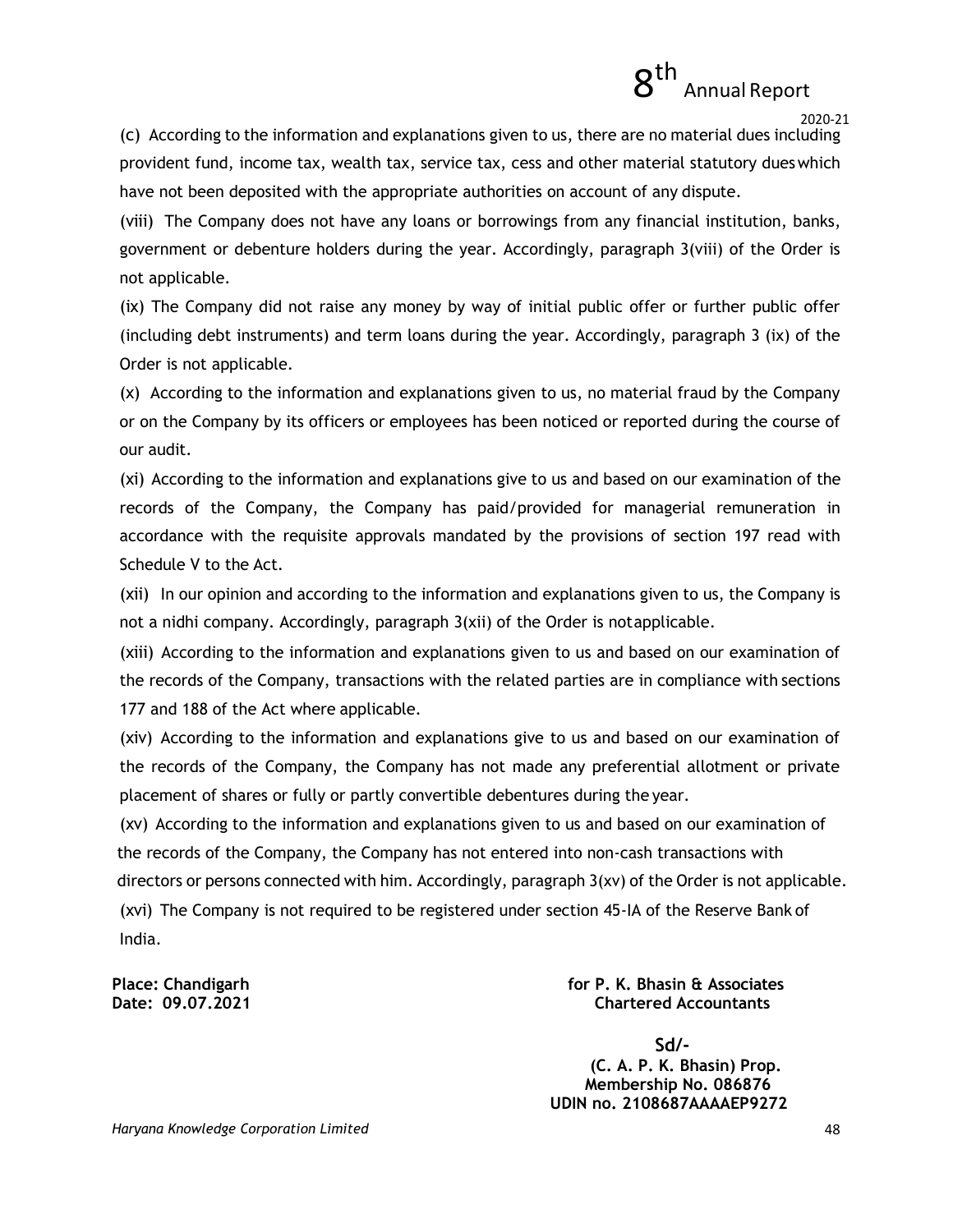(c) According to the information and explanations given to us, there are no material dues including provident fund, income tax, wealth tax, service tax, cess and other material statutory dues which have not been deposited with the appropriate authorities on account of any dispute.

(viii) The Company does not have any loans or borrowings from any financial institution, banks, government or debenture holders during the year. Accordingly, paragraph 3(viii) of the Order is not applicable.

(ix) The Company did not raise any money by way of initial public offer or further public offer (including debt instruments) and term loans during the year. Accordingly, paragraph 3 (ix) of the Order is not applicable.

(x) According to the information and explanations given to us, no material fraud by the Company or on the Company by its officers or employees has been noticed or reported during the course of our audit.

(xi) According to the information and explanations give to us and based on our examination of the records of the Company, the Company has paid/provided for managerial remuneration in accordance with the requisite approvals mandated by the provisions of section 197 read with Schedule V to the Act.

(xii) In our opinion and according to the information and explanations given to us, the Company is not a nidhi company. Accordingly, paragraph 3(xii) of the Order is notapplicable.

(xiii) According to the information and explanations given to us and based on our examination of the records of the Company, transactions with the related parties are in compliance with sections 177 and 188 of the Act where applicable.

(xiv) According to the information and explanations give to us and based on our examination of the records of the Company, the Company has not made any preferential allotment or private placement of shares or fully or partly convertible debentures during the year.

(xv) According to the information and explanations given to us and based on our examination of the records of the Company, the Company has not entered into non-cash transactions with directors or persons connected with him. Accordingly, paragraph 3(xv) of the Order is not applicable.

(xvi) The Company is not required to be registered under section 45-IA of the Reserve Bank of India.

**Place: Chandigarh**
**Date: 09.07.2021**

**for P. K. Bhasin & Associates**
**Chartered Accountants**

**Sd/-**
**(C. A. P. K. Bhasin) Prop.**
**Membership No. 086876**
**UDIN no. 2108687AAAAEP9272**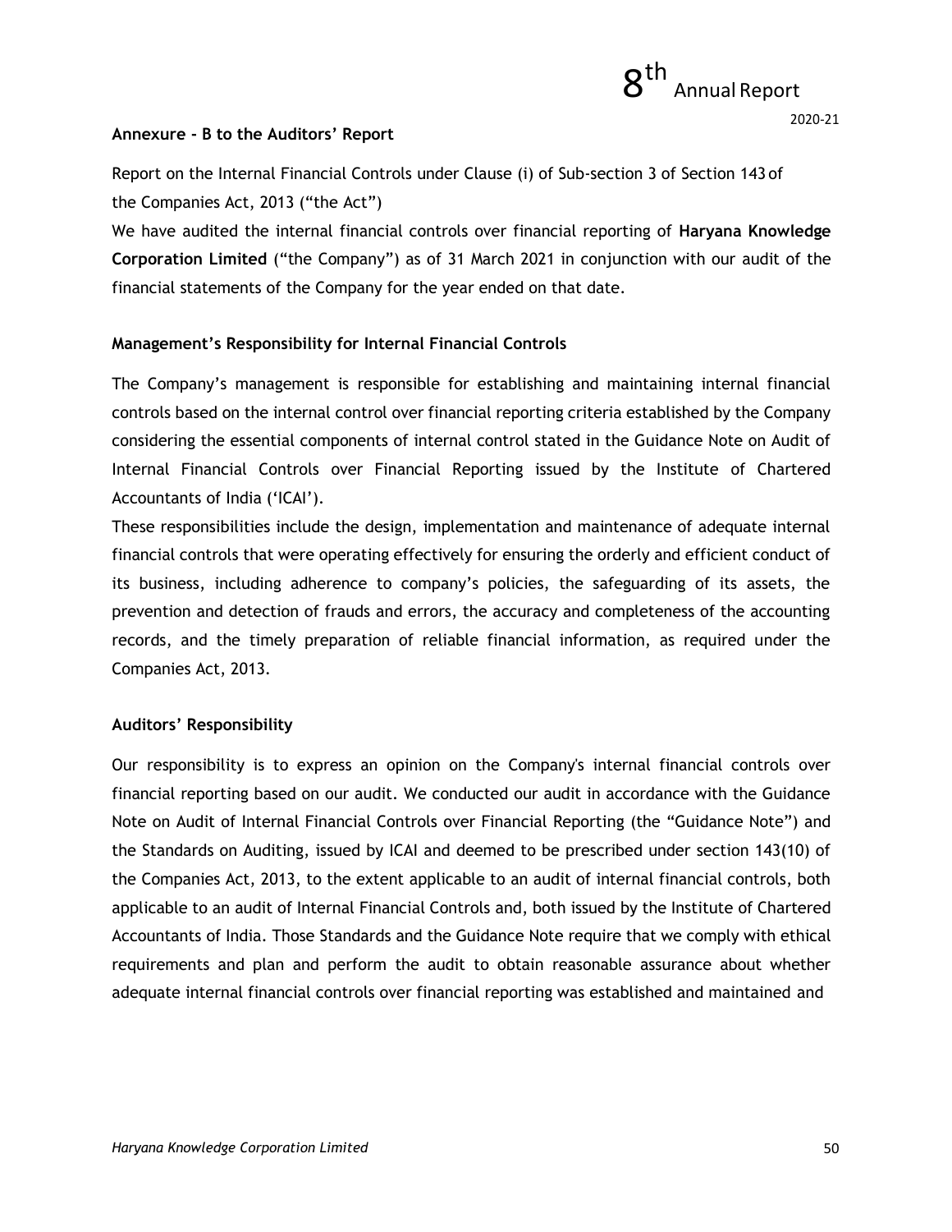## Annexure - B to the Auditors' Report

Report on the Internal Financial Controls under Clause (i) of Sub-section 3 of Section 143 of the Companies Act, 2013 ("the Act")

We have audited the internal financial controls over financial reporting of **Haryana Knowledge Corporation Limited** ("the Company") as of 31 March 2021 in conjunction with our audit of the financial statements of the Company for the year ended on that date.

### Management's Responsibility for Internal Financial Controls

The Company's management is responsible for establishing and maintaining internal financial controls based on the internal control over financial reporting criteria established by the Company considering the essential components of internal control stated in the Guidance Note on Audit of Internal Financial Controls over Financial Reporting issued by the Institute of Chartered Accountants of India ('ICAI').

These responsibilities include the design, implementation and maintenance of adequate internal financial controls that were operating effectively for ensuring the orderly and efficient conduct of its business, including adherence to company's policies, the safeguarding of its assets, the prevention and detection of frauds and errors, the accuracy and completeness of the accounting records, and the timely preparation of reliable financial information, as required under the Companies Act, 2013.

### Auditors' Responsibility

Our responsibility is to express an opinion on the Company's internal financial controls over financial reporting based on our audit. We conducted our audit in accordance with the Guidance Note on Audit of Internal Financial Controls over Financial Reporting (the "Guidance Note") and the Standards on Auditing, issued by ICAI and deemed to be prescribed under section 143(10) of the Companies Act, 2013, to the extent applicable to an audit of internal financial controls, both applicable to an audit of Internal Financial Controls and, both issued by the Institute of Chartered Accountants of India. Those Standards and the Guidance Note require that we comply with ethical requirements and plan and perform the audit to obtain reasonable assurance about whether adequate internal financial controls over financial reporting was established and maintained and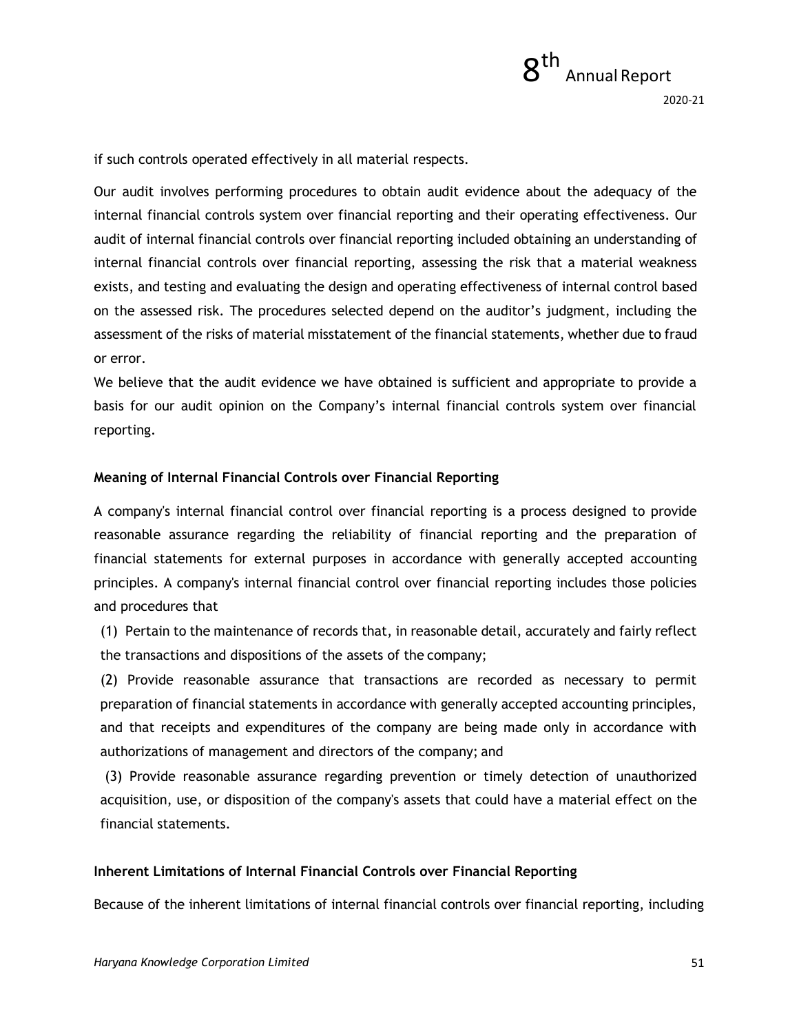if such controls operated effectively in all material respects.

Our audit involves performing procedures to obtain audit evidence about the adequacy of the internal financial controls system over financial reporting and their operating effectiveness. Our audit of internal financial controls over financial reporting included obtaining an understanding of internal financial controls over financial reporting, assessing the risk that a material weakness exists, and testing and evaluating the design and operating effectiveness of internal control based on the assessed risk. The procedures selected depend on the auditor's judgment, including the assessment of the risks of material misstatement of the financial statements, whether due to fraud or error.

We believe that the audit evidence we have obtained is sufficient and appropriate to provide a basis for our audit opinion on the Company's internal financial controls system over financial reporting.

**Meaning of Internal Financial Controls over Financial Reporting**

A company's internal financial control over financial reporting is a process designed to provide reasonable assurance regarding the reliability of financial reporting and the preparation of financial statements for external purposes in accordance with generally accepted accounting principles. A company's internal financial control over financial reporting includes those policies and procedures that

(1) Pertain to the maintenance of records that, in reasonable detail, accurately and fairly reflect the transactions and dispositions of the assets of the company;

(2) Provide reasonable assurance that transactions are recorded as necessary to permit preparation of financial statements in accordance with generally accepted accounting principles, and that receipts and expenditures of the company are being made only in accordance with authorizations of management and directors of the company; and

(3) Provide reasonable assurance regarding prevention or timely detection of unauthorized acquisition, use, or disposition of the company's assets that could have a material effect on the financial statements.

**Inherent Limitations of Internal Financial Controls over Financial Reporting**

Because of the inherent limitations of internal financial controls over financial reporting, including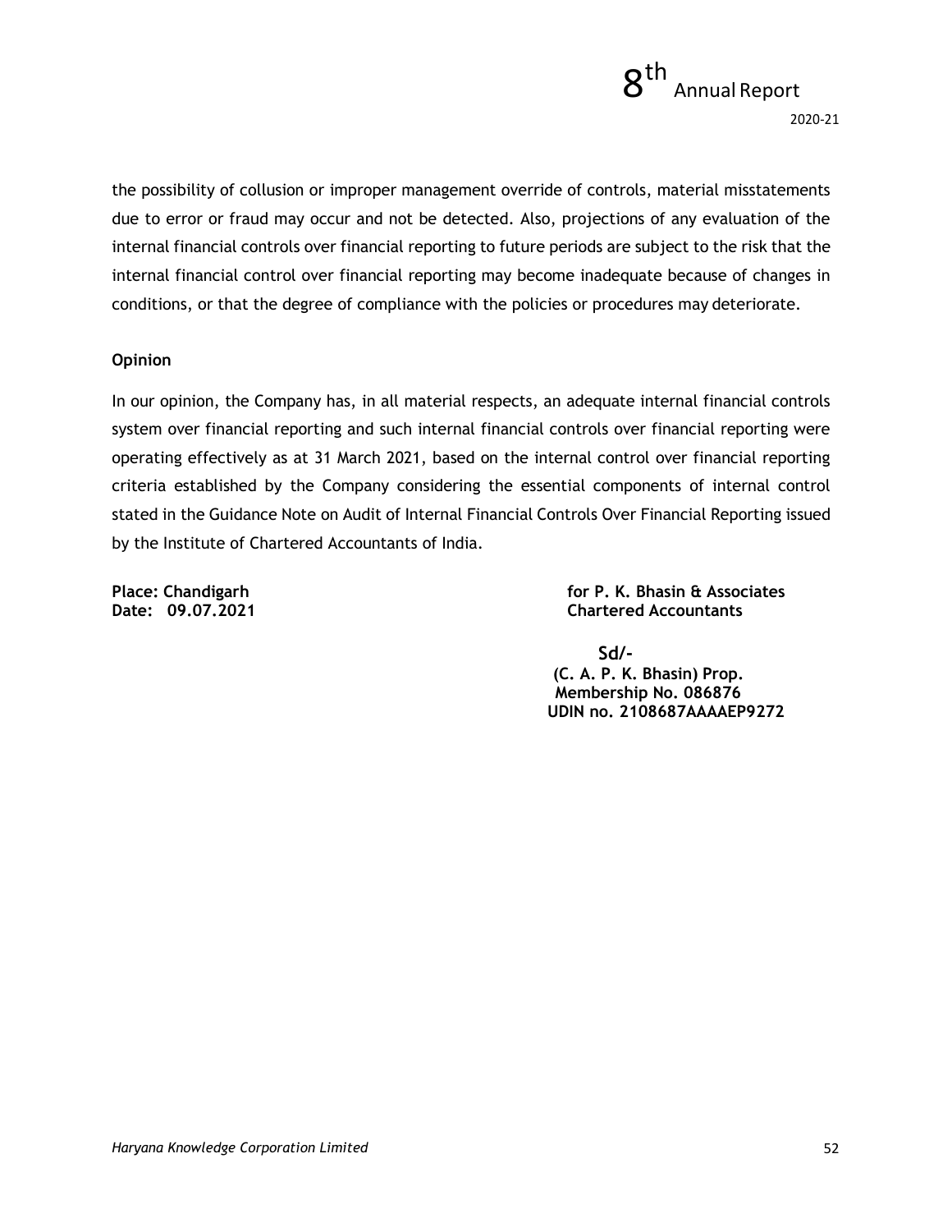the possibility of collusion or improper management override of controls, material misstatements due to error or fraud may occur and not be detected. Also, projections of any evaluation of the internal financial controls over financial reporting to future periods are subject to the risk that the internal financial control over financial reporting may become inadequate because of changes in conditions, or that the degree of compliance with the policies or procedures may deteriorate.

**Opinion**

In our opinion, the Company has, in all material respects, an adequate internal financial controls system over financial reporting and such internal financial controls over financial reporting were operating effectively as at 31 March 2021, based on the internal control over financial reporting criteria established by the Company considering the essential components of internal control stated in the Guidance Note on Audit of Internal Financial Controls Over Financial Reporting issued by the Institute of Chartered Accountants of India.

**Place: Chandigarh**
**Date: 09.07.2021**

**for P. K. Bhasin & Associates**
**Chartered Accountants**

**Sd/-**
**(C. A. P. K. Bhasin) Prop.**
**Membership No. 086876**
**UDIN no. 2108687AAAAEP9272**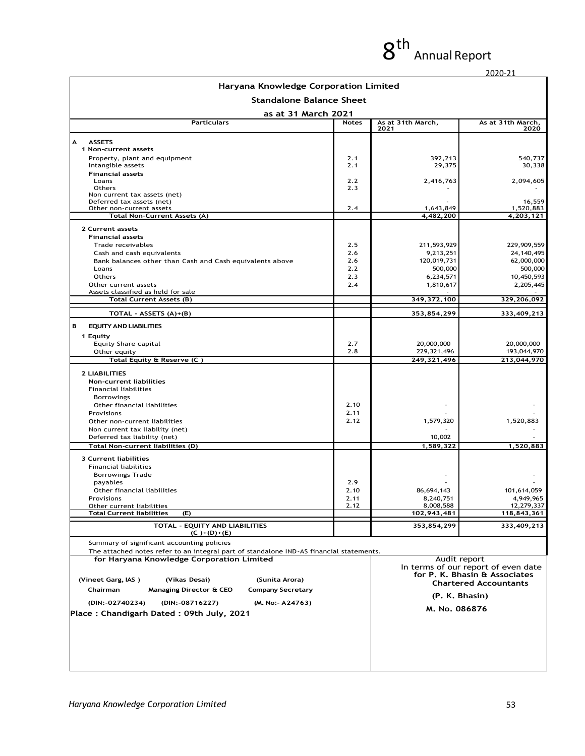# Haryana Knowledge Corporation Limited

## Standalone Balance Sheet

### as at 31 March 2021

| Particulars | Notes | As at 31th March, 2021 | As at 31th March, 2020 |
|---|---|---|---|
| **A ASSETS** | | | |
| **1 Non-current assets** | | | |
| Property, plant and equipment | 2.1 | 392,213 | 540,737 |
| Intangible assets | 2.1 | 29,375 | 30,338 |
| **Financial assets** | | | |
| Loans | 2.2 | 2,416,763 | 2,094,605 |
| Others | 2.3 | - | - |
| Non current tax assets (net) | | | |
| Deferred tax assets (net) | | - | 16,559 |
| Other non-current assets | 2.4 | 1,643,849 | 1,520,883 |
| **Total Non-Current Assets (A)** | | **4,482,200** | **4,203,121** |
| **2 Current assets** | | | |
| **Financial assets** | | | |
| Trade receivables | 2.5 | 211,593,929 | 229,909,559 |
| Cash and cash equivalents | 2.6 | 9,213,251 | 24,140,495 |
| Bank balances other than Cash and Cash equivalents above | 2.6 | 120,019,731 | 62,000,000 |
| Loans | 2.2 | 500,000 | 500,000 |
| Others | 2.3 | 6,234,571 | 10,450,593 |
| Other current assets | 2.4 | 1,810,617 | 2,205,445 |
| Assets classified as held for sale | | - | - |
| **Total Current Assets (B)** | | **349,372,100** | **329,206,092** |
| **TOTAL - ASSETS (A)+(B)** | | **353,854,299** | **333,409,213** |
| **B EQUITY AND LIABILITIES** | | | |
| **1 Equity** | | | |
| Equity Share capital | 2.7 | 20,000,000 | 20,000,000 |
| Other equity | 2.8 | 229,321,496 | 193,044,970 |
| **Total Equity & Reserve (C )** | | **249,321,496** | **213,044,970** |
| **2 LIABILITIES** | | | |
| **Non-current liabilities** | | | |
| Financial liabilities | | | |
| Borrowings | | | |
| Other financial liabilities | 2.10 | - | - |
| Provisions | 2.11 | - | |
| Other non-current liabilities | 2.12 | 1,579,320 | 1,520,883 |
| Non current tax liability (net) | | - | |
| Deferred tax liability (net) | | 10,002 | - |
| **Total Non-current liabilities (D)** | | **1,589,322** | **1,520,883** |
| **3 Current liabilities** | | | |
| Financial liabilities | | | |
| Borrowings Trade | | - | - |
| payables | 2.9 | - | - |
| Other financial liabilities | 2.10 | 86,694,143 | 101,614,059 |
| Provisions | 2.11 | 8,240,751 | 4,949,965 |
| Other current liabilities | 2.12 | 8,008,588 | 12,279,337 |
| **Total Current liabilities (E)** | | **102,943,481** | **118,843,361** |
| **TOTAL - EQUITY AND LIABILITIES (C )+(D)+(E)** | | **353,854,299** | **333,409,213** |

Summary of significant accounting policies

The attached notes refer to an integral part of standalone IND-AS financial statements.

**for Haryana Knowledge Corporation Limited**

| (Vineet Garg, IAS ) | (Vikas Desai) | (Sunita Arora) |
|---|---|---|
| Chairman | Managing Director & CEO | Company Secretary |
| (DIN:-02740234) | (DIN:-08716227) | (M. No:- A24763) |

**Place : Chandigarh Dated : 09th July, 2021**

Audit report
In terms of our report of even date
**for P. K. Bhasin & Associates**
**Chartered Accountants**

**(P. K. Bhasin)**

**M. No. 086876**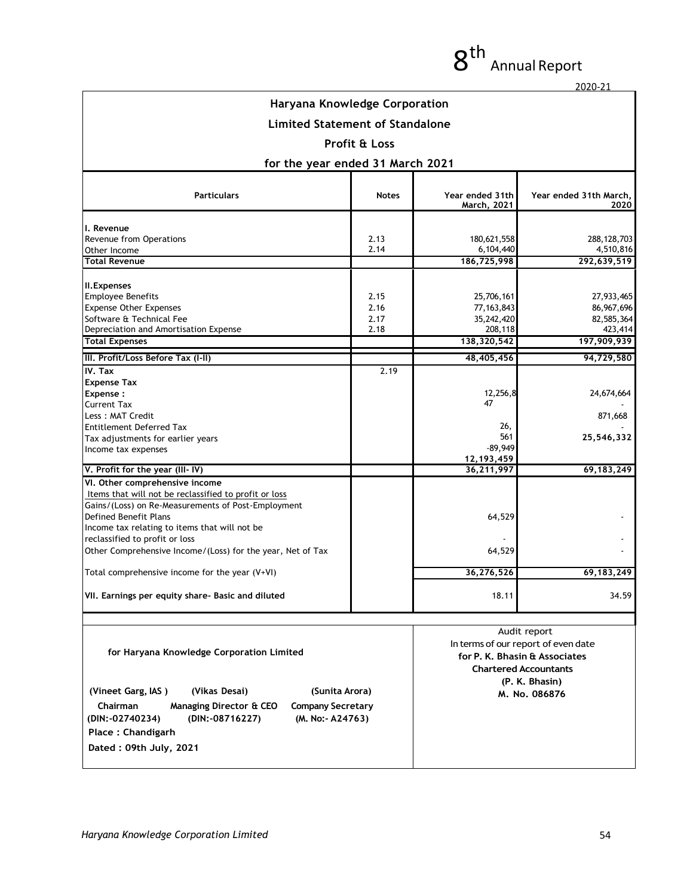## Haryana Knowledge Corporation

## Limited Statement of Standalone

## Profit & Loss

## for the year ended 31 March 2021

| Particulars | Notes | Year ended 31th March, 2021 | Year ended 31th March, 2020 |
|---|---|---|---|
| **I. Revenue** | | | |
| Revenue from Operations | 2.13 | 180,621,558 | 288,128,703 |
| Other Income | 2.14 | 6,104,440 | 4,510,816 |
| **Total Revenue** | | **186,725,998** | **292,639,519** |
| **II.Expenses** | | | |
| Employee Benefits | 2.15 | 25,706,161 | 27,933,465 |
| Expense Other Expenses | 2.16 | 77,163,843 | 86,967,696 |
| Software & Technical Fee | 2.17 | 35,242,420 | 82,585,364 |
| Depreciation and Amortisation Expense | 2.18 | 208,118 | 423,414 |
| **Total Expenses** | | **138,320,542** | **197,909,939** |
| **III. Profit/Loss Before Tax (I-II)** | | **48,405,456** | **94,729,580** |
| **IV. Tax** | 2.19 | | |
| **Expense Tax** | | | |
| **Expense :** | | 12,256,8 | 24,674,664 |
| Current Tax | | 47 | - |
| Less : MAT Credit | | | 871,668 |
| Entitlement Deferred Tax | | 26, | - |
| Tax adjustments for earlier years | | 561 | **25,546,332** |
| Income tax expenses | | -89,949 | |
| | | **12,193,459** | |
| **V. Profit for the year (III- IV)** | | **36,211,997** | **69,183,249** |
| **VI. Other comprehensive income** | | | |
| Items that will not be reclassified to profit or loss | | | |
| Gains/(Loss) on Re-Measurements of Post-Employment Defined Benefit Plans | | 64,529 | - |
| Income tax relating to items that will not be reclassified to profit or loss | | - | - |
| Other Comprehensive Income/(Loss) for the year, Net of Tax | | 64,529 | - |
| Total comprehensive income for the year (V+VI) | | **36,276,526** | **69,183,249** |
| **VII. Earnings per equity share- Basic and diluted** | | 18.11 | 34.59 |

**for Haryana Knowledge Corporation Limited**

| **(Vineet Garg, IAS )** | **(Vikas Desai)** | **(Sunita Arora)** |
|---|---|---|
| **Chairman** | **Managing Director & CEO** | **Company Secretary** |
| **(DIN:-02740234)** | **(DIN:-08716227)** | **(M. No:- A24763)** |

**Place : Chandigarh**

**Dated : 09th July, 2021**

Audit report
In terms of our report of even date
**for P. K. Bhasin & Associates**
**Chartered Accountants**
**(P. K. Bhasin)**
**M. No. 086876**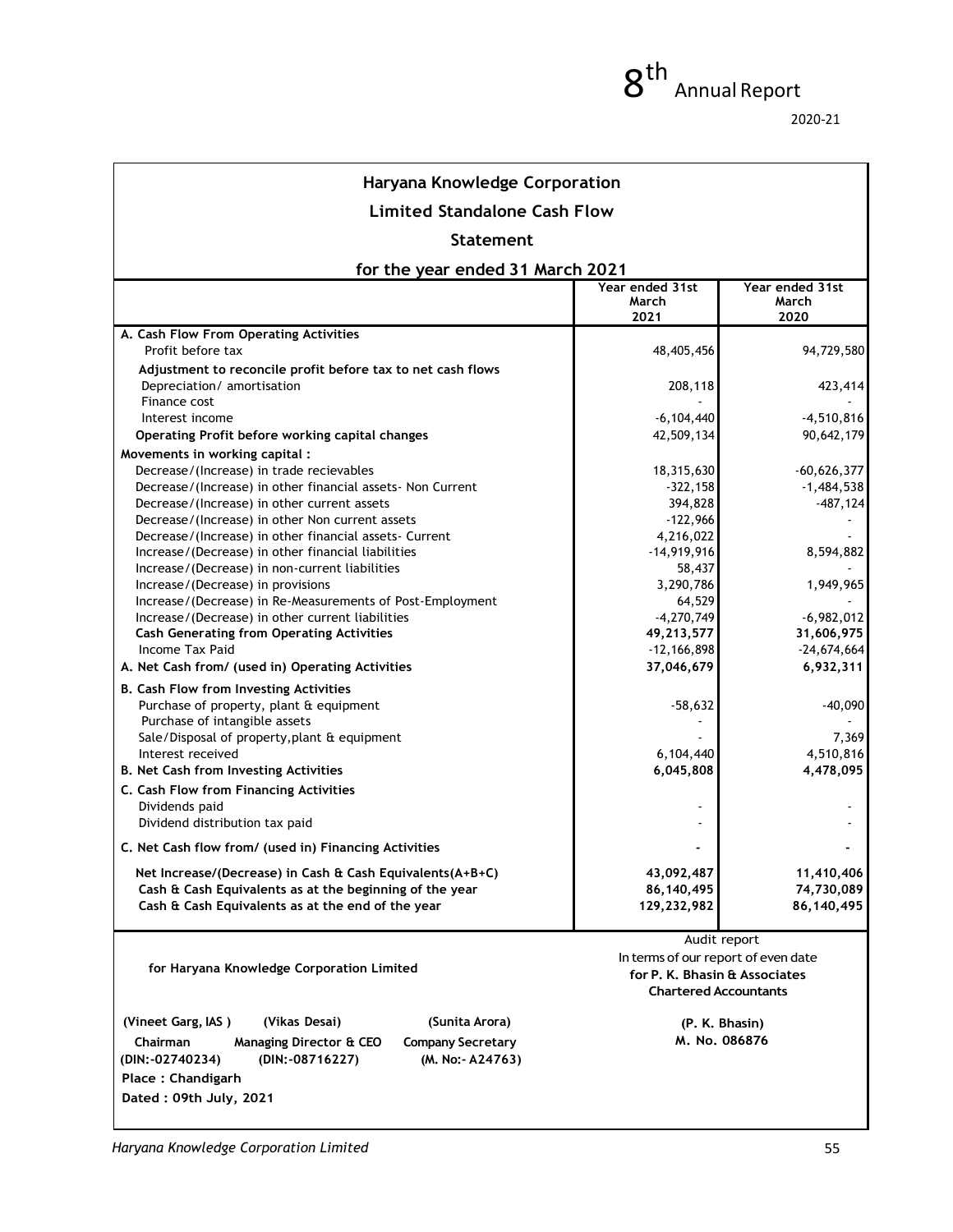## Haryana Knowledge Corporation Limited Standalone Cash Flow Statement

### for the year ended 31 March 2021

| | Year ended 31st March 2021 | Year ended 31st March 2020 |
|---|---|---|
| **A. Cash Flow From Operating Activities** | | |
| Profit before tax | 48,405,456 | 94,729,580 |
| **Adjustment to reconcile profit before tax to net cash flows** | | |
| Depreciation/ amortisation | 208,118 | 423,414 |
| Finance cost | - | - |
| Interest income | -6,104,440 | -4,510,816 |
| **Operating Profit before working capital changes** | 42,509,134 | 90,642,179 |
| **Movements in working capital :** | | |
| Decrease/(Increase) in trade recievables | 18,315,630 | -60,626,377 |
| Decrease/(Increase) in other financial assets- Non Current | -322,158 | -1,484,538 |
| Decrease/(Increase) in other current assets | 394,828 | -487,124 |
| Decrease/(Increase) in other Non current assets | -122,966 | - |
| Decrease/(Increase) in other financial assets- Current | 4,216,022 | - |
| Increase/(Decrease) in other financial liabilities | -14,919,916 | 8,594,882 |
| Increase/(Decrease) in non-current liabilities | 58,437 | - |
| Increase/(Decrease) in provisions | 3,290,786 | 1,949,965 |
| Increase/(Decrease) in Re-Measurements of Post-Employment | 64,529 | - |
| Increase/(Decrease) in other current liabilities | -4,270,749 | -6,982,012 |
| **Cash Generating from Operating Activities** | **49,213,577** | **31,606,975** |
| Income Tax Paid | -12,166,898 | -24,674,664 |
| **A. Net Cash from/ (used in) Operating Activities** | **37,046,679** | **6,932,311** |
| **B. Cash Flow from Investing Activities** | | |
| Purchase of property, plant & equipment | -58,632 | -40,090 |
| Purchase of intangible assets | - | - |
| Sale/Disposal of property,plant & equipment | - | 7,369 |
| Interest received | 6,104,440 | 4,510,816 |
| **B. Net Cash from Investing Activities** | **6,045,808** | **4,478,095** |
| **C. Cash Flow from Financing Activities** | | |
| Dividends paid | - | - |
| Dividend distribution tax paid | - | - |
| **C. Net Cash flow from/ (used in) Financing Activities** | **-** | **-** |
| **Net Increase/(Decrease) in Cash & Cash Equivalents(A+B+C)** | **43,092,487** | **11,410,406** |
| **Cash & Cash Equivalents as at the beginning of the year** | **86,140,495** | **74,730,089** |
| **Cash & Cash Equivalents as at the end of the year** | **129,232,982** | **86,140,495** |

**for Haryana Knowledge Corporation Limited**

Audit report
In terms of our report of even date
**for P. K. Bhasin & Associates**
**Chartered Accountants**

| (Vineet Garg, IAS) | (Vikas Desai) | (Sunita Arora) | (P. K. Bhasin) |
|---|---|---|---|
| Chairman | Managing Director & CEO | Company Secretary | M. No. 086876 |
| (DIN:-02740234) | (DIN:-08716227) | (M. No:- A24763) | |

**Place : Chandigarh**

**Dated : 09th July, 2021**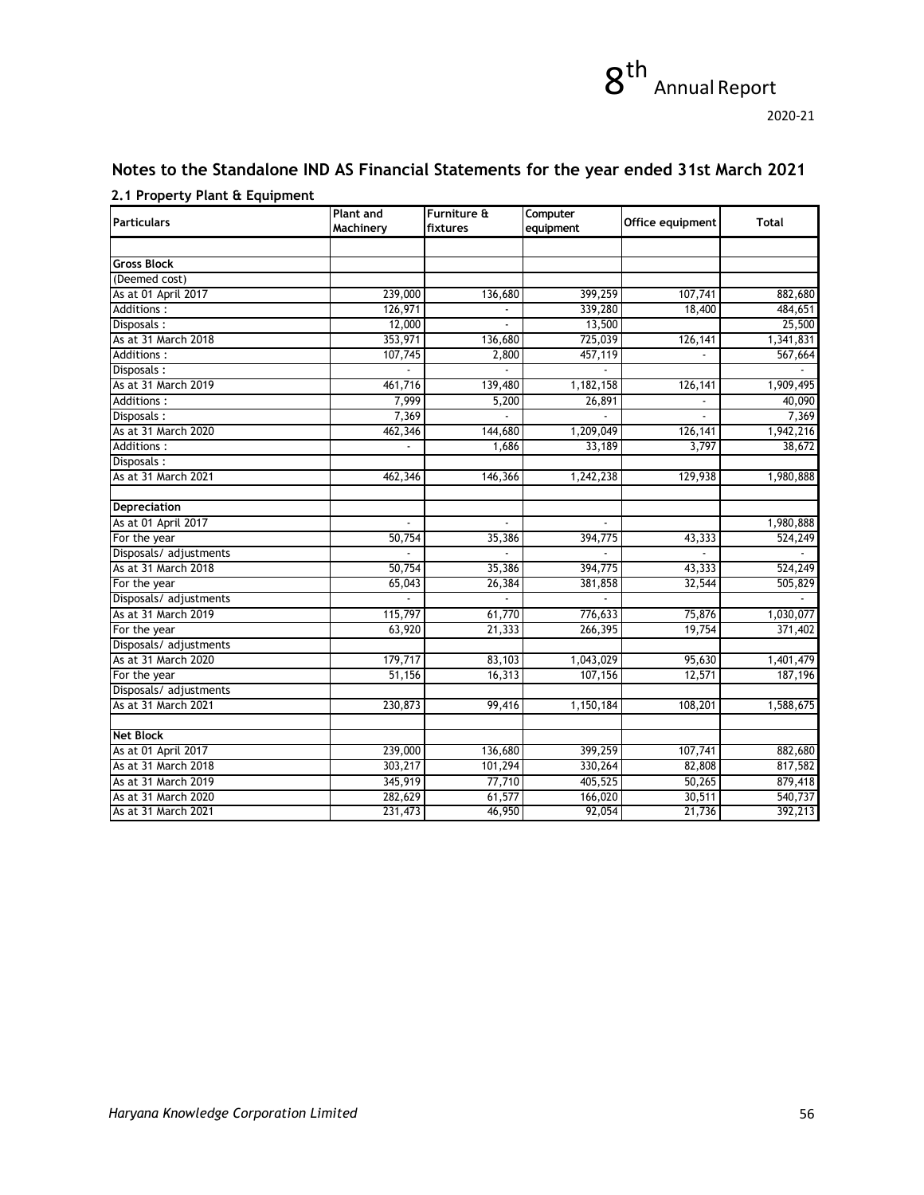## Notes to the Standalone IND AS Financial Statements for the year ended 31st March 2021

### 2.1 Property Plant & Equipment

| Particulars | Plant and Machinery | Furniture & fixtures | Computer equipment | Office equipment | Total |
|---|---|---|---|---|---|
| | | | | | |
| **Gross Block** | | | | | |
| (Deemed cost) | | | | | |
| As at 01 April 2017 | 239,000 | 136,680 | 399,259 | 107,741 | 882,680 |
| Additions : | 126,971 | - | 339,280 | 18,400 | 484,651 |
| Disposals : | 12,000 | - | 13,500 | | 25,500 |
| As at 31 March 2018 | 353,971 | 136,680 | 725,039 | 126,141 | 1,341,831 |
| Additions : | 107,745 | 2,800 | 457,119 | - | 567,664 |
| Disposals : | - | - | - | | - |
| As at 31 March 2019 | 461,716 | 139,480 | 1,182,158 | 126,141 | 1,909,495 |
| Additions : | 7,999 | 5,200 | 26,891 | - | 40,090 |
| Disposals : | 7,369 | - | - | - | 7,369 |
| As at 31 March 2020 | 462,346 | 144,680 | 1,209,049 | 126,141 | 1,942,216 |
| Additions : | - | 1,686 | 33,189 | 3,797 | 38,672 |
| Disposals : | | | | | |
| As at 31 March 2021 | 462,346 | 146,366 | 1,242,238 | 129,938 | 1,980,888 |
| | | | | | |
| **Depreciation** | | | | | |
| As at 01 April 2017 | - | - | - | | 1,980,888 |
| For the year | 50,754 | 35,386 | 394,775 | 43,333 | 524,249 |
| Disposals/ adjustments | - | - | - | - | - |
| As at 31 March 2018 | 50,754 | 35,386 | 394,775 | 43,333 | 524,249 |
| For the year | 65,043 | 26,384 | 381,858 | 32,544 | 505,829 |
| Disposals/ adjustments | - | - | - | | - |
| As at 31 March 2019 | 115,797 | 61,770 | 776,633 | 75,876 | 1,030,077 |
| For the year | 63,920 | 21,333 | 266,395 | 19,754 | 371,402 |
| Disposals/ adjustments | | | | | |
| As at 31 March 2020 | 179,717 | 83,103 | 1,043,029 | 95,630 | 1,401,479 |
| For the year | 51,156 | 16,313 | 107,156 | 12,571 | 187,196 |
| Disposals/ adjustments | | | | | |
| As at 31 March 2021 | 230,873 | 99,416 | 1,150,184 | 108,201 | 1,588,675 |
| | | | | | |
| **Net Block** | | | | | |
| As at 01 April 2017 | 239,000 | 136,680 | 399,259 | 107,741 | 882,680 |
| As at 31 March 2018 | 303,217 | 101,294 | 330,264 | 82,808 | 817,582 |
| As at 31 March 2019 | 345,919 | 77,710 | 405,525 | 50,265 | 879,418 |
| As at 31 March 2020 | 282,629 | 61,577 | 166,020 | 30,511 | 540,737 |
| As at 31 March 2021 | 231,473 | 46,950 | 92,054 | 21,736 | 392,213 |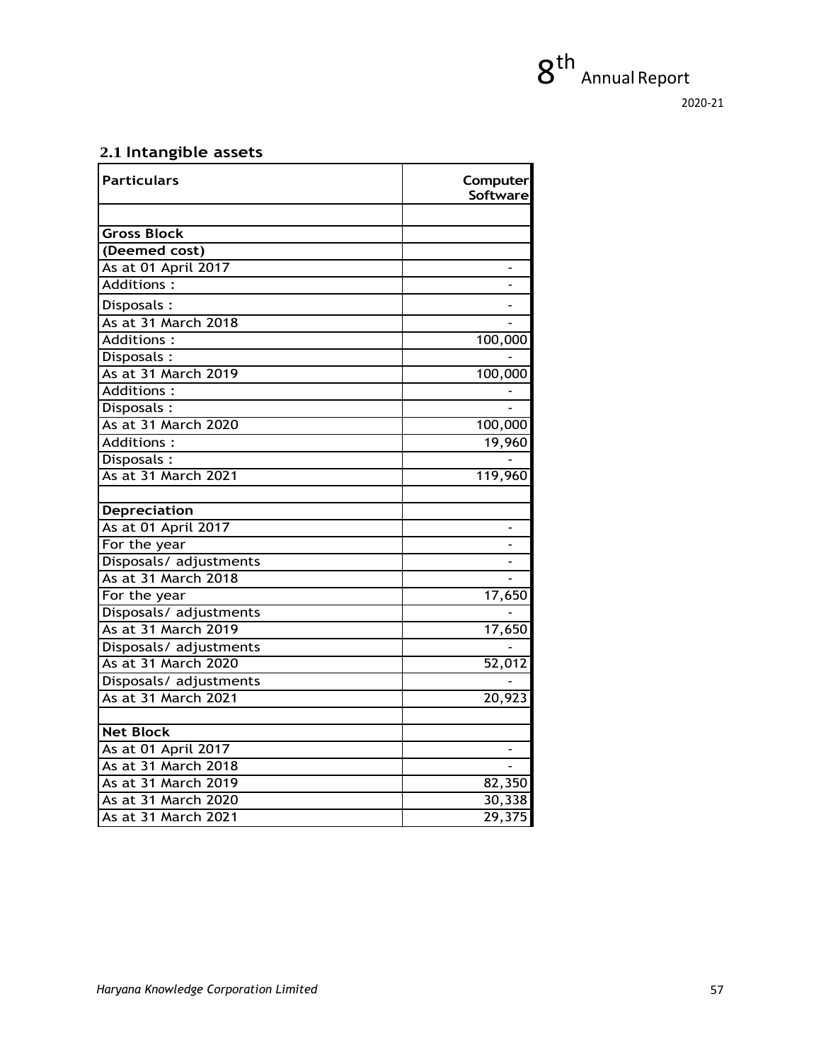## 2.1 Intangible assets

| Particulars | Computer Software |
|---|---|
| | |
| **Gross Block** | |
| **(Deemed cost)** | |
| As at 01 April 2017 | - |
| Additions : | - |
| Disposals : | - |
| As at 31 March 2018 | - |
| Additions : | 100,000 |
| Disposals : | - |
| As at 31 March 2019 | 100,000 |
| Additions : | - |
| Disposals : | - |
| As at 31 March 2020 | 100,000 |
| Additions : | 19,960 |
| Disposals : | - |
| As at 31 March 2021 | 119,960 |
| | |
| **Depreciation** | |
| As at 01 April 2017 | - |
| For the year | - |
| Disposals/ adjustments | - |
| As at 31 March 2018 | - |
| For the year | 17,650 |
| Disposals/ adjustments | - |
| As at 31 March 2019 | 17,650 |
| Disposals/ adjustments | - |
| As at 31 March 2020 | 52,012 |
| Disposals/ adjustments | - |
| As at 31 March 2021 | 20,923 |
| | |
| **Net Block** | |
| As at 01 April 2017 | - |
| As at 31 March 2018 | - |
| As at 31 March 2019 | 82,350 |
| As at 31 March 2020 | 30,338 |
| As at 31 March 2021 | 29,375 |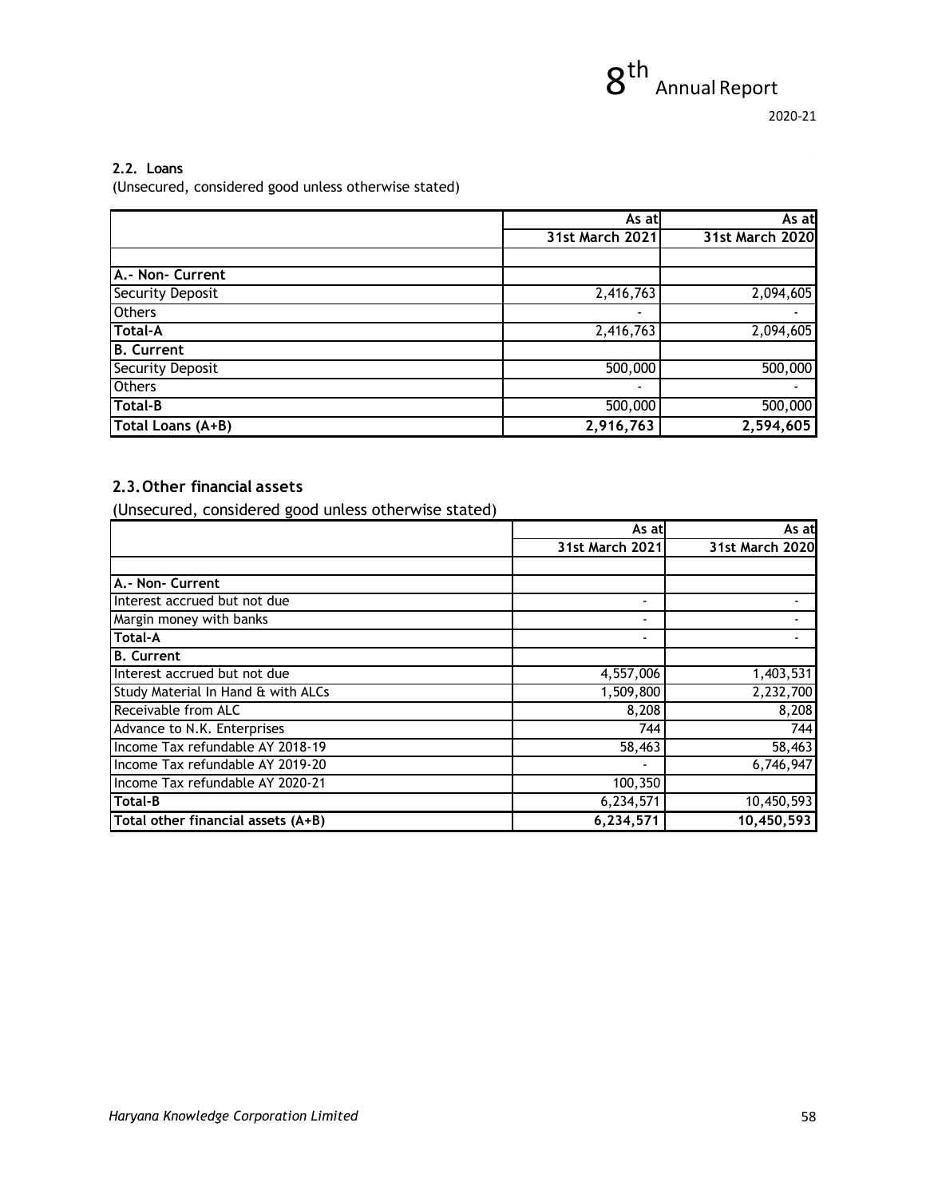### 2.2. Loans

(Unsecured, considered good unless otherwise stated)

| | As at 31st March 2021 | As at 31st March 2020 |
|---|---|---|
| | | |
| **A.- Non- Current** | | |
| Security Deposit | 2,416,763 | 2,094,605 |
| Others | - | - |
| **Total-A** | 2,416,763 | 2,094,605 |
| **B. Current** | | |
| Security Deposit | 500,000 | 500,000 |
| Others | - | - |
| **Total-B** | 500,000 | 500,000 |
| **Total Loans (A+B)** | **2,916,763** | **2,594,605** |

### 2.3. Other financial assets

(Unsecured, considered good unless otherwise stated)

| | As at 31st March 2021 | As at 31st March 2020 |
|---|---|---|
| | | |
| **A.- Non- Current** | | |
| Interest accrued but not due | - | - |
| Margin money with banks | - | - |
| **Total-A** | - | - |
| **B. Current** | | |
| Interest accrued but not due | 4,557,006 | 1,403,531 |
| Study Material In Hand & with ALCs | 1,509,800 | 2,232,700 |
| Receivable from ALC | 8,208 | 8,208 |
| Advance to N.K. Enterprises | 744 | 744 |
| Income Tax refundable AY 2018-19 | 58,463 | 58,463 |
| Income Tax refundable AY 2019-20 | - | 6,746,947 |
| Income Tax refundable AY 2020-21 | 100,350 | |
| **Total-B** | 6,234,571 | 10,450,593 |
| **Total other financial assets (A+B)** | **6,234,571** | **10,450,593** |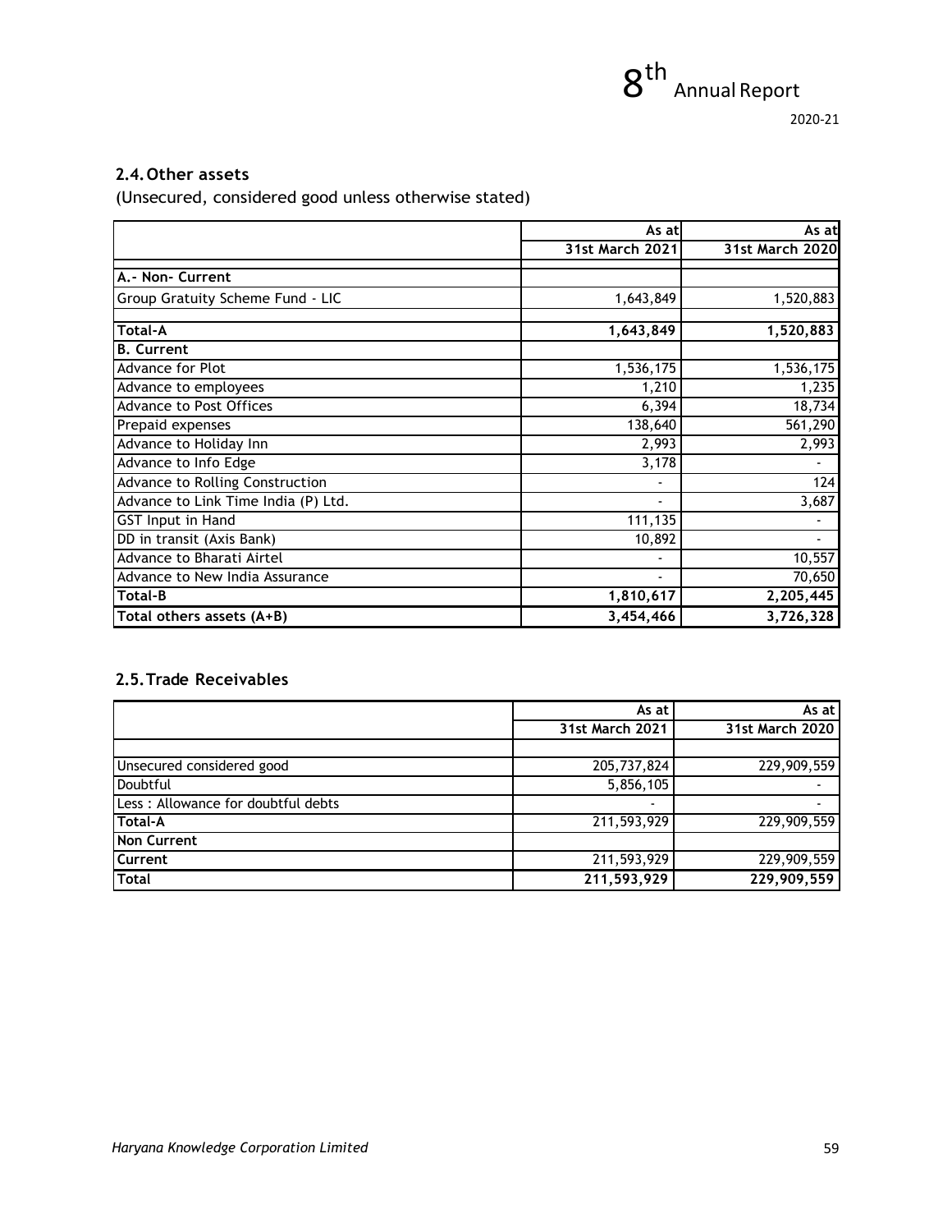## 2.4. Other assets

(Unsecured, considered good unless otherwise stated)

| | As at 31st March 2021 | As at 31st March 2020 |
|---|---|---|
| **A.- Non- Current** | | |
| Group Gratuity Scheme Fund - LIC | 1,643,849 | 1,520,883 |
| **Total-A** | **1,643,849** | **1,520,883** |
| **B. Current** | | |
| Advance for Plot | 1,536,175 | 1,536,175 |
| Advance to employees | 1,210 | 1,235 |
| Advance to Post Offices | 6,394 | 18,734 |
| Prepaid expenses | 138,640 | 561,290 |
| Advance to Holiday Inn | 2,993 | 2,993 |
| Advance to Info Edge | 3,178 | - |
| Advance to Rolling Construction | - | 124 |
| Advance to Link Time India (P) Ltd. | - | 3,687 |
| GST Input in Hand | 111,135 | - |
| DD in transit (Axis Bank) | 10,892 | - |
| Advance to Bharati Airtel | - | 10,557 |
| Advance to New India Assurance | - | 70,650 |
| **Total-B** | **1,810,617** | **2,205,445** |
| **Total others assets (A+B)** | **3,454,466** | **3,726,328** |

## 2.5. Trade Receivables

| | As at 31st March 2021 | As at 31st March 2020 |
|---|---|---|
| Unsecured considered good | 205,737,824 | 229,909,559 |
| Doubtful | 5,856,105 | - |
| Less : Allowance for doubtful debts | - | - |
| **Total-A** | 211,593,929 | 229,909,559 |
| **Non Current** | | |
| **Current** | 211,593,929 | 229,909,559 |
| **Total** | **211,593,929** | **229,909,559** |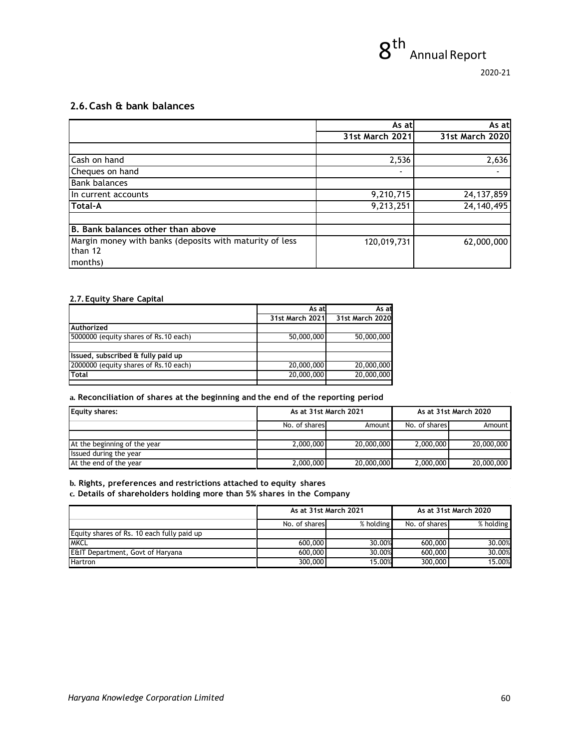## 2.6. Cash & bank balances

| | As at 31st March 2021 | As at 31st March 2020 |
|---|---|---|
| | | |
| Cash on hand | 2,536 | 2,636 |
| Cheques on hand | - | - |
| Bank balances | | |
| In current accounts | 9,210,715 | 24,137,859 |
| **Total-A** | 9,213,251 | 24,140,495 |
| | | |
| **B. Bank balances other than above** | | |
| Margin money with banks (deposits with maturity of less than 12 months) | 120,019,731 | 62,000,000 |

### 2.7. Equity Share Capital

| | As at 31st March 2021 | As at 31st March 2020 |
|---|---|---|
| **Authorized** | | |
| 5000000 (equity shares of Rs.10 each) | 50,000,000 | 50,000,000 |
| | | |
| **Issued, subscribed & fully paid up** | | |
| 2000000 (equity shares of Rs.10 each) | 20,000,000 | 20,000,000 |
| **Total** | 20,000,000 | 20,000,000 |

**a. Reconciliation of shares at the beginning and the end of the reporting period**

| Equity shares: | As at 31st March 2021 | | As at 31st March 2020 | |
|---|---|---|---|---|
| | No. of shares | Amount | No. of shares | Amount |
| | | | | |
| At the beginning of the year | 2,000,000 | 20,000,000 | 2,000,000 | 20,000,000 |
| Issued during the year | | | | |
| At the end of the year | 2,000,000 | 20,000,000 | 2,000,000 | 20,000,000 |

**b. Rights, preferences and restrictions attached to equity shares**

**c. Details of shareholders holding more than 5% shares in the Company**

| | As at 31st March 2021 | | As at 31st March 2020 | |
|---|---|---|---|---|
| | No. of shares | % holding | No. of shares | % holding |
| Equity shares of Rs. 10 each fully paid up | | | | |
| MKCL | 600,000 | 30.00% | 600,000 | 30.00% |
| E&IT Department, Govt of Haryana | 600,000 | 30.00% | 600,000 | 30.00% |
| Hartron | 300,000 | 15.00% | 300,000 | 15.00% |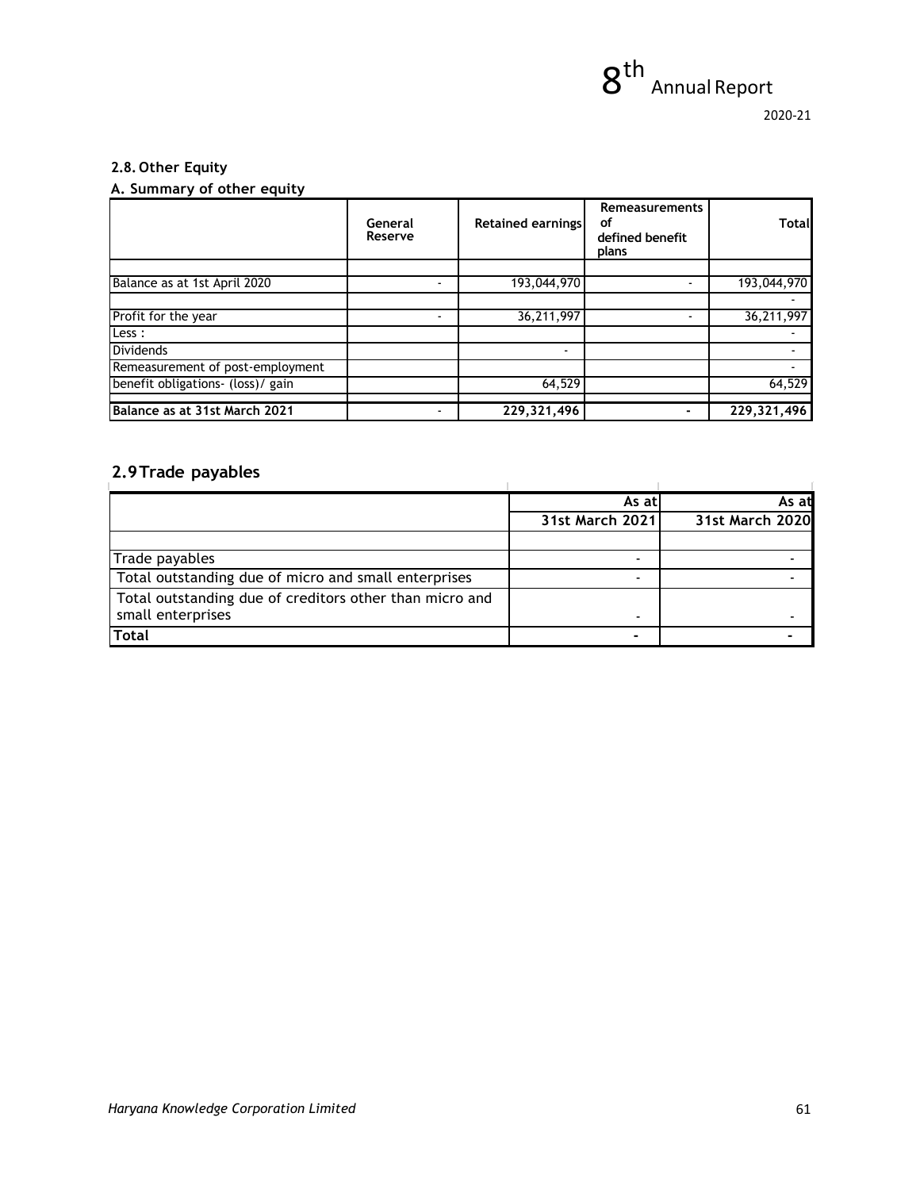### 2.8. Other Equity

**A. Summary of other equity**

| | General Reserve | Retained earnings | Remeasurements of defined benefit plans | Total |
|---|---|---|---|---|
| | | | | |
| Balance as at 1st April 2020 | - | 193,044,970 | - | 193,044,970 |
| | | | | - |
| Profit for the year | - | 36,211,997 | - | 36,211,997 |
| Less : | | | | - |
| Dividends | | - | | - |
| Remeasurement of post-employment | | | | - |
| benefit obligations- (loss)/ gain | | 64,529 | | 64,529 |
| | | | | |
| **Balance as at 31st March 2021** | - | **229,321,496** | - | **229,321,496** |

## 2.9 Trade payables

| | As at 31st March 2021 | As at 31st March 2020 |
|---|---|---|
| | | |
| Trade payables | - | - |
| Total outstanding due of micro and small enterprises | - | - |
| Total outstanding due of creditors other than micro and small enterprises | - | - |
| **Total** | **-** | **-** |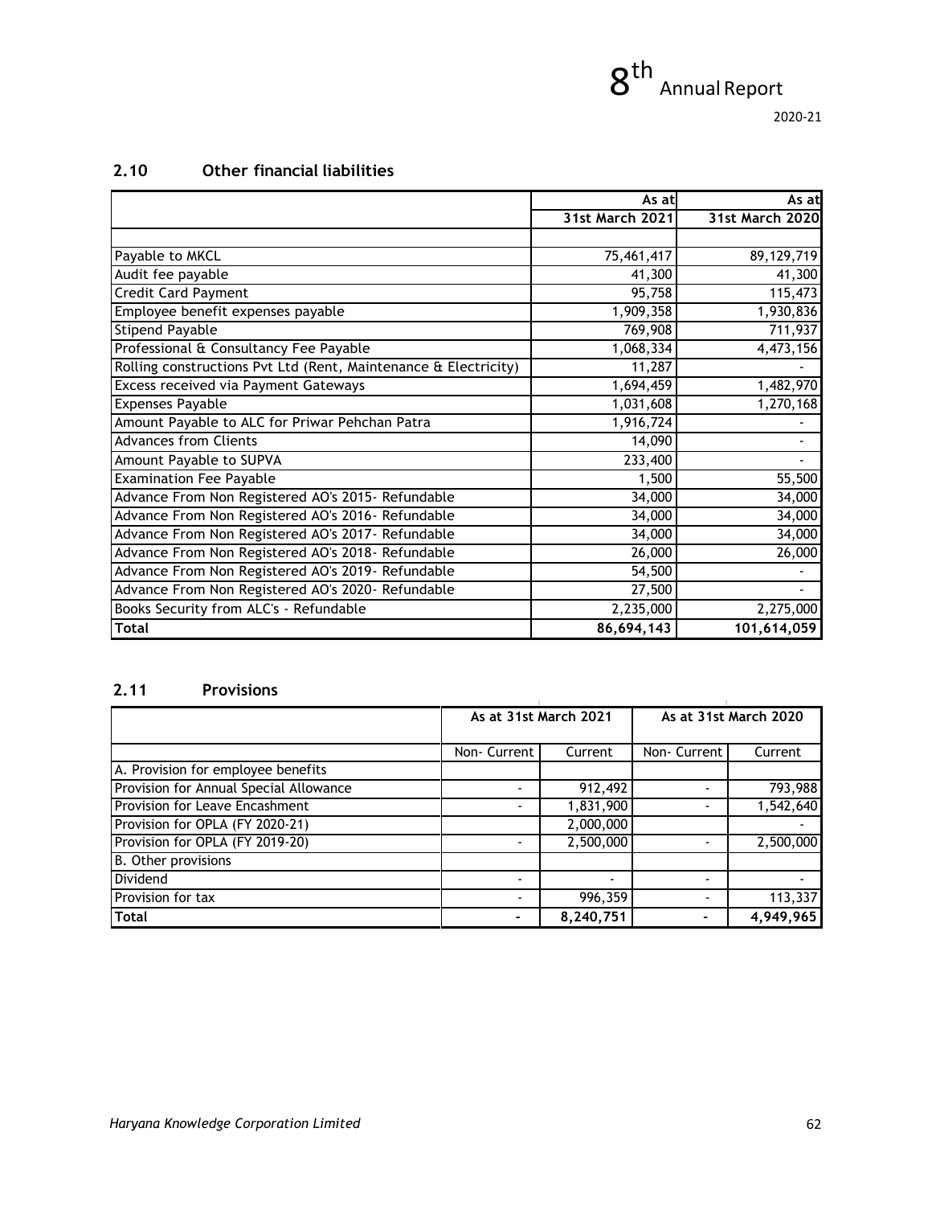## 2.10 Other financial liabilities

| | As at 31st March 2021 | As at 31st March 2020 |
|---|---|---|
| | | |
| Payable to MKCL | 75,461,417 | 89,129,719 |
| Audit fee payable | 41,300 | 41,300 |
| Credit Card Payment | 95,758 | 115,473 |
| Employee benefit expenses payable | 1,909,358 | 1,930,836 |
| Stipend Payable | 769,908 | 711,937 |
| Professional & Consultancy Fee Payable | 1,068,334 | 4,473,156 |
| Rolling constructions Pvt Ltd (Rent, Maintenance & Electricity) | 11,287 | - |
| Excess received via Payment Gateways | 1,694,459 | 1,482,970 |
| Expenses Payable | 1,031,608 | 1,270,168 |
| Amount Payable to ALC for Priwar Pehchan Patra | 1,916,724 | - |
| Advances from Clients | 14,090 | - |
| Amount Payable to SUPVA | 233,400 | - |
| Examination Fee Payable | 1,500 | 55,500 |
| Advance From Non Registered AO's 2015- Refundable | 34,000 | 34,000 |
| Advance From Non Registered AO's 2016- Refundable | 34,000 | 34,000 |
| Advance From Non Registered AO's 2017- Refundable | 34,000 | 34,000 |
| Advance From Non Registered AO's 2018- Refundable | 26,000 | 26,000 |
| Advance From Non Registered AO's 2019- Refundable | 54,500 | - |
| Advance From Non Registered AO's 2020- Refundable | 27,500 | - |
| Books Security from ALC's - Refundable | 2,235,000 | 2,275,000 |
| **Total** | **86,694,143** | **101,614,059** |

## 2.11 Provisions

| | As at 31st March 2021 | | As at 31st March 2020 | |
|---|---|---|---|---|
| | Non- Current | Current | Non- Current | Current |
| A. Provision for employee benefits | | | | |
| Provision for Annual Special Allowance | - | 912,492 | - | 793,988 |
| Provision for Leave Encashment | - | 1,831,900 | - | 1,542,640 |
| Provision for OPLA (FY 2020-21) | | 2,000,000 | | - |
| Provision for OPLA (FY 2019-20) | - | 2,500,000 | - | 2,500,000 |
| B. Other provisions | | | | |
| Dividend | - | - | - | - |
| Provision for tax | - | 996,359 | - | 113,337 |
| **Total** | **-** | **8,240,751** | **-** | **4,949,965** |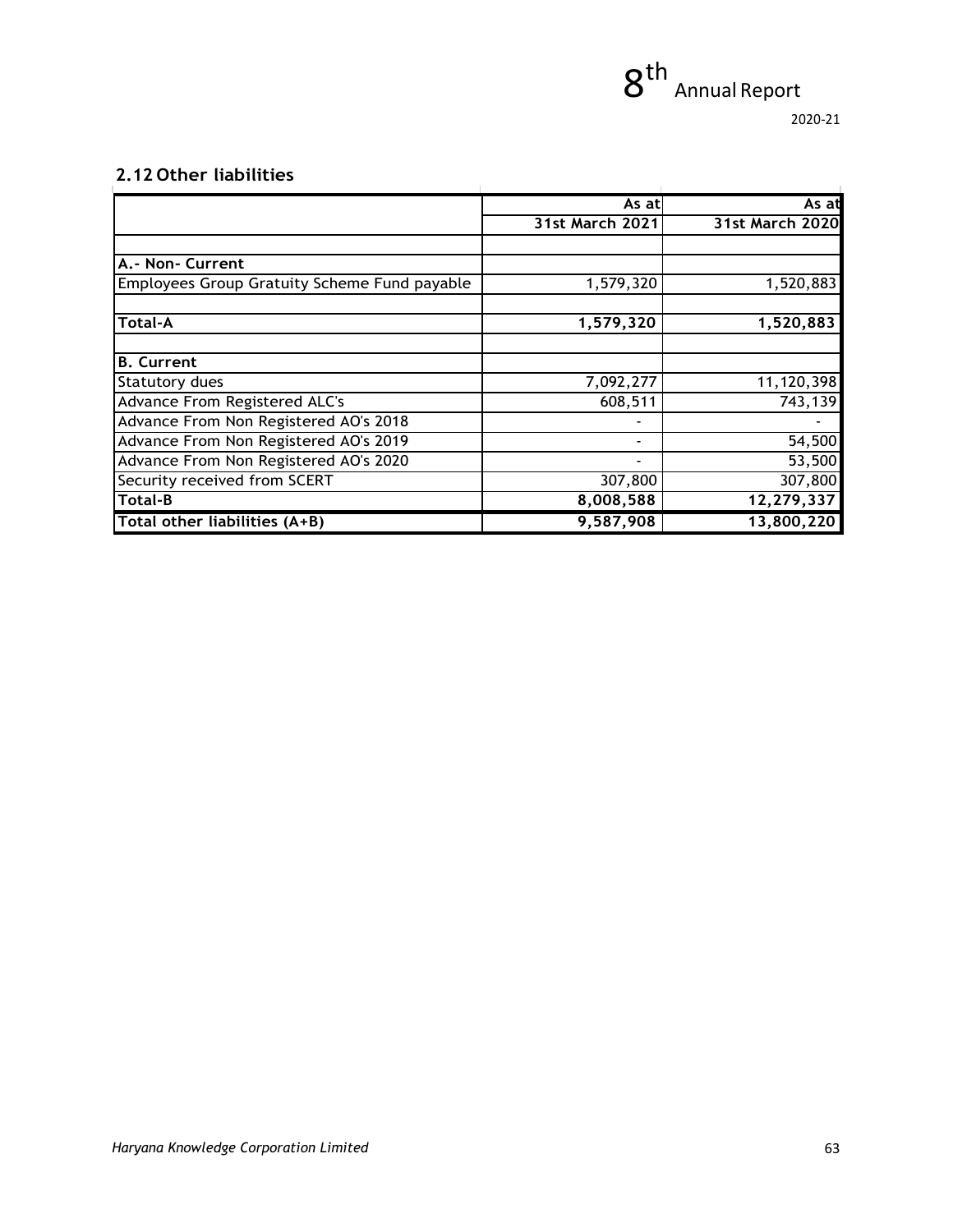## 2.12 Other liabilities

| | As at 31st March 2021 | As at 31st March 2020 |
|---|---|---|
| | | |
| **A.- Non- Current** | | |
| Employees Group Gratuity Scheme Fund payable | 1,579,320 | 1,520,883 |
| | | |
| **Total-A** | **1,579,320** | **1,520,883** |
| | | |
| **B. Current** | | |
| Statutory dues | 7,092,277 | 11,120,398 |
| Advance From Registered ALC's | 608,511 | 743,139 |
| Advance From Non Registered AO's 2018 | - | - |
| Advance From Non Registered AO's 2019 | - | 54,500 |
| Advance From Non Registered AO's 2020 | - | 53,500 |
| Security received from SCERT | 307,800 | 307,800 |
| **Total-B** | **8,008,588** | **12,279,337** |
| **Total other liabilities (A+B)** | **9,587,908** | **13,800,220** |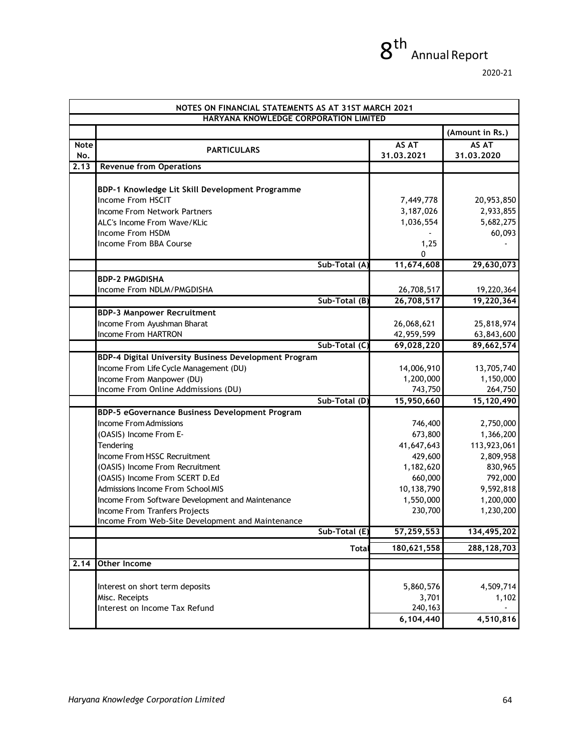| NOTES ON FINANCIAL STATEMENTS AS AT 31ST MARCH 2021 | | | |
|---|---|---|---|
| HARYANA KNOWLEDGE CORPORATION LIMITED | | | |
| | | | (Amount in Rs.) |
| **Note No.** | **PARTICULARS** | **AS AT 31.03.2021** | **AS AT 31.03.2020** |
| **2.13** | **Revenue from Operations** | | |
| | **BDP-1 Knowledge Lit Skill Development Programme** | | |
| | Income From HSCIT | 7,449,778 | 20,953,850 |
| | Income From Network Partners | 3,187,026 | 2,933,855 |
| | ALC's Income From Wave/KLic | 1,036,554 | 5,682,275 |
| | Income From HSDM | - | 60,093 |
| | Income From BBA Course | 1,250 | - |
| | Sub-Total (A) | **11,674,608** | **29,630,073** |
| | **BDP-2 PMGDISHA** | | |
| | Income From NDLM/PMGDISHA | 26,708,517 | 19,220,364 |
| | Sub-Total (B) | **26,708,517** | **19,220,364** |
| | **BDP-3 Manpower Recruitment** | | |
| | Income From Ayushman Bharat | 26,068,621 | 25,818,974 |
| | Income From HARTRON | 42,959,599 | 63,843,600 |
| | Sub-Total (C) | **69,028,220** | **89,662,574** |
| | **BDP-4 Digital University Business Development Program** | | |
| | Income From Life Cycle Management (DU) | 14,006,910 | 13,705,740 |
| | Income From Manpower (DU) | 1,200,000 | 1,150,000 |
| | Income From Online Addmissions (DU) | 743,750 | 264,750 |
| | Sub-Total (D) | **15,950,660** | **15,120,490** |
| | **BDP-5 eGovernance Business Development Program** | | |
| | Income From Admissions | 746,400 | 2,750,000 |
| | (OASIS) Income From E- | 673,800 | 1,366,200 |
| | Tendering | 41,647,643 | 113,923,061 |
| | Income From HSSC Recruitment | 429,600 | 2,809,958 |
| | (OASIS) Income From Recruitment | 1,182,620 | 830,965 |
| | (OASIS) Income From SCERT D.Ed | 660,000 | 792,000 |
| | Admissions Income From School MIS | 10,138,790 | 9,592,818 |
| | Income From Software Development and Maintenance | 1,550,000 | 1,200,000 |
| | Income From Tranfers Projects | 230,700 | 1,230,200 |
| | Income From Web-Site Development and Maintenance | | |
| | Sub-Total (E) | **57,259,553** | **134,495,202** |
| | Total | **180,621,558** | **288,128,703** |
| **2.14** | **Other Income** | | |
| | Interest on short term deposits | 5,860,576 | 4,509,714 |
| | Misc. Receipts | 3,701 | 1,102 |
| | Interest on Income Tax Refund | 240,163 | - |
| | | **6,104,440** | **4,510,816** |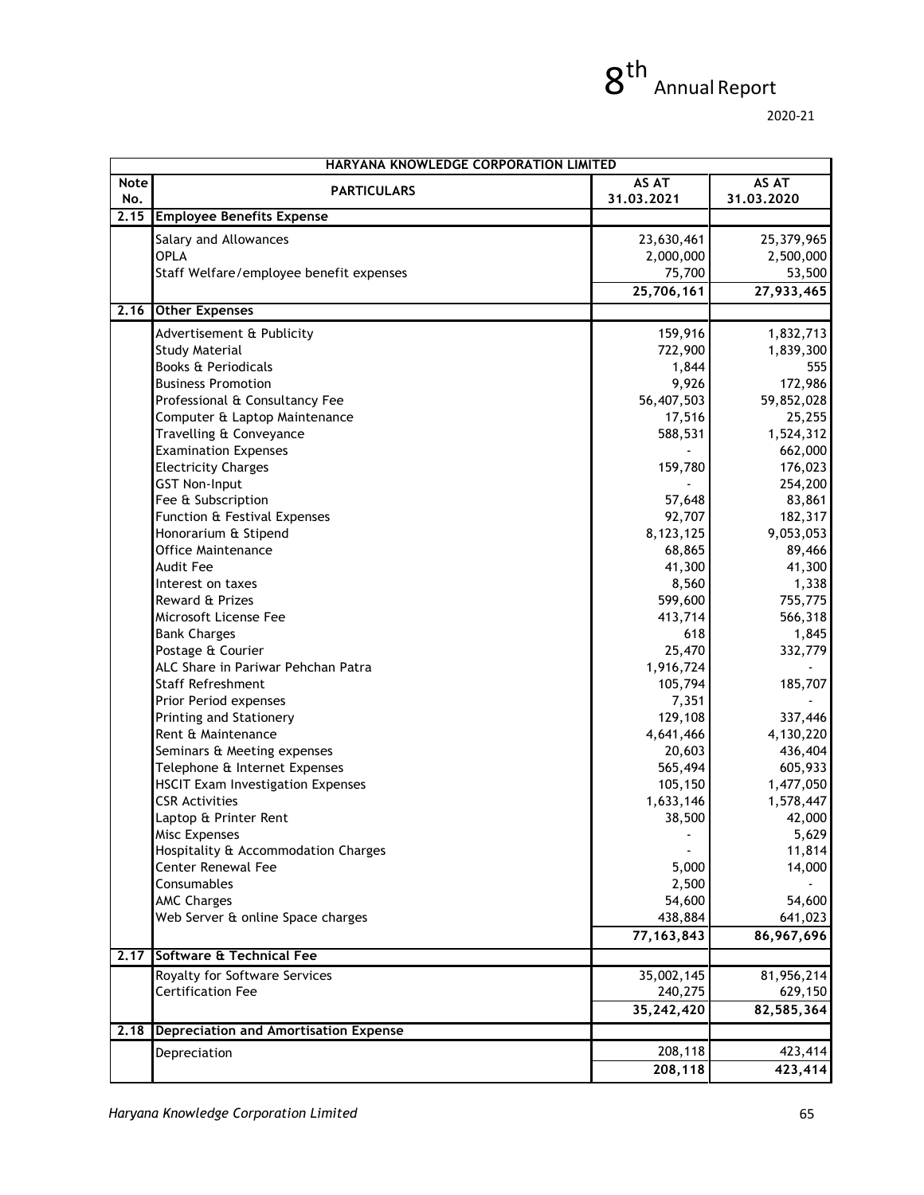| HARYANA KNOWLEDGE CORPORATION LIMITED | | | |
|---|---|---|---|
| **Note No.** | **PARTICULARS** | **AS AT 31.03.2021** | **AS AT 31.03.2020** |
| **2.15** | **Employee Benefits Expense** | | |
| | Salary and Allowances | 23,630,461 | 25,379,965 |
| | OPLA | 2,000,000 | 2,500,000 |
| | Staff Welfare/employee benefit expenses | 75,700 | 53,500 |
| | | **25,706,161** | **27,933,465** |
| **2.16** | **Other Expenses** | | |
| | Advertisement & Publicity | 159,916 | 1,832,713 |
| | Study Material | 722,900 | 1,839,300 |
| | Books & Periodicals | 1,844 | 555 |
| | Business Promotion | 9,926 | 172,986 |
| | Professional & Consultancy Fee | 56,407,503 | 59,852,028 |
| | Computer & Laptop Maintenance | 17,516 | 25,255 |
| | Travelling & Conveyance | 588,531 | 1,524,312 |
| | Examination Expenses | - | 662,000 |
| | Electricity Charges | 159,780 | 176,023 |
| | GST Non-Input | - | 254,200 |
| | Fee & Subscription | 57,648 | 83,861 |
| | Function & Festival Expenses | 92,707 | 182,317 |
| | Honorarium & Stipend | 8,123,125 | 9,053,053 |
| | Office Maintenance | 68,865 | 89,466 |
| | Audit Fee | 41,300 | 41,300 |
| | Interest on taxes | 8,560 | 1,338 |
| | Reward & Prizes | 599,600 | 755,775 |
| | Microsoft License Fee | 413,714 | 566,318 |
| | Bank Charges | 618 | 1,845 |
| | Postage & Courier | 25,470 | 332,779 |
| | ALC Share in Pariwar Pehchan Patra | 1,916,724 | - |
| | Staff Refreshment | 105,794 | 185,707 |
| | Prior Period expenses | 7,351 | - |
| | Printing and Stationery | 129,108 | 337,446 |
| | Rent & Maintenance | 4,641,466 | 4,130,220 |
| | Seminars & Meeting expenses | 20,603 | 436,404 |
| | Telephone & Internet Expenses | 565,494 | 605,933 |
| | HSCIT Exam Investigation Expenses | 105,150 | 1,477,050 |
| | CSR Activities | 1,633,146 | 1,578,447 |
| | Laptop & Printer Rent | 38,500 | 42,000 |
| | Misc Expenses | - | 5,629 |
| | Hospitality & Accommodation Charges | - | 11,814 |
| | Center Renewal Fee | 5,000 | 14,000 |
| | Consumables | 2,500 | - |
| | AMC Charges | 54,600 | 54,600 |
| | Web Server & online Space charges | 438,884 | 641,023 |
| | | **77,163,843** | **86,967,696** |
| **2.17** | **Software & Technical Fee** | | |
| | Royalty for Software Services | 35,002,145 | 81,956,214 |
| | Certification Fee | 240,275 | 629,150 |
| | | **35,242,420** | **82,585,364** |
| **2.18** | **Depreciation and Amortisation Expense** | | |
| | Depreciation | 208,118 | 423,414 |
| | | **208,118** | **423,414** |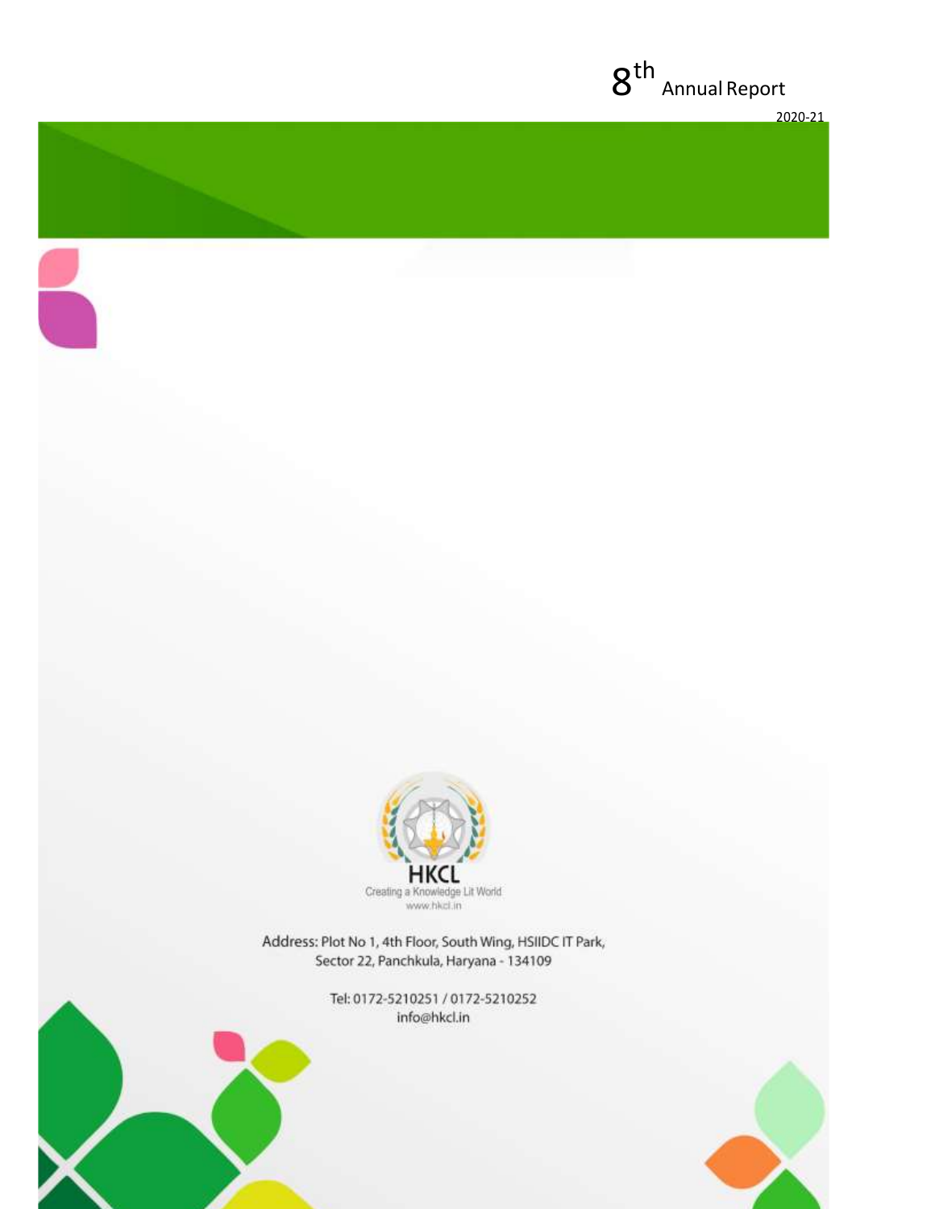8th Annual Report

2020-21

HKCL

Creating a Knowledge Lit World

www.hkcl.in

Address: Plot No 1, 4th Floor, South Wing, HSIIDC IT Park, Sector 22, Panchkula, Haryana - 134109

Tel: 0172-5210251 / 0172-5210252

info@hkcl.in